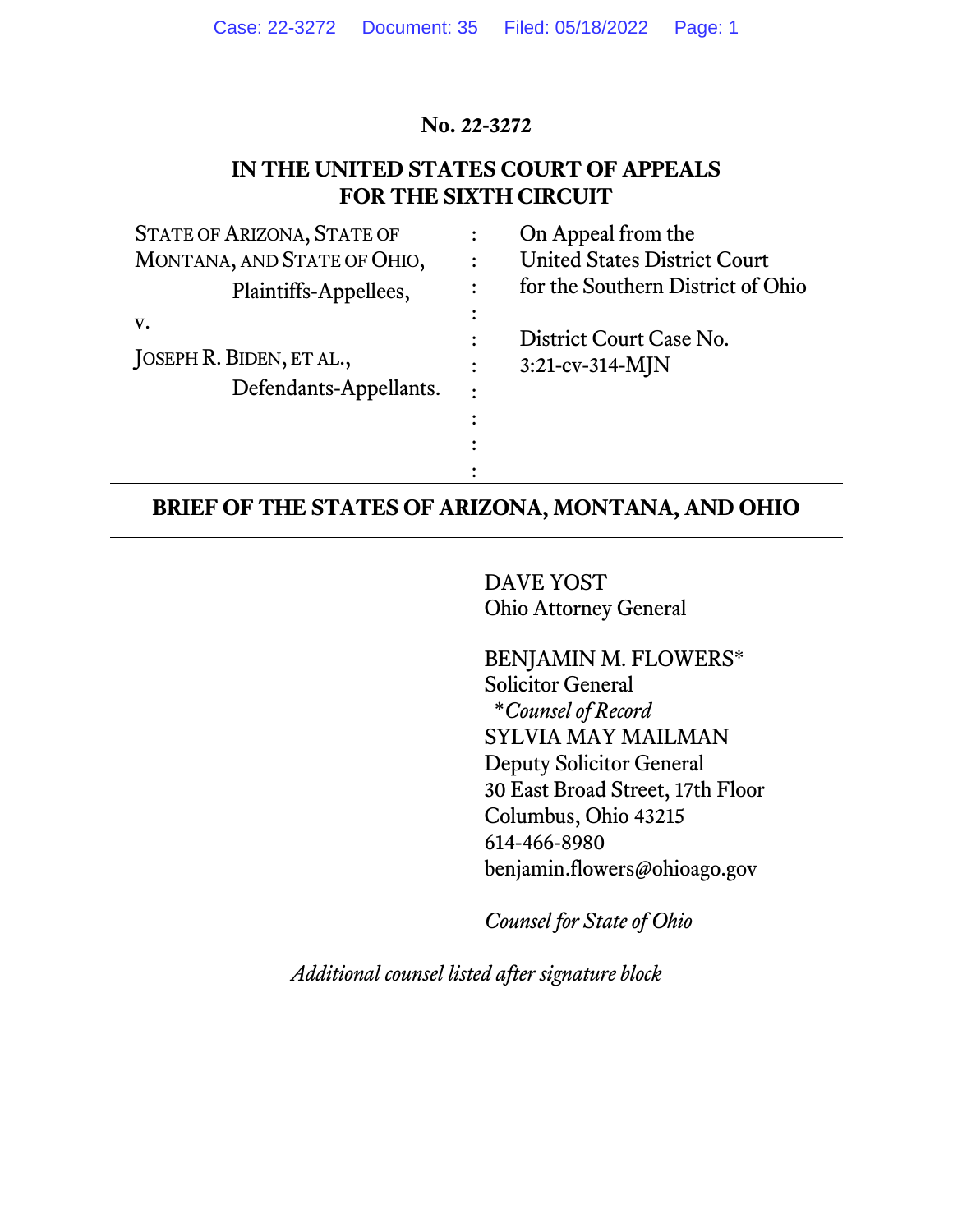**No. 22-3272**

**IN THE UNITED STATES COURT OF APPEALS FOR THE SIXTH CIRCUIT**

| | | |
|---|---|---|
| STATE OF ARIZONA, STATE OF MONTANA, AND STATE OF OHIO, Plaintiffs-Appellees, | : | On Appeal from the United States District Court for the Southern District of Ohio |
| v. | : | |
| JOSEPH R. BIDEN, ET AL., Defendants-Appellants. | : | District Court Case No. 3:21-cv-314-MJN |

---

**BRIEF OF THE STATES OF ARIZONA, MONTANA, AND OHIO**

---

DAVE YOST
Ohio Attorney General

BENJAMIN M. FLOWERS*
Solicitor General
*\*Counsel of Record*
SYLVIA MAY MAILMAN
Deputy Solicitor General
30 East Broad Street, 17th Floor
Columbus, Ohio 43215
614-466-8980
benjamin.flowers@ohioago.gov

*Counsel for State of Ohio*

*Additional counsel listed after signature block*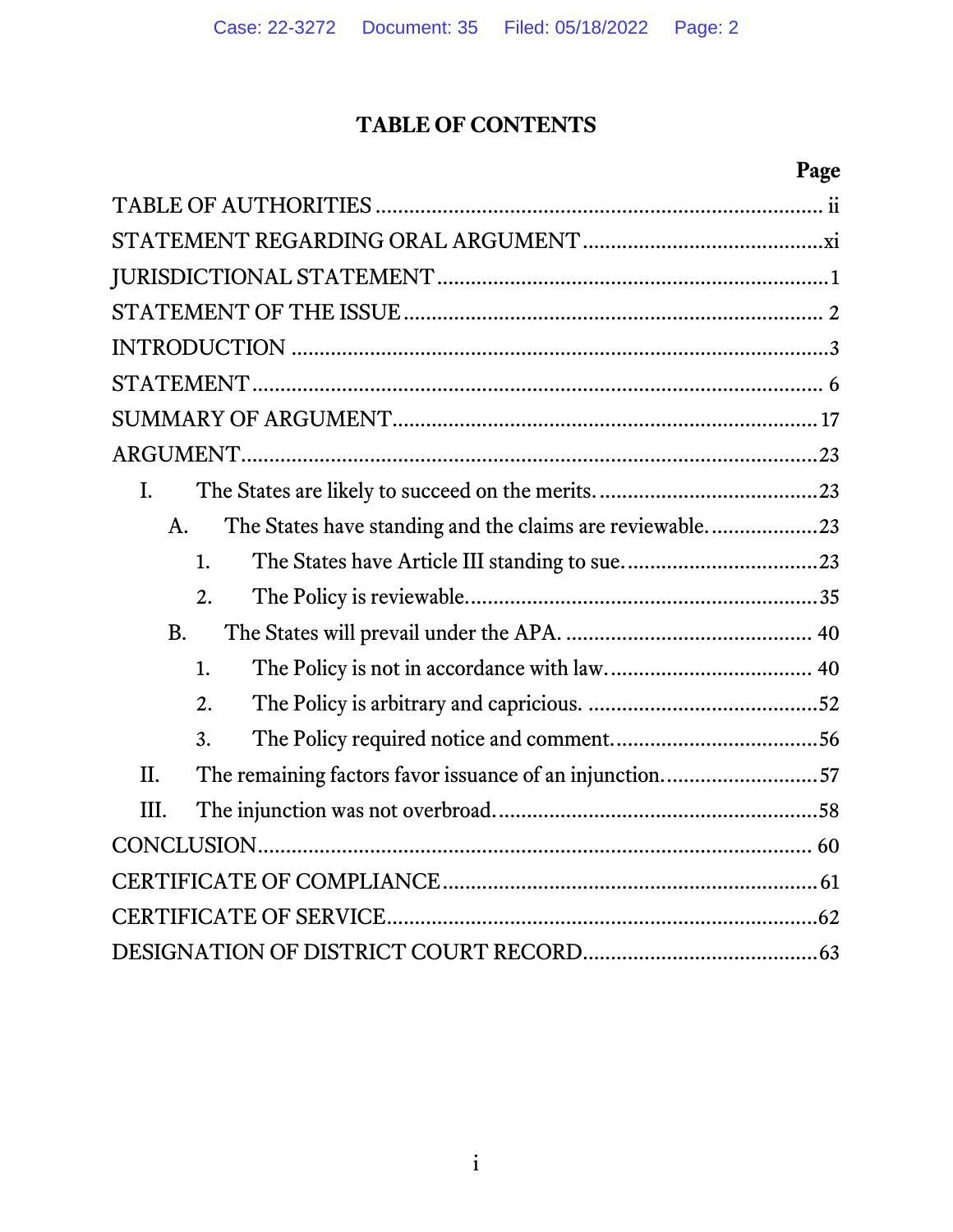# TABLE OF CONTENTS

| | Page |
|---|---|
| TABLE OF AUTHORITIES | ii |
| STATEMENT REGARDING ORAL ARGUMENT | xi |
| JURISDICTIONAL STATEMENT | 1 |
| STATEMENT OF THE ISSUE | 2 |
| INTRODUCTION | 3 |
| STATEMENT | 6 |
| SUMMARY OF ARGUMENT | 17 |
| ARGUMENT | 23 |
| I. The States are likely to succeed on the merits. | 23 |
| A. The States have standing and the claims are reviewable. | 23 |
| 1. The States have Article III standing to sue. | 23 |
| 2. The Policy is reviewable. | 35 |
| B. The States will prevail under the APA. | 40 |
| 1. The Policy is not in accordance with law. | 40 |
| 2. The Policy is arbitrary and capricious. | 52 |
| 3. The Policy required notice and comment. | 56 |
| II. The remaining factors favor issuance of an injunction. | 57 |
| III. The injunction was not overbroad. | 58 |
| CONCLUSION | 60 |
| CERTIFICATE OF COMPLIANCE | 61 |
| CERTIFICATE OF SERVICE | 62 |
| DESIGNATION OF DISTRICT COURT RECORD | 63 |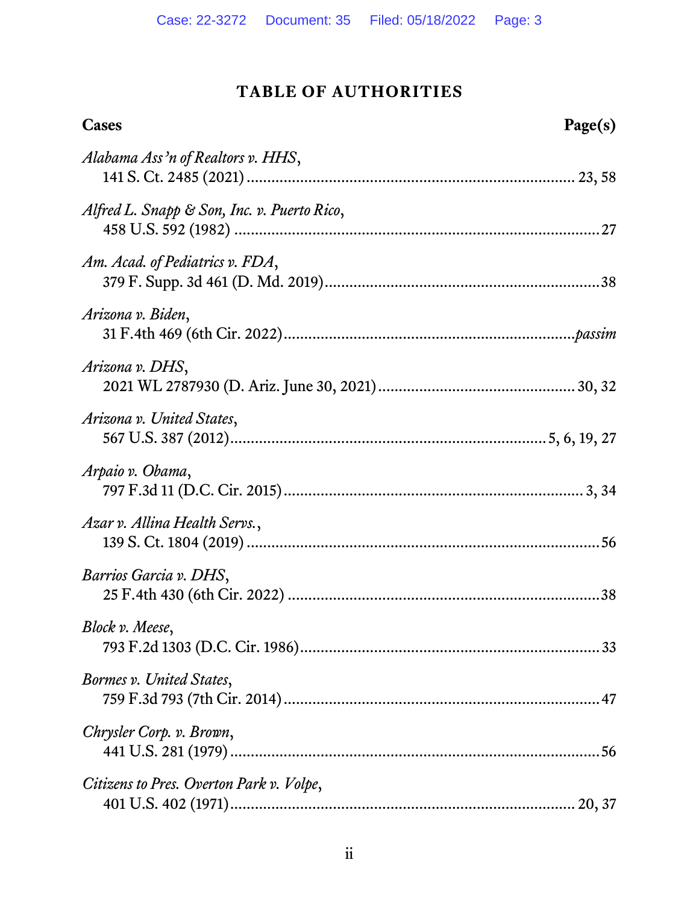## TABLE OF AUTHORITIES

**Cases** **Page(s)**

*Alabama Ass'n of Realtors v. HHS*,
141 S. Ct. 2485 (2021) .......................................................................... 23, 58

*Alfred L. Snapp & Son, Inc. v. Puerto Rico*,
458 U.S. 592 (1982) .......................................................................... 27

*Am. Acad. of Pediatrics v. FDA*,
379 F. Supp. 3d 461 (D. Md. 2019).......................................................................... 38

*Arizona v. Biden*,
31 F.4th 469 (6th Cir. 2022).......................................................................... *passim*

*Arizona v. DHS*,
2021 WL 2787930 (D. Ariz. June 30, 2021).......................................................................... 30, 32

*Arizona v. United States*,
567 U.S. 387 (2012).......................................................................... 5, 6, 19, 27

*Arpaio v. Obama*,
797 F.3d 11 (D.C. Cir. 2015) .......................................................................... 3, 34

*Azar v. Allina Health Servs.*,
139 S. Ct. 1804 (2019) .......................................................................... 56

*Barrios Garcia v. DHS*,
25 F.4th 430 (6th Cir. 2022) .......................................................................... 38

*Block v. Meese*,
793 F.2d 1303 (D.C. Cir. 1986).......................................................................... 33

*Bormes v. United States*,
759 F.3d 793 (7th Cir. 2014) .......................................................................... 47

*Chrysler Corp. v. Brown*,
441 U.S. 281 (1979) .......................................................................... 56

*Citizens to Pres. Overton Park v. Volpe*,
401 U.S. 402 (1971).......................................................................... 20, 37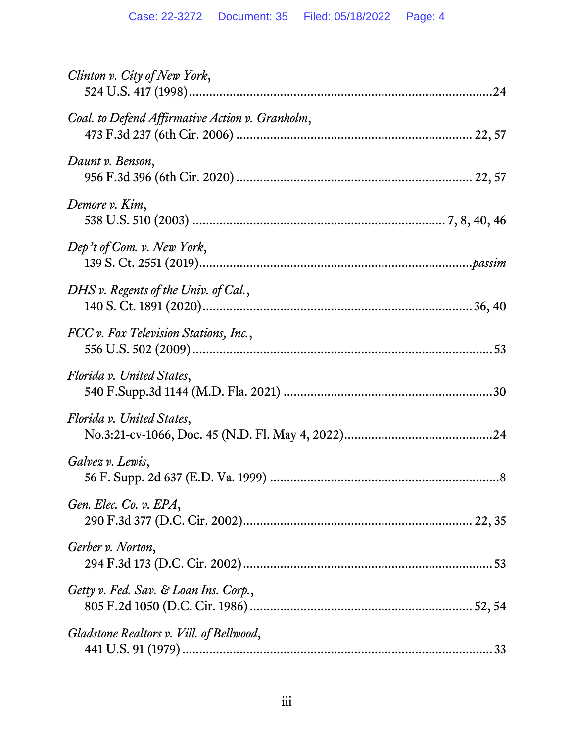*Clinton v. City of New York*,
524 U.S. 417 (1998) .......................................................................................... 24

*Coal. to Defend Affirmative Action v. Granholm*,
473 F.3d 237 (6th Cir. 2006) ...................................................................... 22, 57

*Daunt v. Benson*,
956 F.3d 396 (6th Cir. 2020) ...................................................................... 22, 57

*Demore v. Kim*,
538 U.S. 510 (2003) ........................................................................... 7, 8, 40, 46

*Dep't of Com. v. New York*,
139 S. Ct. 2551 (2019) ............................................................................ *passim*

*DHS v. Regents of the Univ. of Cal.*,
140 S. Ct. 1891 (2020) ............................................................................. 36, 40

*FCC v. Fox Television Stations, Inc.*,
556 U.S. 502 (2009) .......................................................................................... 53

*Florida v. United States*,
540 F.Supp.3d 1144 (M.D. Fla. 2021) ............................................................ 30

*Florida v. United States*,
No.3:21-cv-1066, Doc. 45 (N.D. Fl. May 4, 2022) .......................................... 24

*Galvez v. Lewis*,
56 F. Supp. 2d 637 (E.D. Va. 1999) .................................................................. 8

*Gen. Elec. Co. v. EPA*,
290 F.3d 377 (D.C. Cir. 2002) .................................................................... 22, 35

*Gerber v. Norton*,
294 F.3d 173 (D.C. Cir. 2002) .......................................................................... 53

*Getty v. Fed. Sav. & Loan Ins. Corp.*,
805 F.2d 1050 (D.C. Cir. 1986) ................................................................... 52, 54

*Gladstone Realtors v. Vill. of Bellwood*,
441 U.S. 91 (1979) ............................................................................................ 33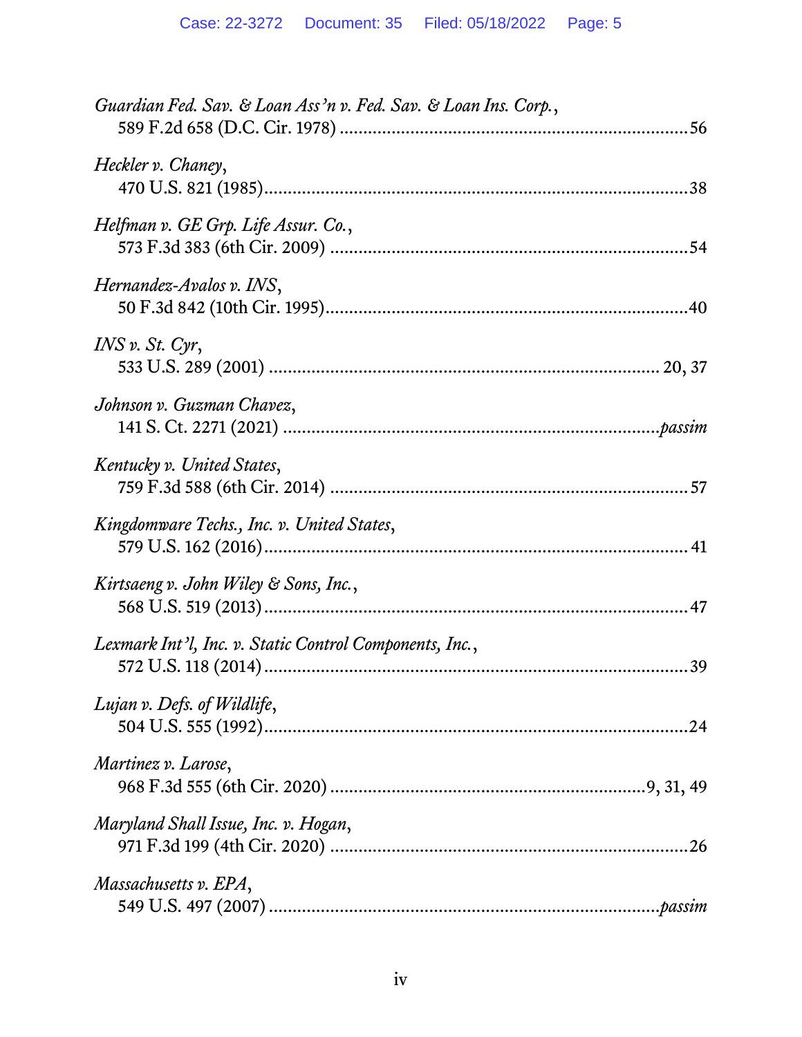*Guardian Fed. Sav. & Loan Ass'n v. Fed. Sav. & Loan Ins. Corp.*,
589 F.2d 658 (D.C. Cir. 1978) ........................................................................56

*Heckler v. Chaney*,
470 U.S. 821 (1985)........................................................................................38

*Helfman v. GE Grp. Life Assur. Co.*,
573 F.3d 383 (6th Cir. 2009) ..........................................................................54

*Hernandez-Avalos v. INS*,
50 F.3d 842 (10th Cir. 1995)...........................................................................40

*INS v. St. Cyr*,
533 U.S. 289 (2001) ................................................................................ 20, 37

*Johnson v. Guzman Chavez*,
141 S. Ct. 2271 (2021) ...............................................................................*passim*

*Kentucky v. United States*,
759 F.3d 588 (6th Cir. 2014) .......................................................................... 57

*Kingdomware Techs., Inc. v. United States*,
579 U.S. 162 (2016)........................................................................................ 41

*Kirtsaeng v. John Wiley & Sons, Inc.*,
568 U.S. 519 (2013)........................................................................................47

*Lexmark Int'l, Inc. v. Static Control Components, Inc.*,
572 U.S. 118 (2014)........................................................................................39

*Lujan v. Defs. of Wildlife*,
504 U.S. 555 (1992)........................................................................................24

*Martinez v. Larose*,
968 F.3d 555 (6th Cir. 2020) ................................................................9, 31, 49

*Maryland Shall Issue, Inc. v. Hogan*,
971 F.3d 199 (4th Cir. 2020) ..........................................................................26

*Massachusetts v. EPA*,
549 U.S. 497 (2007) ..................................................................................*passim*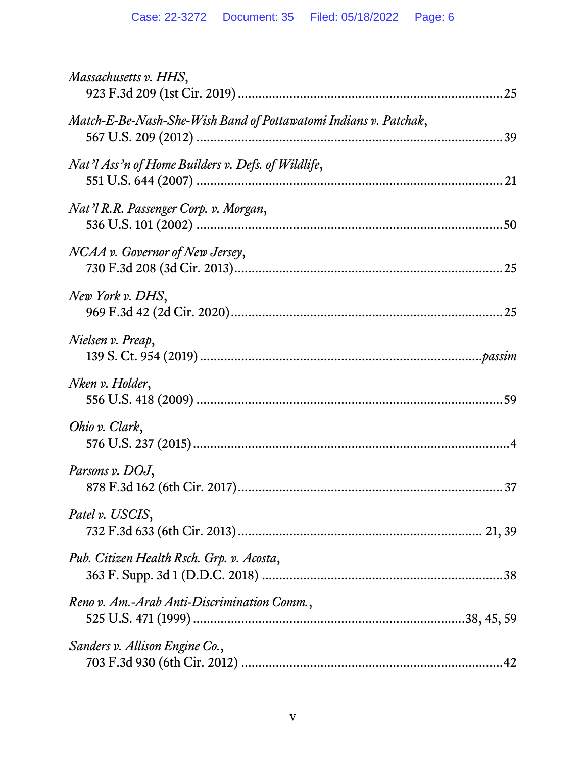*Massachusetts v. HHS*,
923 F.3d 209 (1st Cir. 2019) .......................................................................... 25

*Match-E-Be-Nash-She-Wish Band of Pottawatomi Indians v. Patchak*,
567 U.S. 209 (2012) ....................................................................................... 39

*Nat'l Ass'n of Home Builders v. Defs. of Wildlife*,
551 U.S. 644 (2007) ....................................................................................... 21

*Nat'l R.R. Passenger Corp. v. Morgan*,
536 U.S. 101 (2002) ....................................................................................... 50

*NCAA v. Governor of New Jersey*,
730 F.3d 208 (3d Cir. 2013)............................................................................ 25

*New York v. DHS*,
969 F.3d 42 (2d Cir. 2020).............................................................................. 25

*Nielsen v. Preap*,
139 S. Ct. 954 (2019) .................................................................................. *passim*

*Nken v. Holder*,
556 U.S. 418 (2009) ....................................................................................... 59

*Ohio v. Clark*,
576 U.S. 237 (2015).......................................................................................... 4

*Parsons v. DOJ*,
878 F.3d 162 (6th Cir. 2017)........................................................................... 37

*Patel v. USCIS*,
732 F.3d 633 (6th Cir. 2013)..................................................................... 21, 39

*Pub. Citizen Health Rsch. Grp. v. Acosta*,
363 F. Supp. 3d 1 (D.D.C. 2018) .................................................................... 38

*Reno v. Am.-Arab Anti-Discrimination Comm.*,
525 U.S. 471 (1999) ............................................................................. 38, 45, 59

*Sanders v. Allison Engine Co.*,
703 F.3d 930 (6th Cir. 2012) .......................................................................... 42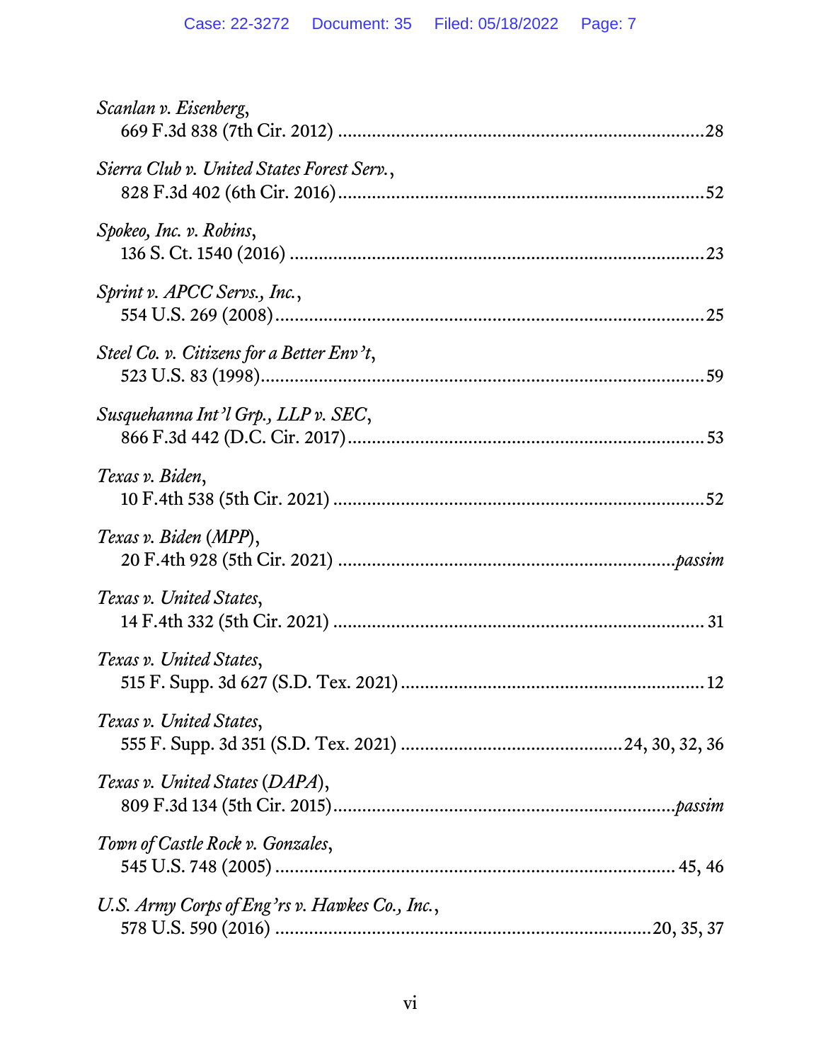*Scanlan v. Eisenberg*,
669 F.3d 838 (7th Cir. 2012) ........................................................................... 28

*Sierra Club v. United States Forest Serv.*,
828 F.3d 402 (6th Cir. 2016) ........................................................................... 52

*Spokeo, Inc. v. Robins*,
136 S. Ct. 1540 (2016) ..................................................................................... 23

*Sprint v. APCC Servs., Inc.*,
554 U.S. 269 (2008) ......................................................................................... 25

*Steel Co. v. Citizens for a Better Env't*,
523 U.S. 83 (1998) ........................................................................................... 59

*Susquehanna Int'l Grp., LLP v. SEC*,
866 F.3d 442 (D.C. Cir. 2017) ......................................................................... 53

*Texas v. Biden*,
10 F.4th 538 (5th Cir. 2021) ............................................................................. 52

*Texas v. Biden (MPP)*,
20 F.4th 928 (5th Cir. 2021) ....................................................................... *passim*

*Texas v. United States*,
14 F.4th 332 (5th Cir. 2021) ............................................................................. 31

*Texas v. United States*,
515 F. Supp. 3d 627 (S.D. Tex. 2021) ............................................................. 12

*Texas v. United States*,
555 F. Supp. 3d 351 (S.D. Tex. 2021) ............................................. 24, 30, 32, 36

*Texas v. United States (DAPA)*,
809 F.3d 134 (5th Cir. 2015) ..................................................................... *passim*

*Town of Castle Rock v. Gonzales*,
545 U.S. 748 (2005) .................................................................................... 45, 46

*U.S. Army Corps of Eng'rs v. Hawkes Co., Inc.*,
578 U.S. 590 (2016) ............................................................................ 20, 35, 37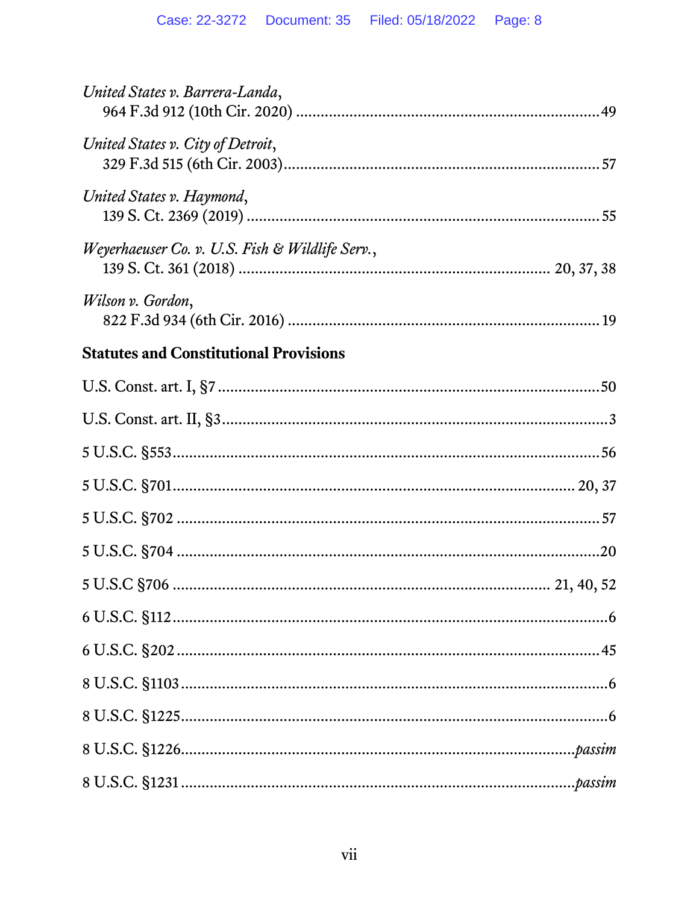*United States v. Barrera-Landa*,
964 F.3d 912 (10th Cir. 2020) .......................................................................... 49

*United States v. City of Detroit*,
329 F.3d 515 (6th Cir. 2003) ............................................................................ 57

*United States v. Haymond*,
139 S. Ct. 2369 (2019) ...................................................................................... 55

*Weyerhaeuser Co. v. U.S. Fish & Wildlife Serv.*,
139 S. Ct. 361 (2018) .......................................................................... 20, 37, 38

*Wilson v. Gordon*,
822 F.3d 934 (6th Cir. 2016) ............................................................................ 19

**Statutes and Constitutional Provisions**

U.S. Const. art. I, §7 ............................................................................................ 50

U.S. Const. art. II, §3 ............................................................................................. 3

5 U.S.C. §553 ........................................................................................................ 56

5 U.S.C. §701 ................................................................................................ 20, 37

5 U.S.C. §702 ........................................................................................................ 57

5 U.S.C. §704 ........................................................................................................ 20

5 U.S.C §706 ............................................................................................ 21, 40, 52

6 U.S.C. §112 .......................................................................................................... 6

6 U.S.C. §202 ........................................................................................................ 45

8 U.S.C. §1103 ........................................................................................................ 6

8 U.S.C. §1225 ........................................................................................................ 6

8 U.S.C. §1226 ............................................................................................. *passim*

8 U.S.C. §1231 ............................................................................................. *passim*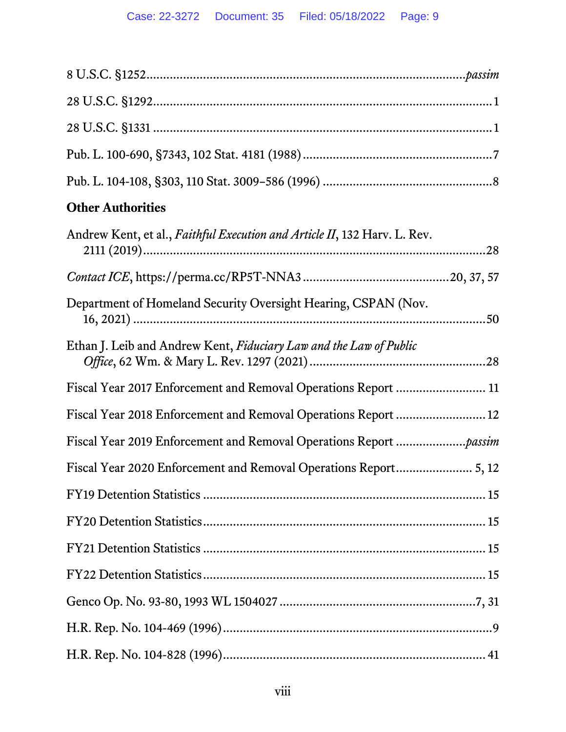8 U.S.C. §1252 ........................................................................................ *passim*

28 U.S.C. §1292 ........................................................................................ 1

28 U.S.C. §1331 ........................................................................................ 1

Pub. L. 100-690, §7343, 102 Stat. 4181 (1988) ........................................................ 7

Pub. L. 104-108, §303, 110 Stat. 3009–586 (1996) .................................................... 8

**Other Authorities**

Andrew Kent, et al., *Faithful Execution and Article II*, 132 Harv. L. Rev. 2111 (2019) ........................................................................................ 28

*Contact ICE*, https://perma.cc/RP5T-NNA3 ........................................... 20, 37, 57

Department of Homeland Security Oversight Hearing, CSPAN (Nov. 16, 2021) ........................................................................................ 50

Ethan J. Leib and Andrew Kent, *Fiduciary Law and the Law of Public Office*, 62 Wm. & Mary L. Rev. 1297 (2021) ........................................................ 28

Fiscal Year 2017 Enforcement and Removal Operations Report .......................... 11

Fiscal Year 2018 Enforcement and Removal Operations Report .......................... 12

Fiscal Year 2019 Enforcement and Removal Operations Report .................... *passim*

Fiscal Year 2020 Enforcement and Removal Operations Report ...................... 5, 12

FY19 Detention Statistics ........................................................................................ 15

FY20 Detention Statistics ........................................................................................ 15

FY21 Detention Statistics ........................................................................................ 15

FY22 Detention Statistics ........................................................................................ 15

Genco Op. No. 93-80, 1993 WL 1504027 .......................................................... 7, 31

H.R. Rep. No. 104-469 (1996) ........................................................................................ 9

H.R. Rep. No. 104-828 (1996) ........................................................................................ 41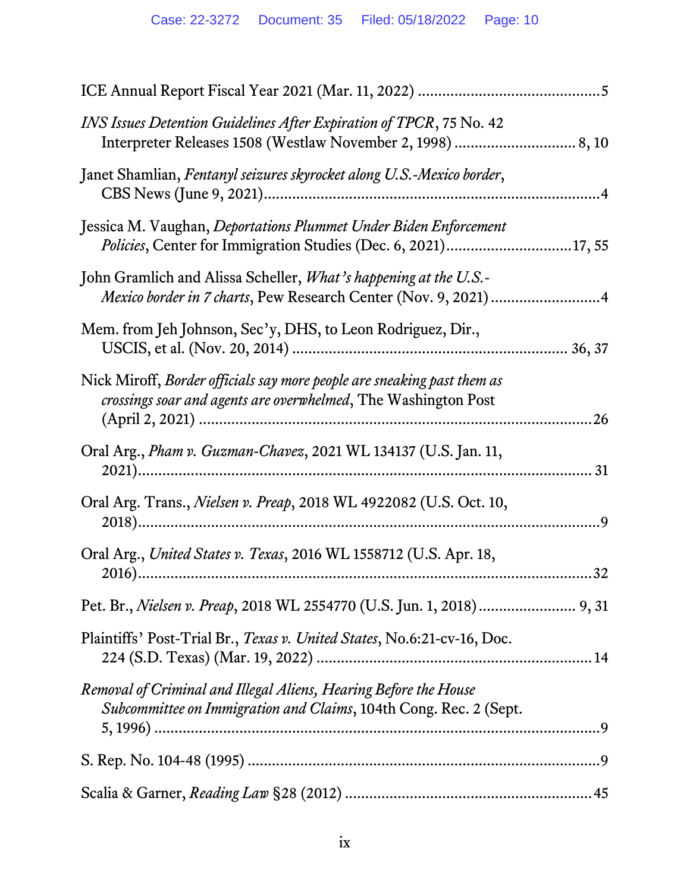ICE Annual Report Fiscal Year 2021 (Mar. 11, 2022) ............................................5

*INS Issues Detention Guidelines After Expiration of TPCR*, 75 No. 42 Interpreter Releases 1508 (Westlaw November 2, 1998) ............................ 8, 10

Janet Shamlian, *Fentanyl seizures skyrocket along U.S.-Mexico border*, CBS News (June 9, 2021)..................................................................................4

Jessica M. Vaughan, *Deportations Plummet Under Biden Enforcement Policies*, Center for Immigration Studies (Dec. 6, 2021)..............................17, 55

John Gramlich and Alissa Scheller, *What's happening at the U.S.-Mexico border in 7 charts*, Pew Research Center (Nov. 9, 2021) ..........................4

Mem. from Jeh Johnson, Sec'y, DHS, to Leon Rodriguez, Dir., USCIS, et al. (Nov. 20, 2014) ..................................................................... 36, 37

Nick Miroff, *Border officials say more people are sneaking past them as crossings soar and agents are overwhelmed*, The Washington Post (April 2, 2021) ...................................................................................26

Oral Arg., *Pham v. Guzman-Chavez*, 2021 WL 134137 (U.S. Jan. 11, 2021)........................................................................................................ 31

Oral Arg. Trans., *Nielsen v. Preap*, 2018 WL 4922082 (U.S. Oct. 10, 2018).........................................................................................................9

Oral Arg., *United States v. Texas*, 2016 WL 1558712 (U.S. Apr. 18, 2016).......................................................................................................32

Pet. Br., *Nielsen v. Preap*, 2018 WL 2554770 (U.S. Jun. 1, 2018)........................ 9, 31

Plaintiffs' Post-Trial Br., *Texas v. United States*, No.6:21-cv-16, Doc. 224 (S.D. Texas) (Mar. 19, 2022) ...................................................................14

*Removal of Criminal and Illegal Aliens, Hearing Before the House Subcommittee on Immigration and Claims*, 104th Cong. Rec. 2 (Sept. 5, 1996) ..............................................................................................9

S. Rep. No. 104-48 (1995) .........................................................................................9

Scalia & Garner, *Reading Law* §28 (2012) ............................................................45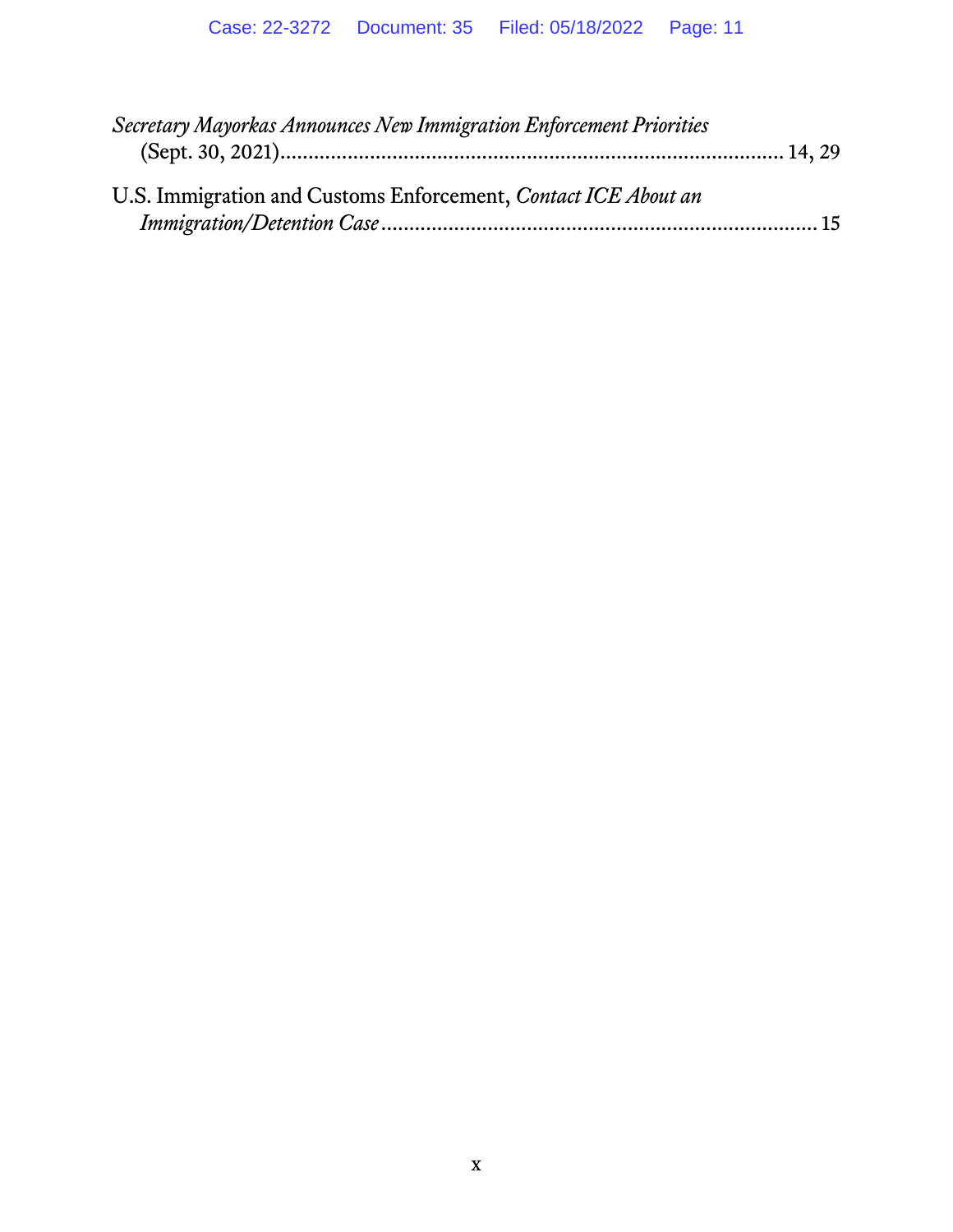*Secretary Mayorkas Announces New Immigration Enforcement Priorities* (Sept. 30, 2021)............................................................................. 14, 29

U.S. Immigration and Customs Enforcement, *Contact ICE About an Immigration/Detention Case*.............................................................................. 15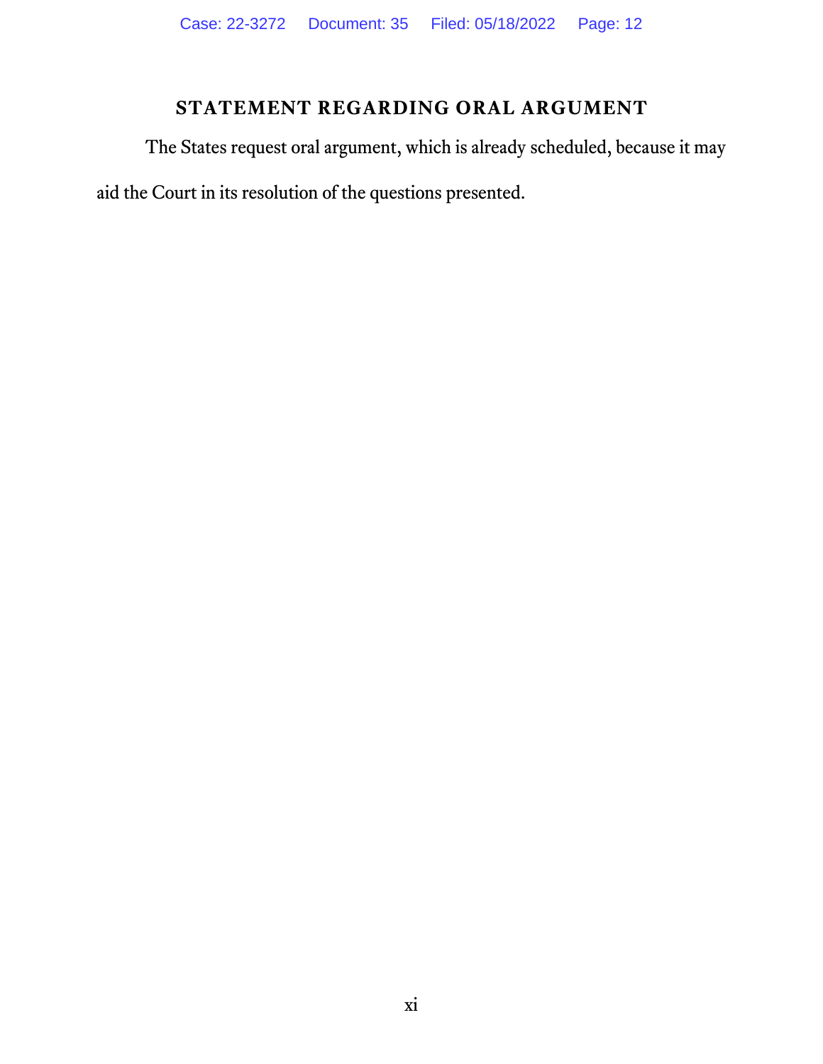## STATEMENT REGARDING ORAL ARGUMENT

The States request oral argument, which is already scheduled, because it may aid the Court in its resolution of the questions presented.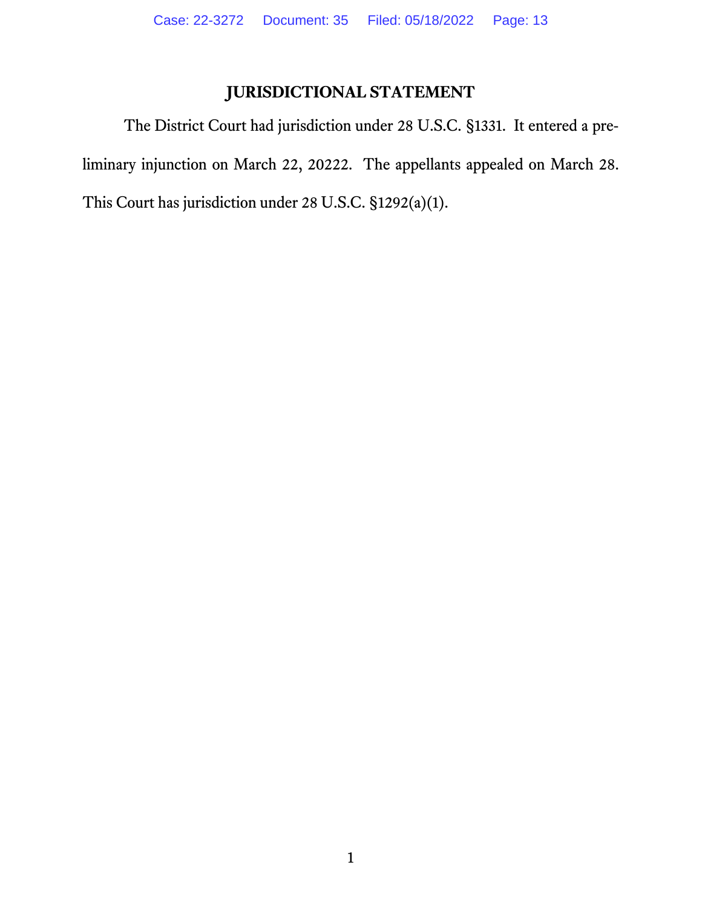# JURISDICTIONAL STATEMENT

The District Court had jurisdiction under 28 U.S.C. §1331. It entered a preliminary injunction on March 22, 20222. The appellants appealed on March 28. This Court has jurisdiction under 28 U.S.C. §1292(a)(1).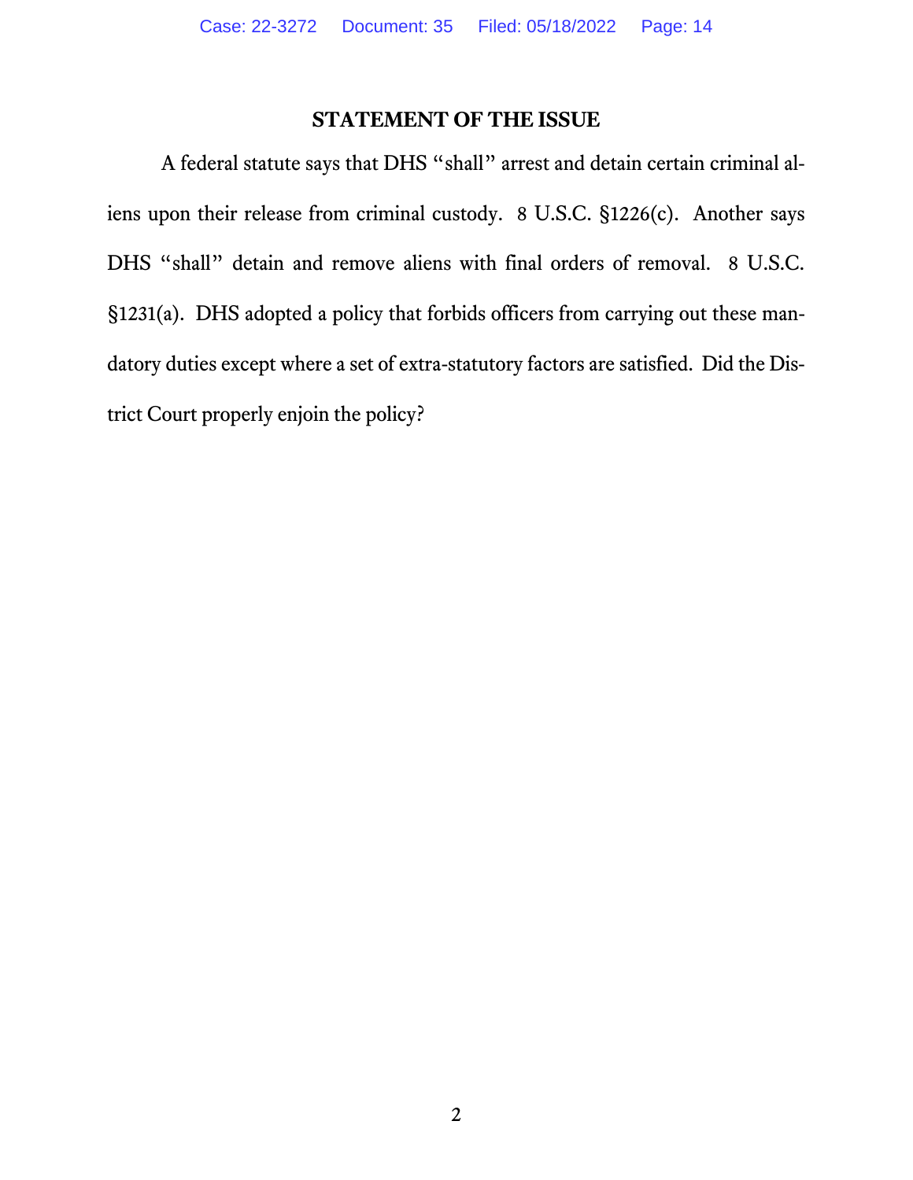## STATEMENT OF THE ISSUE

A federal statute says that DHS "shall" arrest and detain certain criminal aliens upon their release from criminal custody. 8 U.S.C. §1226(c). Another says DHS "shall" detain and remove aliens with final orders of removal. 8 U.S.C. §1231(a). DHS adopted a policy that forbids officers from carrying out these mandatory duties except where a set of extra-statutory factors are satisfied. Did the District Court properly enjoin the policy?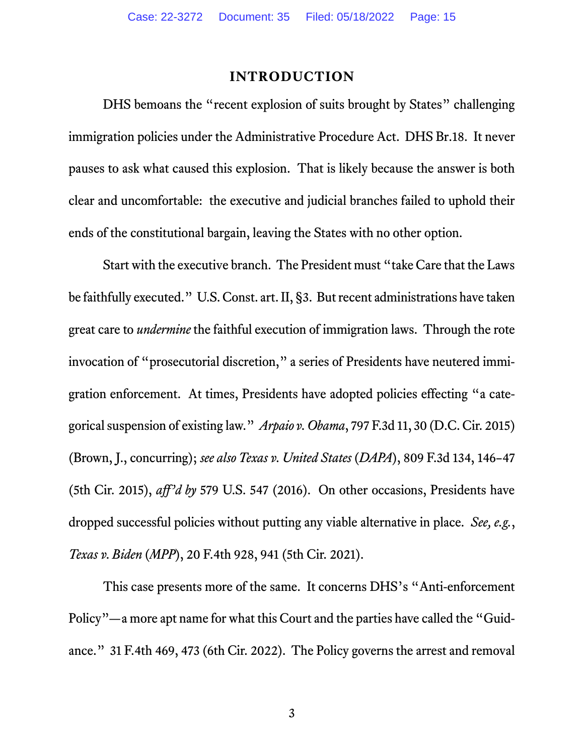# INTRODUCTION

DHS bemoans the "recent explosion of suits brought by States" challenging immigration policies under the Administrative Procedure Act. DHS Br.18. It never pauses to ask what caused this explosion. That is likely because the answer is both clear and uncomfortable: the executive and judicial branches failed to uphold their ends of the constitutional bargain, leaving the States with no other option.

Start with the executive branch. The President must "take Care that the Laws be faithfully executed." U.S. Const. art. II, §3. But recent administrations have taken great care to *undermine* the faithful execution of immigration laws. Through the rote invocation of "prosecutorial discretion," a series of Presidents have neutered immigration enforcement. At times, Presidents have adopted policies effecting "a categorical suspension of existing law." *Arpaio v. Obama*, 797 F.3d 11, 30 (D.C. Cir. 2015) (Brown, J., concurring); *see also Texas v. United States* (*DAPA*), 809 F.3d 134, 146–47 (5th Cir. 2015), *aff'd by* 579 U.S. 547 (2016). On other occasions, Presidents have dropped successful policies without putting any viable alternative in place. *See, e.g.*, *Texas v. Biden* (*MPP*), 20 F.4th 928, 941 (5th Cir. 2021).

This case presents more of the same. It concerns DHS's "Anti-enforcement Policy"—a more apt name for what this Court and the parties have called the "Guidance." 31 F.4th 469, 473 (6th Cir. 2022). The Policy governs the arrest and removal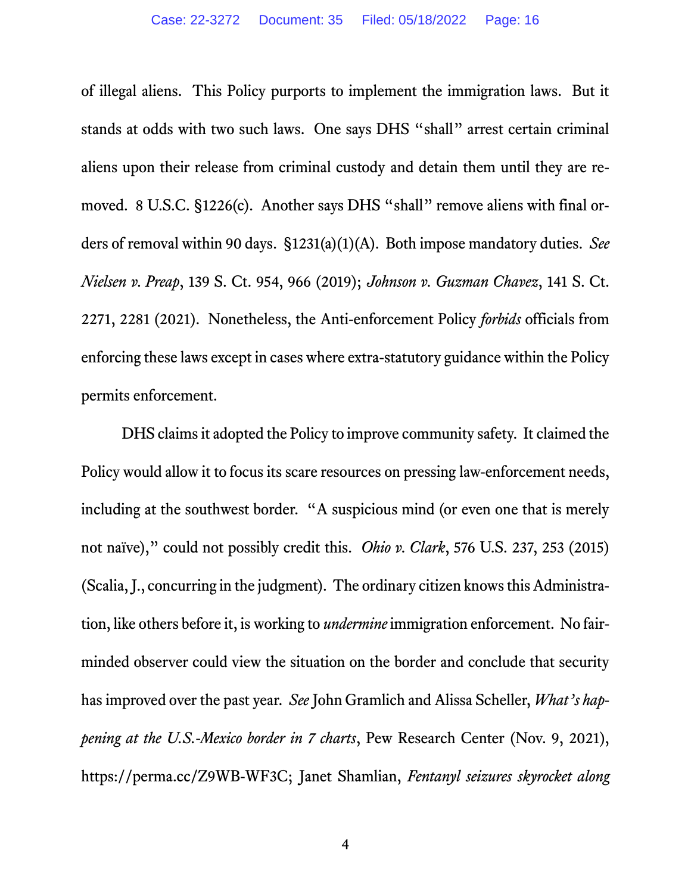of illegal aliens. This Policy purports to implement the immigration laws. But it stands at odds with two such laws. One says DHS "shall" arrest certain criminal aliens upon their release from criminal custody and detain them until they are removed. 8 U.S.C. §1226(c). Another says DHS "shall" remove aliens with final orders of removal within 90 days. §1231(a)(1)(A). Both impose mandatory duties. *See Nielsen v. Preap*, 139 S. Ct. 954, 966 (2019); *Johnson v. Guzman Chavez*, 141 S. Ct. 2271, 2281 (2021). Nonetheless, the Anti-enforcement Policy *forbids* officials from enforcing these laws except in cases where extra-statutory guidance within the Policy permits enforcement.

DHS claims it adopted the Policy to improve community safety. It claimed the Policy would allow it to focus its scare resources on pressing law-enforcement needs, including at the southwest border. "A suspicious mind (or even one that is merely not naïve)," could not possibly credit this. *Ohio v. Clark*, 576 U.S. 237, 253 (2015) (Scalia, J., concurring in the judgment). The ordinary citizen knows this Administration, like others before it, is working to *undermine* immigration enforcement. No fair-minded observer could view the situation on the border and conclude that security has improved over the past year. *See* John Gramlich and Alissa Scheller, *What's happening at the U.S.-Mexico border in 7 charts*, Pew Research Center (Nov. 9, 2021), https://perma.cc/Z9WB-WF3C; Janet Shamlian, *Fentanyl seizures skyrocket along*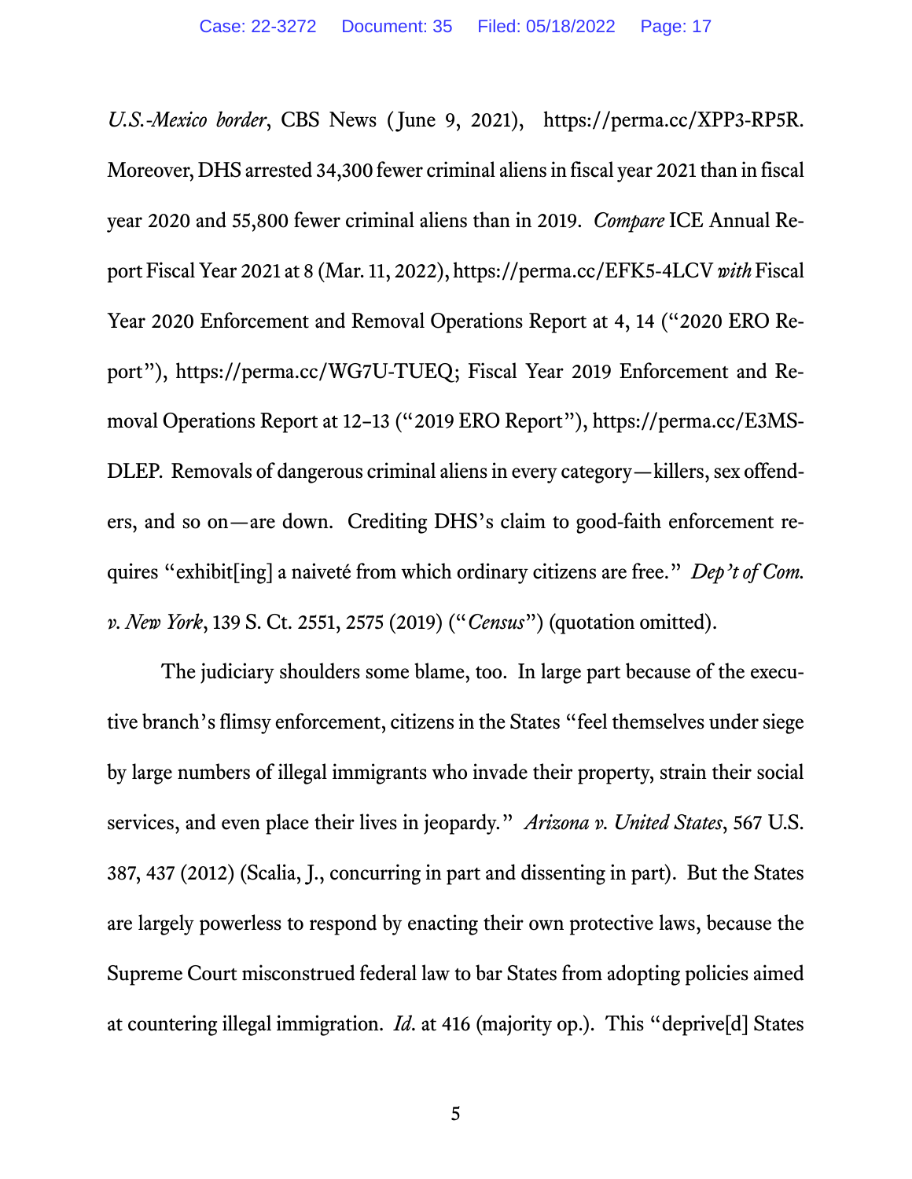*U.S.-Mexico border*, CBS News (June 9, 2021), https://perma.cc/XPP3-RP5R. Moreover, DHS arrested 34,300 fewer criminal aliens in fiscal year 2021 than in fiscal year 2020 and 55,800 fewer criminal aliens than in 2019. *Compare* ICE Annual Report Fiscal Year 2021 at 8 (Mar. 11, 2022), https://perma.cc/EFK5-4LCV *with* Fiscal Year 2020 Enforcement and Removal Operations Report at 4, 14 ("2020 ERO Report"), https://perma.cc/WG7U-TUEQ; Fiscal Year 2019 Enforcement and Removal Operations Report at 12–13 ("2019 ERO Report"), https://perma.cc/E3MS-DLEP. Removals of dangerous criminal aliens in every category—killers, sex offenders, and so on—are down. Crediting DHS's claim to good-faith enforcement requires "exhibit[ing] a naiveté from which ordinary citizens are free." *Dep't of Com. v. New York*, 139 S. Ct. 2551, 2575 (2019) ("*Census*") (quotation omitted).

The judiciary shoulders some blame, too. In large part because of the executive branch's flimsy enforcement, citizens in the States "feel themselves under siege by large numbers of illegal immigrants who invade their property, strain their social services, and even place their lives in jeopardy." *Arizona v. United States*, 567 U.S. 387, 437 (2012) (Scalia, J., concurring in part and dissenting in part). But the States are largely powerless to respond by enacting their own protective laws, because the Supreme Court misconstrued federal law to bar States from adopting policies aimed at countering illegal immigration. *Id*. at 416 (majority op.). This "deprive[d] States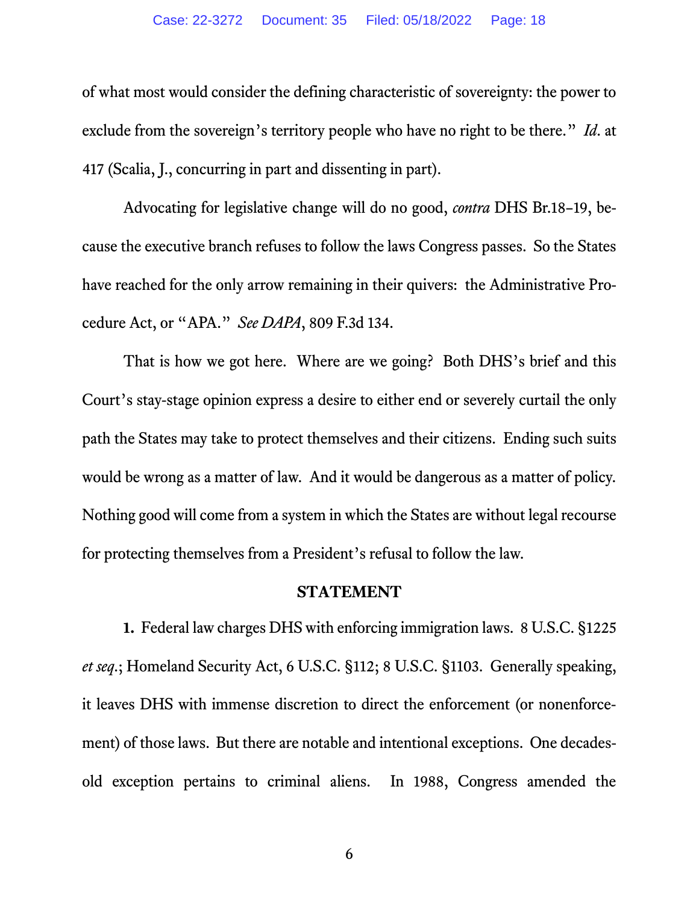of what most would consider the defining characteristic of sovereignty: the power to exclude from the sovereign's territory people who have no right to be there." *Id.* at 417 (Scalia, J., concurring in part and dissenting in part).

Advocating for legislative change will do no good, *contra* DHS Br.18–19, because the executive branch refuses to follow the laws Congress passes. So the States have reached for the only arrow remaining in their quivers: the Administrative Procedure Act, or "APA." *See DAPA*, 809 F.3d 134.

That is how we got here. Where are we going? Both DHS's brief and this Court's stay-stage opinion express a desire to either end or severely curtail the only path the States may take to protect themselves and their citizens. Ending such suits would be wrong as a matter of law. And it would be dangerous as a matter of policy. Nothing good will come from a system in which the States are without legal recourse for protecting themselves from a President's refusal to follow the law.

## STATEMENT

**1.** Federal law charges DHS with enforcing immigration laws. 8 U.S.C. §1225 *et seq*.; Homeland Security Act, 6 U.S.C. §112; 8 U.S.C. §1103. Generally speaking, it leaves DHS with immense discretion to direct the enforcement (or nonenforcement) of those laws. But there are notable and intentional exceptions. One decades-old exception pertains to criminal aliens. In 1988, Congress amended the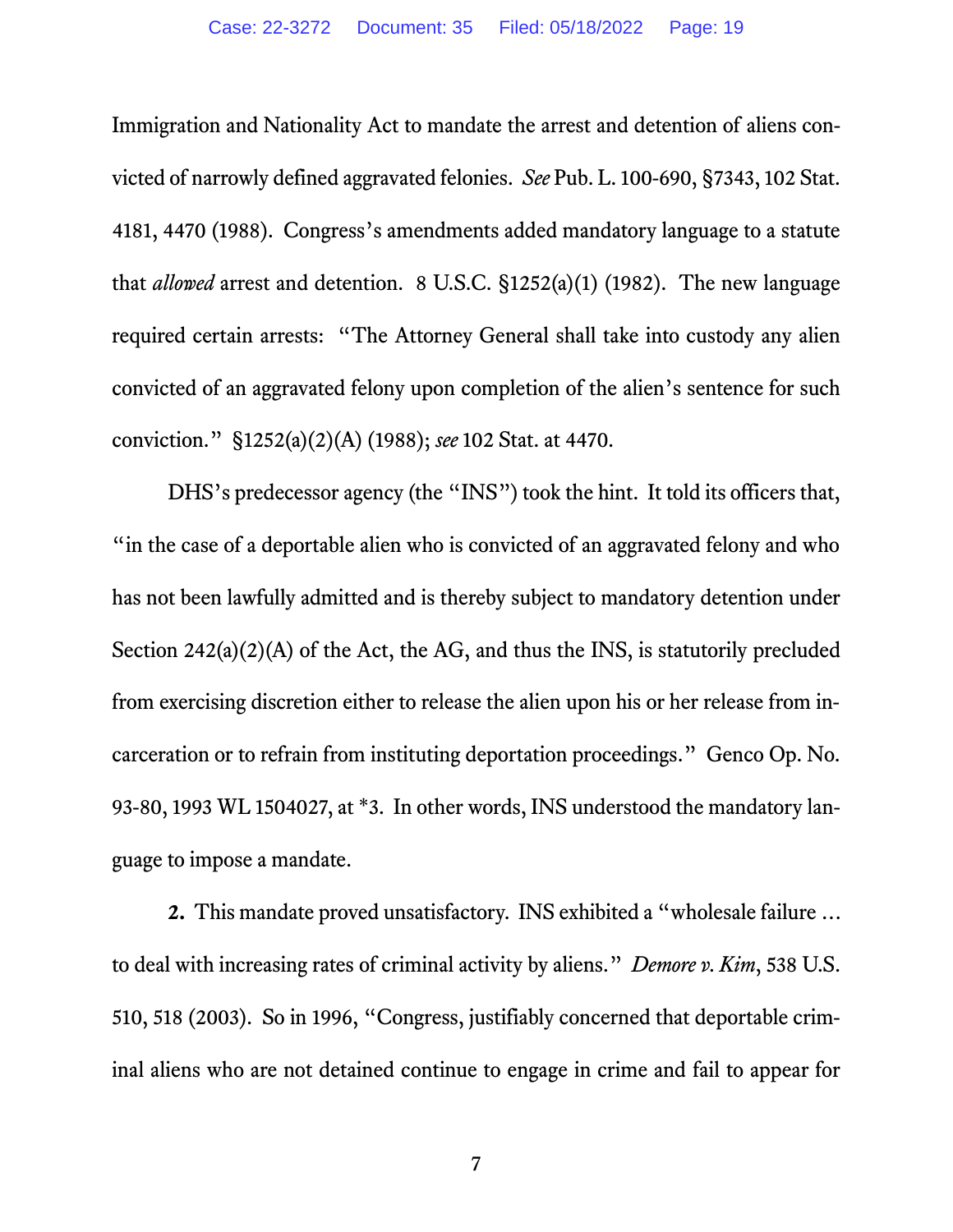Immigration and Nationality Act to mandate the arrest and detention of aliens convicted of narrowly defined aggravated felonies. *See* Pub. L. 100-690, §7343, 102 Stat. 4181, 4470 (1988). Congress's amendments added mandatory language to a statute that *allowed* arrest and detention. 8 U.S.C. §1252(a)(1) (1982). The new language required certain arrests: "The Attorney General shall take into custody any alien convicted of an aggravated felony upon completion of the alien's sentence for such conviction." §1252(a)(2)(A) (1988); *see* 102 Stat. at 4470.

DHS's predecessor agency (the "INS") took the hint. It told its officers that, "in the case of a deportable alien who is convicted of an aggravated felony and who has not been lawfully admitted and is thereby subject to mandatory detention under Section 242(a)(2)(A) of the Act, the AG, and thus the INS, is statutorily precluded from exercising discretion either to release the alien upon his or her release from incarceration or to refrain from instituting deportation proceedings." Genco Op. No. 93-80, 1993 WL 1504027, at *3. In other words, INS understood the mandatory language to impose a mandate.

**2.** This mandate proved unsatisfactory. INS exhibited a "wholesale failure … to deal with increasing rates of criminal activity by aliens." *Demore v. Kim*, 538 U.S. 510, 518 (2003). So in 1996, "Congress, justifiably concerned that deportable criminal aliens who are not detained continue to engage in crime and fail to appear for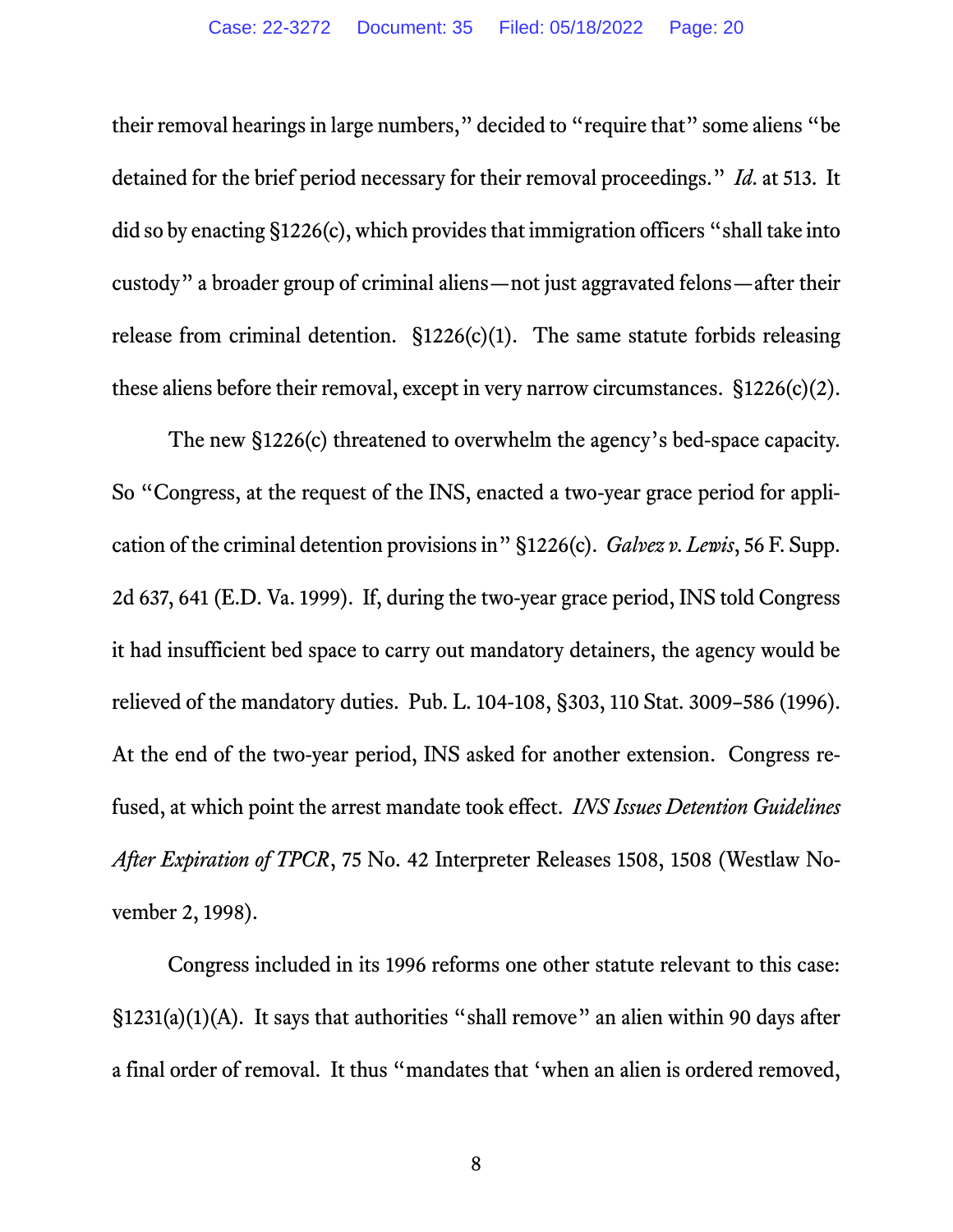their removal hearings in large numbers," decided to "require that" some aliens "be detained for the brief period necessary for their removal proceedings." *Id.* at 513. It did so by enacting §1226(c), which provides that immigration officers "shall take into custody" a broader group of criminal aliens—not just aggravated felons—after their release from criminal detention. §1226(c)(1). The same statute forbids releasing these aliens before their removal, except in very narrow circumstances. §1226(c)(2).

The new §1226(c) threatened to overwhelm the agency's bed-space capacity. So "Congress, at the request of the INS, enacted a two-year grace period for application of the criminal detention provisions in" §1226(c). *Galvez v. Lewis*, 56 F. Supp. 2d 637, 641 (E.D. Va. 1999). If, during the two-year grace period, INS told Congress it had insufficient bed space to carry out mandatory detainers, the agency would be relieved of the mandatory duties. Pub. L. 104-108, §303, 110 Stat. 3009–586 (1996). At the end of the two-year period, INS asked for another extension. Congress refused, at which point the arrest mandate took effect. *INS Issues Detention Guidelines After Expiration of TPCR*, 75 No. 42 Interpreter Releases 1508, 1508 (Westlaw November 2, 1998).

Congress included in its 1996 reforms one other statute relevant to this case: §1231(a)(1)(A). It says that authorities "shall remove" an alien within 90 days after a final order of removal. It thus "mandates that 'when an alien is ordered removed,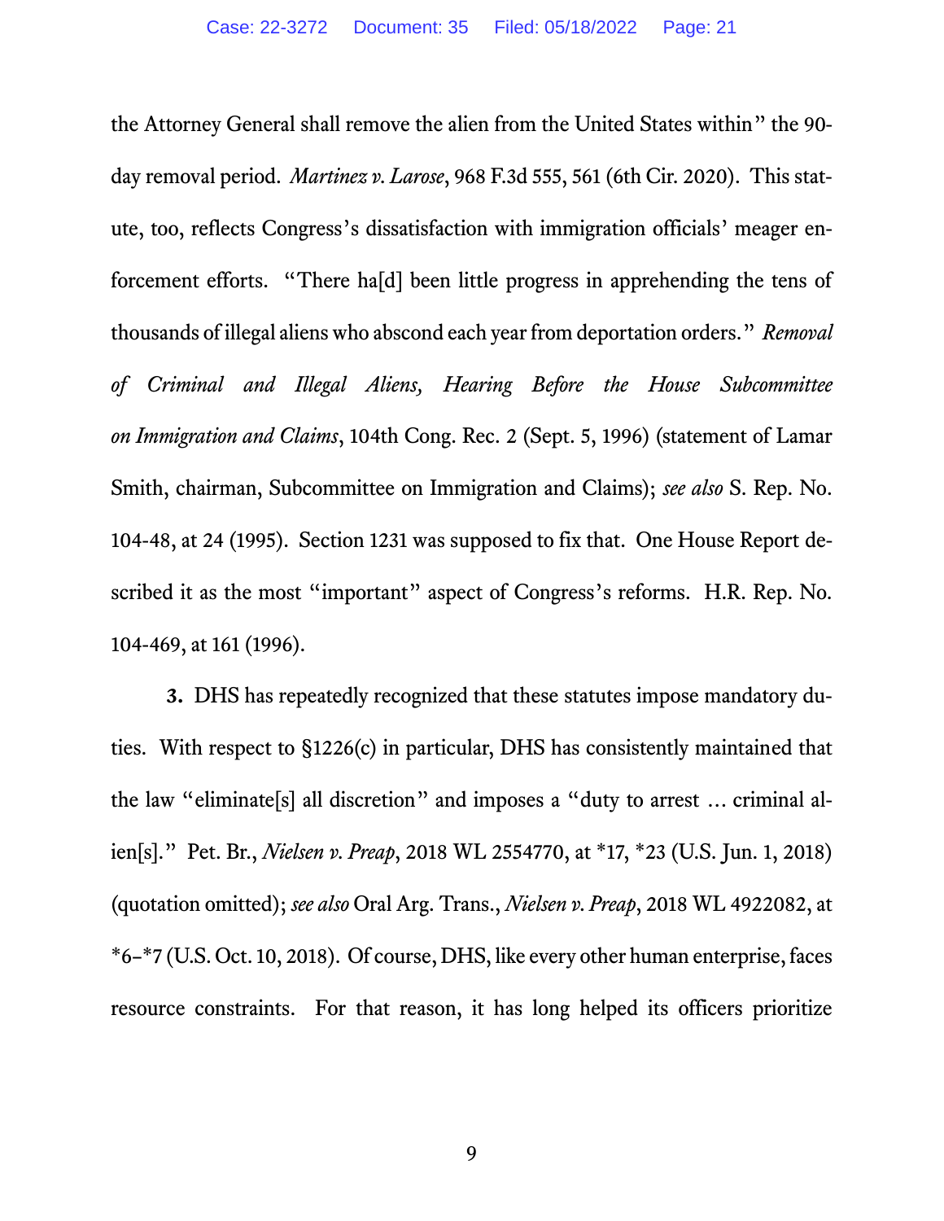the Attorney General shall remove the alien from the United States within" the 90-day removal period. *Martinez v. Larose*, 968 F.3d 555, 561 (6th Cir. 2020). This statute, too, reflects Congress's dissatisfaction with immigration officials' meager enforcement efforts. "There ha[d] been little progress in apprehending the tens of thousands of illegal aliens who abscond each year from deportation orders." *Removal of Criminal and Illegal Aliens, Hearing Before the House Subcommittee on Immigration and Claims*, 104th Cong. Rec. 2 (Sept. 5, 1996) (statement of Lamar Smith, chairman, Subcommittee on Immigration and Claims); *see also* S. Rep. No. 104-48, at 24 (1995). Section 1231 was supposed to fix that. One House Report described it as the most "important" aspect of Congress's reforms. H.R. Rep. No. 104-469, at 161 (1996).

**3.** DHS has repeatedly recognized that these statutes impose mandatory duties. With respect to §1226(c) in particular, DHS has consistently maintained that the law "eliminate[s] all discretion" and imposes a "duty to arrest … criminal alien[s]." Pet. Br., *Nielsen v. Preap*, 2018 WL 2554770, at \*17, \*23 (U.S. Jun. 1, 2018) (quotation omitted); *see also* Oral Arg. Trans., *Nielsen v. Preap*, 2018 WL 4922082, at \*6–\*7 (U.S. Oct. 10, 2018). Of course, DHS, like every other human enterprise, faces resource constraints. For that reason, it has long helped its officers prioritize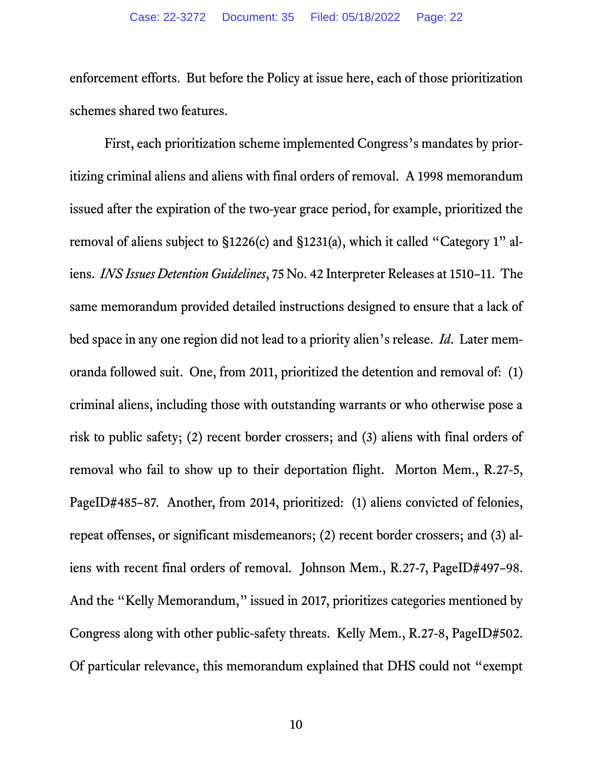enforcement efforts. But before the Policy at issue here, each of those prioritization schemes shared two features.

First, each prioritization scheme implemented Congress's mandates by prioritizing criminal aliens and aliens with final orders of removal. A 1998 memorandum issued after the expiration of the two-year grace period, for example, prioritized the removal of aliens subject to §1226(c) and §1231(a), which it called "Category 1" aliens. *INS Issues Detention Guidelines*, 75 No. 42 Interpreter Releases at 1510–11. The same memorandum provided detailed instructions designed to ensure that a lack of bed space in any one region did not lead to a priority alien's release. *Id*. Later memoranda followed suit. One, from 2011, prioritized the detention and removal of: (1) criminal aliens, including those with outstanding warrants or who otherwise pose a risk to public safety; (2) recent border crossers; and (3) aliens with final orders of removal who fail to show up to their deportation flight. Morton Mem., R.27-5, PageID#485–87. Another, from 2014, prioritized: (1) aliens convicted of felonies, repeat offenses, or significant misdemeanors; (2) recent border crossers; and (3) aliens with recent final orders of removal. Johnson Mem., R.27-7, PageID#497–98. And the "Kelly Memorandum," issued in 2017, prioritizes categories mentioned by Congress along with other public-safety threats. Kelly Mem., R.27-8, PageID#502. Of particular relevance, this memorandum explained that DHS could not "exempt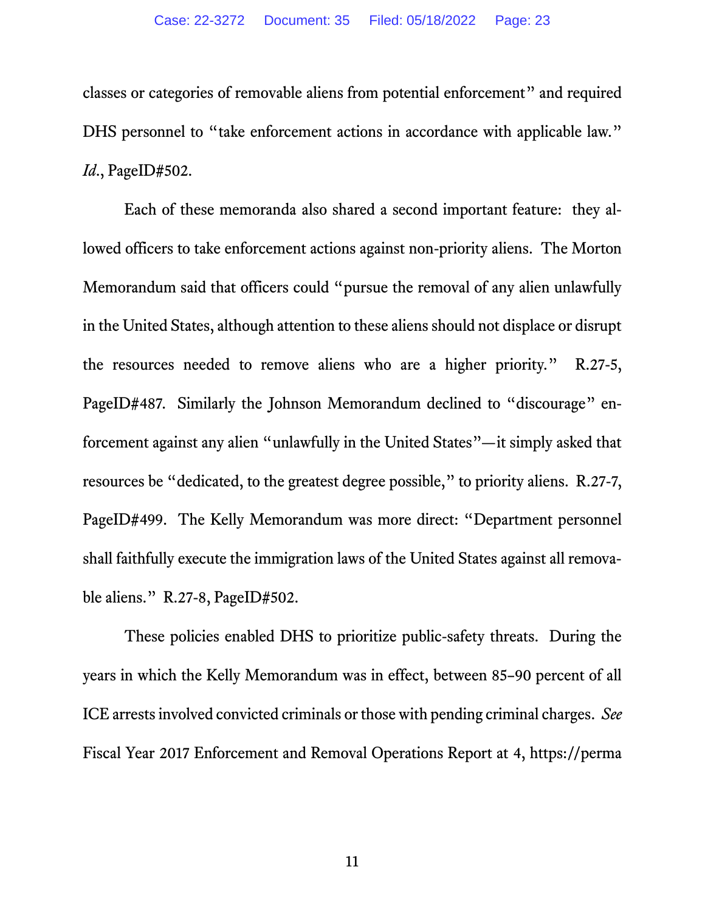classes or categories of removable aliens from potential enforcement" and required DHS personnel to "take enforcement actions in accordance with applicable law." *Id.*, PageID#502.

Each of these memoranda also shared a second important feature: they allowed officers to take enforcement actions against non-priority aliens. The Morton Memorandum said that officers could "pursue the removal of any alien unlawfully in the United States, although attention to these aliens should not displace or disrupt the resources needed to remove aliens who are a higher priority." R.27-5, PageID#487. Similarly the Johnson Memorandum declined to "discourage" enforcement against any alien "unlawfully in the United States"—it simply asked that resources be "dedicated, to the greatest degree possible," to priority aliens. R.27-7, PageID#499. The Kelly Memorandum was more direct: "Department personnel shall faithfully execute the immigration laws of the United States against all removable aliens." R.27-8, PageID#502.

These policies enabled DHS to prioritize public-safety threats. During the years in which the Kelly Memorandum was in effect, between 85–90 percent of all ICE arrests involved convicted criminals or those with pending criminal charges. *See* Fiscal Year 2017 Enforcement and Removal Operations Report at 4, https://perma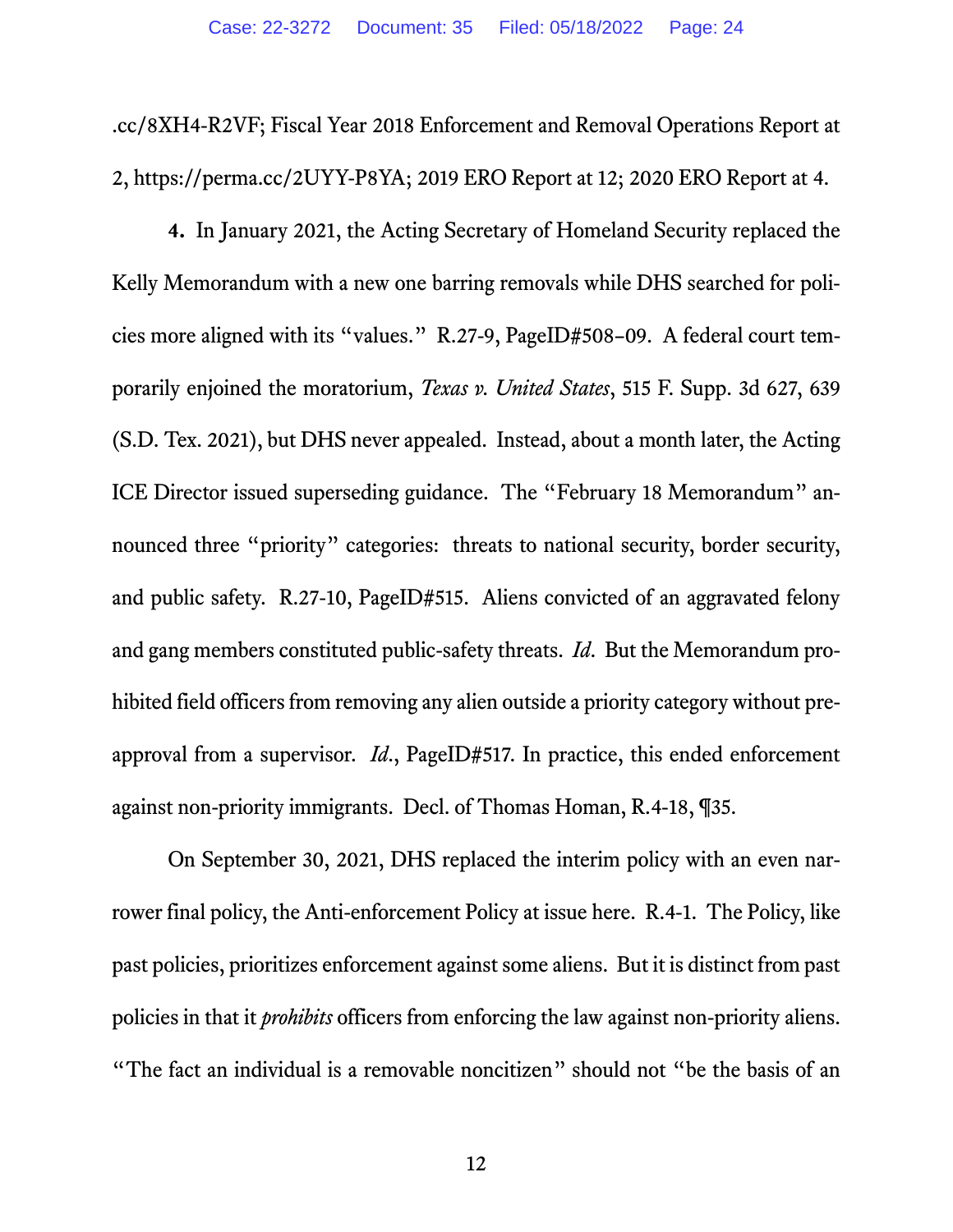.cc/8XH4-R2VF; Fiscal Year 2018 Enforcement and Removal Operations Report at 2, https://perma.cc/2UYY-P8YA; 2019 ERO Report at 12; 2020 ERO Report at 4.

**4.** In January 2021, the Acting Secretary of Homeland Security replaced the Kelly Memorandum with a new one barring removals while DHS searched for policies more aligned with its "values." R.27-9, PageID#508–09. A federal court temporarily enjoined the moratorium, *Texas v. United States*, 515 F. Supp. 3d 627, 639 (S.D. Tex. 2021), but DHS never appealed. Instead, about a month later, the Acting ICE Director issued superseding guidance. The "February 18 Memorandum" announced three "priority" categories: threats to national security, border security, and public safety. R.27-10, PageID#515. Aliens convicted of an aggravated felony and gang members constituted public-safety threats. *Id*. But the Memorandum prohibited field officers from removing any alien outside a priority category without preapproval from a supervisor. *Id*., PageID#517. In practice, this ended enforcement against non-priority immigrants. Decl. of Thomas Homan, R.4-18, ¶35.

On September 30, 2021, DHS replaced the interim policy with an even narrower final policy, the Anti-enforcement Policy at issue here. R.4-1. The Policy, like past policies, prioritizes enforcement against some aliens. But it is distinct from past policies in that it *prohibits* officers from enforcing the law against non-priority aliens. "The fact an individual is a removable noncitizen" should not "be the basis of an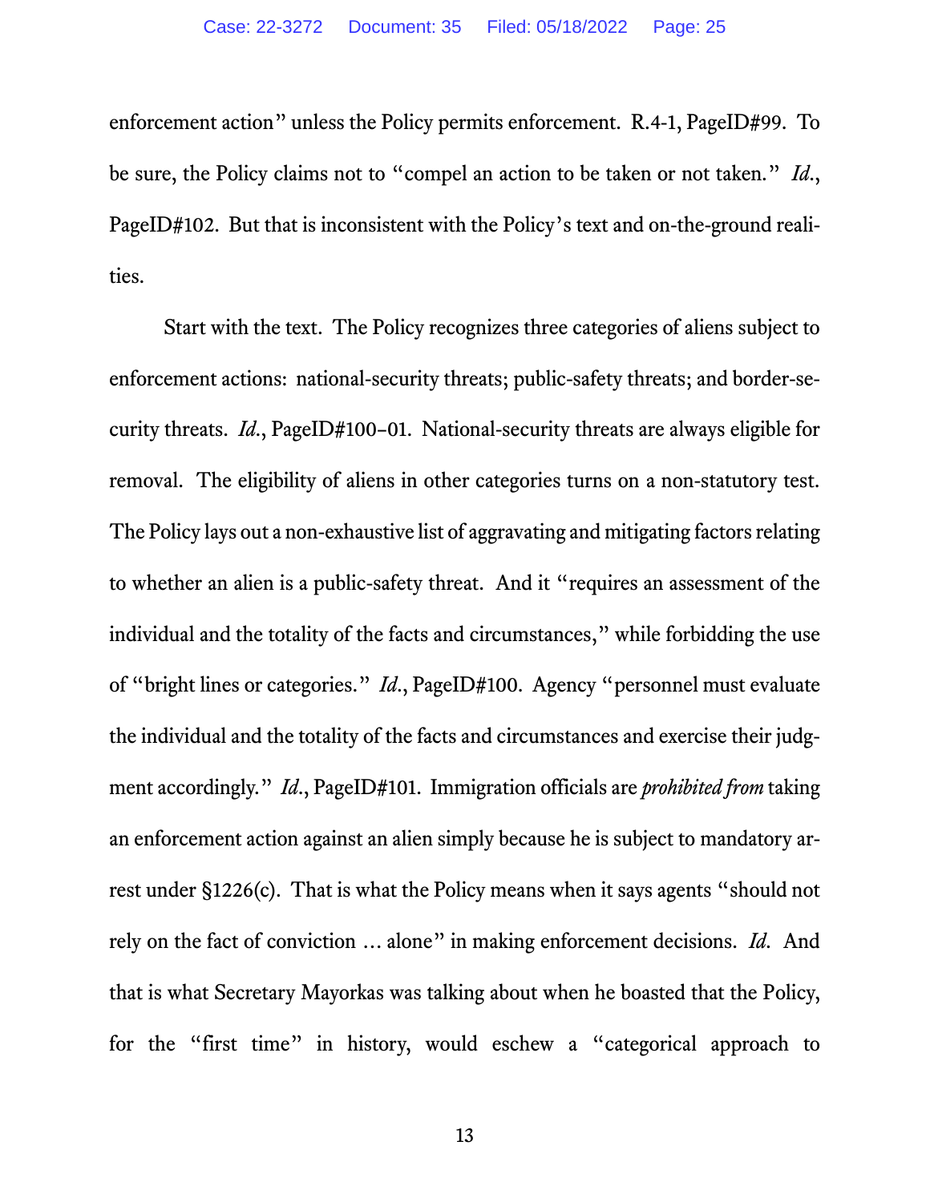enforcement action" unless the Policy permits enforcement. R.4-1, PageID#99. To be sure, the Policy claims not to "compel an action to be taken or not taken." *Id.*, PageID#102. But that is inconsistent with the Policy's text and on-the-ground realities.

Start with the text. The Policy recognizes three categories of aliens subject to enforcement actions: national-security threats; public-safety threats; and border-security threats. *Id.*, PageID#100–01. National-security threats are always eligible for removal. The eligibility of aliens in other categories turns on a non-statutory test. The Policy lays out a non-exhaustive list of aggravating and mitigating factors relating to whether an alien is a public-safety threat. And it "requires an assessment of the individual and the totality of the facts and circumstances," while forbidding the use of "bright lines or categories." *Id.*, PageID#100. Agency "personnel must evaluate the individual and the totality of the facts and circumstances and exercise their judgment accordingly." *Id.*, PageID#101. Immigration officials are *prohibited from* taking an enforcement action against an alien simply because he is subject to mandatory arrest under §1226(c). That is what the Policy means when it says agents "should not rely on the fact of conviction … alone" in making enforcement decisions. *Id.* And that is what Secretary Mayorkas was talking about when he boasted that the Policy, for the "first time" in history, would eschew a "categorical approach to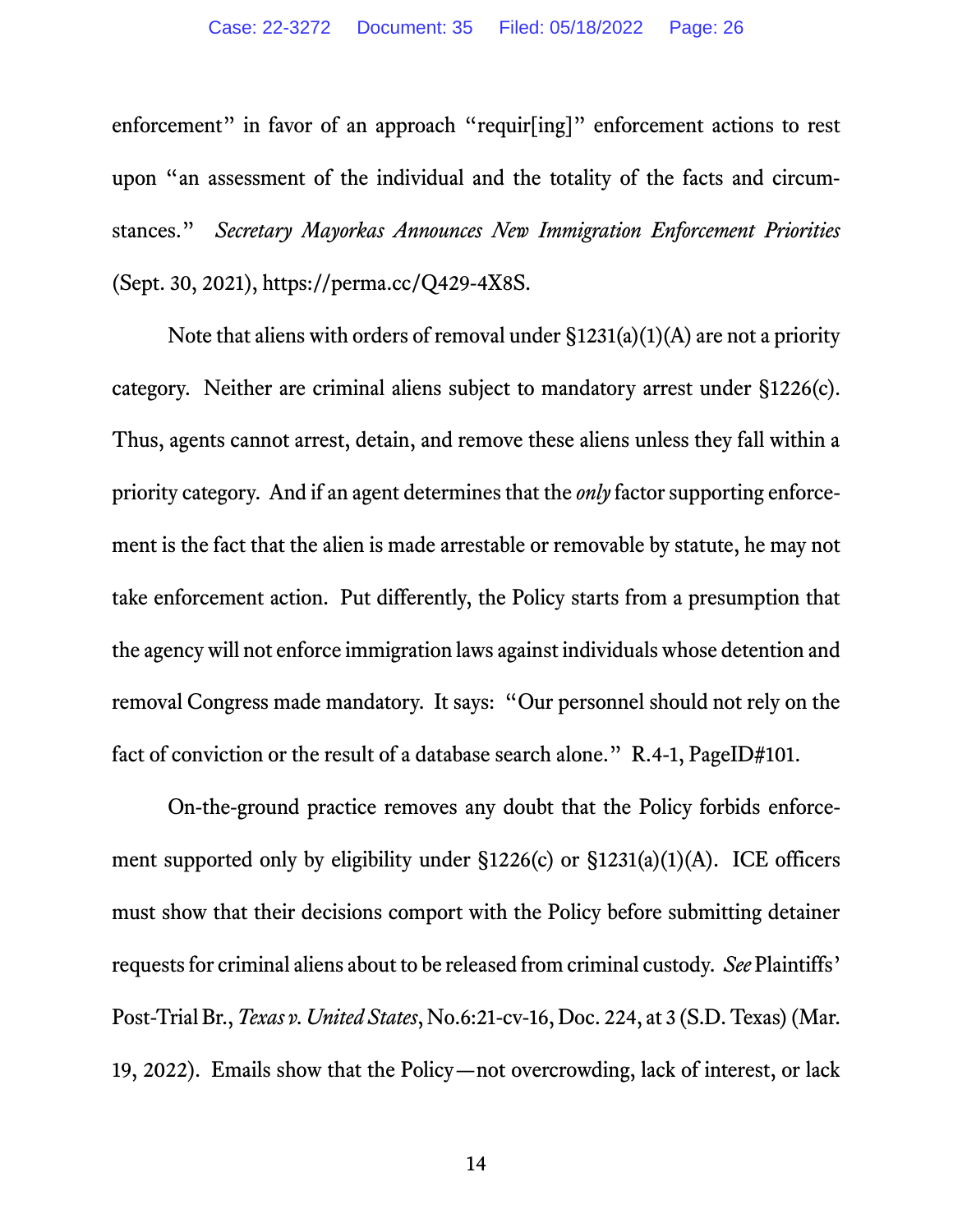enforcement" in favor of an approach "requir[ing]" enforcement actions to rest upon "an assessment of the individual and the totality of the facts and circumstances." *Secretary Mayorkas Announces New Immigration Enforcement Priorities* (Sept. 30, 2021), https://perma.cc/Q429-4X8S.

Note that aliens with orders of removal under §1231(a)(1)(A) are not a priority category. Neither are criminal aliens subject to mandatory arrest under §1226(c). Thus, agents cannot arrest, detain, and remove these aliens unless they fall within a priority category. And if an agent determines that the *only* factor supporting enforcement is the fact that the alien is made arrestable or removable by statute, he may not take enforcement action. Put differently, the Policy starts from a presumption that the agency will not enforce immigration laws against individuals whose detention and removal Congress made mandatory. It says: "Our personnel should not rely on the fact of conviction or the result of a database search alone." R.4-1, PageID#101.

On-the-ground practice removes any doubt that the Policy forbids enforcement supported only by eligibility under §1226(c) or §1231(a)(1)(A). ICE officers must show that their decisions comport with the Policy before submitting detainer requests for criminal aliens about to be released from criminal custody. *See* Plaintiffs' Post-Trial Br., *Texas v. United States*, No.6:21-cv-16, Doc. 224, at 3 (S.D. Texas) (Mar. 19, 2022). Emails show that the Policy—not overcrowding, lack of interest, or lack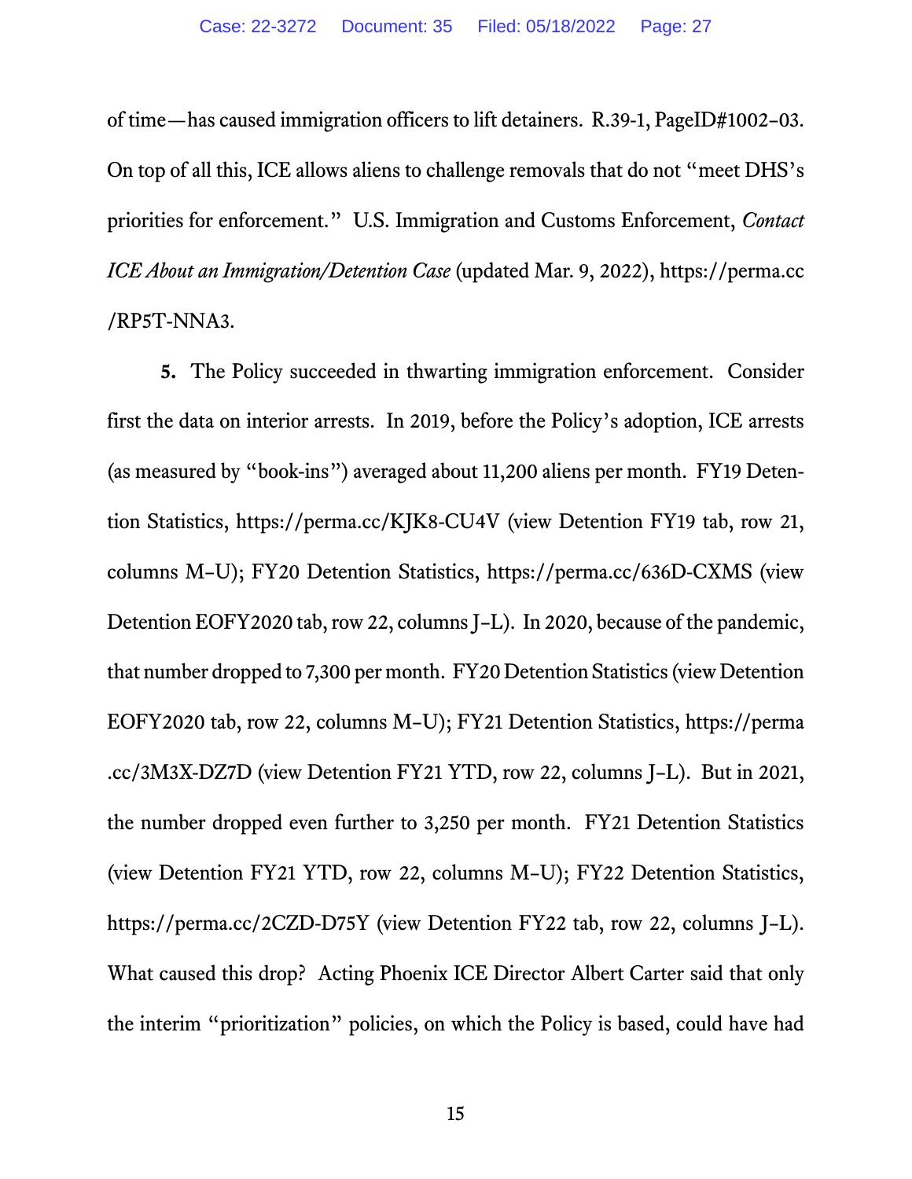of time—has caused immigration officers to lift detainers. R.39-1, PageID#1002–03. On top of all this, ICE allows aliens to challenge removals that do not "meet DHS's priorities for enforcement." U.S. Immigration and Customs Enforcement, *Contact ICE About an Immigration/Detention Case* (updated Mar. 9, 2022), https://perma.cc/RP5T-NNA3.

**5.** The Policy succeeded in thwarting immigration enforcement. Consider first the data on interior arrests. In 2019, before the Policy's adoption, ICE arrests (as measured by "book-ins") averaged about 11,200 aliens per month. FY19 Detention Statistics, https://perma.cc/KJK8-CU4V (view Detention FY19 tab, row 21, columns M–U); FY20 Detention Statistics, https://perma.cc/636D-CXMS (view Detention EOFY2020 tab, row 22, columns J–L). In 2020, because of the pandemic, that number dropped to 7,300 per month. FY20 Detention Statistics (view Detention EOFY2020 tab, row 22, columns M–U); FY21 Detention Statistics, https://perma.cc/3M3X-DZ7D (view Detention FY21 YTD, row 22, columns J–L). But in 2021, the number dropped even further to 3,250 per month. FY21 Detention Statistics (view Detention FY21 YTD, row 22, columns M–U); FY22 Detention Statistics, https://perma.cc/2CZD-D75Y (view Detention FY22 tab, row 22, columns J–L). What caused this drop? Acting Phoenix ICE Director Albert Carter said that only the interim "prioritization" policies, on which the Policy is based, could have had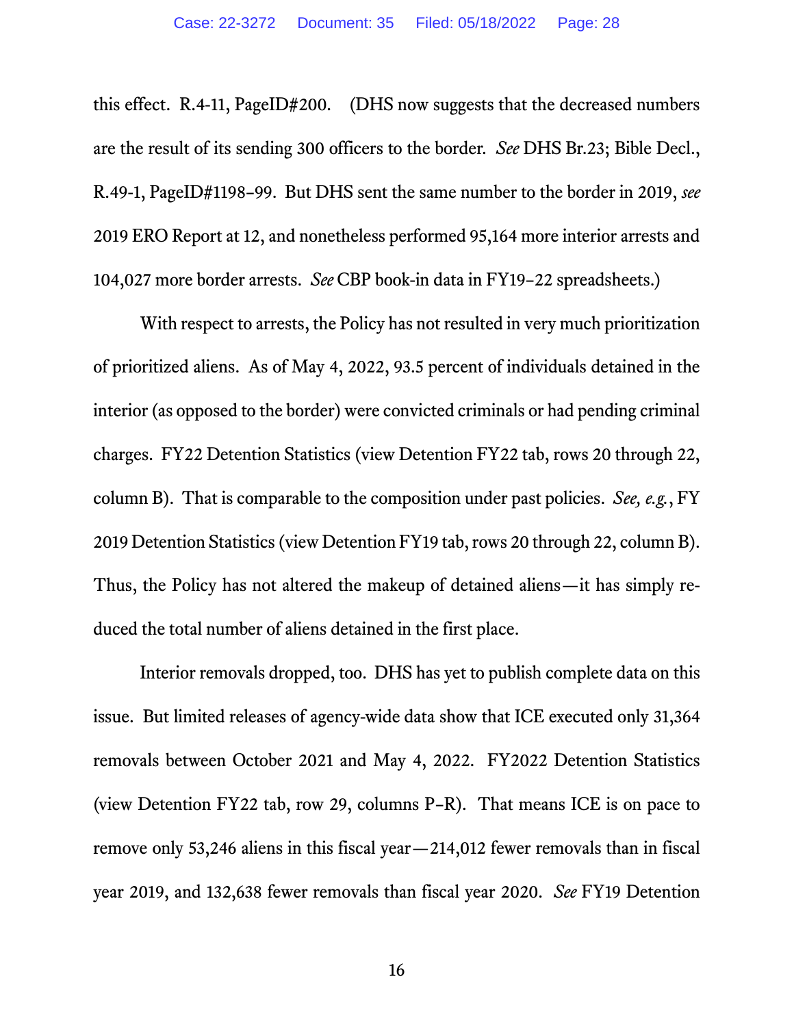this effect. R.4-11, PageID#200. (DHS now suggests that the decreased numbers are the result of its sending 300 officers to the border. *See* DHS Br.23; Bible Decl., R.49-1, PageID#1198–99. But DHS sent the same number to the border in 2019, *see* 2019 ERO Report at 12, and nonetheless performed 95,164 more interior arrests and 104,027 more border arrests. *See* CBP book-in data in FY19–22 spreadsheets.)

With respect to arrests, the Policy has not resulted in very much prioritization of prioritized aliens. As of May 4, 2022, 93.5 percent of individuals detained in the interior (as opposed to the border) were convicted criminals or had pending criminal charges. FY22 Detention Statistics (view Detention FY22 tab, rows 20 through 22, column B). That is comparable to the composition under past policies. *See, e.g.*, FY 2019 Detention Statistics (view Detention FY19 tab, rows 20 through 22, column B). Thus, the Policy has not altered the makeup of detained aliens—it has simply reduced the total number of aliens detained in the first place.

Interior removals dropped, too. DHS has yet to publish complete data on this issue. But limited releases of agency-wide data show that ICE executed only 31,364 removals between October 2021 and May 4, 2022. FY2022 Detention Statistics (view Detention FY22 tab, row 29, columns P–R). That means ICE is on pace to remove only 53,246 aliens in this fiscal year—214,012 fewer removals than in fiscal year 2019, and 132,638 fewer removals than fiscal year 2020. *See* FY19 Detention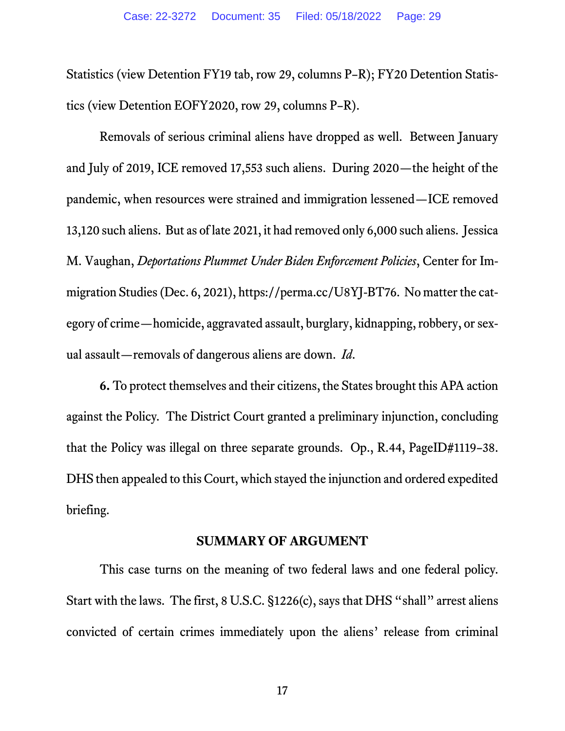Statistics (view Detention FY19 tab, row 29, columns P–R); FY20 Detention Statistics (view Detention EOFY2020, row 29, columns P–R).

Removals of serious criminal aliens have dropped as well. Between January and July of 2019, ICE removed 17,553 such aliens. During 2020—the height of the pandemic, when resources were strained and immigration lessened—ICE removed 13,120 such aliens. But as of late 2021, it had removed only 6,000 such aliens. Jessica M. Vaughan, *Deportations Plummet Under Biden Enforcement Policies*, Center for Immigration Studies (Dec. 6, 2021), https://perma.cc/U8YJ-BT76. No matter the category of crime—homicide, aggravated assault, burglary, kidnapping, robbery, or sexual assault—removals of dangerous aliens are down. *Id.*

**6.** To protect themselves and their citizens, the States brought this APA action against the Policy. The District Court granted a preliminary injunction, concluding that the Policy was illegal on three separate grounds. Op., R.44, PageID#1119–38. DHS then appealed to this Court, which stayed the injunction and ordered expedited briefing.

## SUMMARY OF ARGUMENT

This case turns on the meaning of two federal laws and one federal policy. Start with the laws. The first, 8 U.S.C. §1226(c), says that DHS "shall" arrest aliens convicted of certain crimes immediately upon the aliens' release from criminal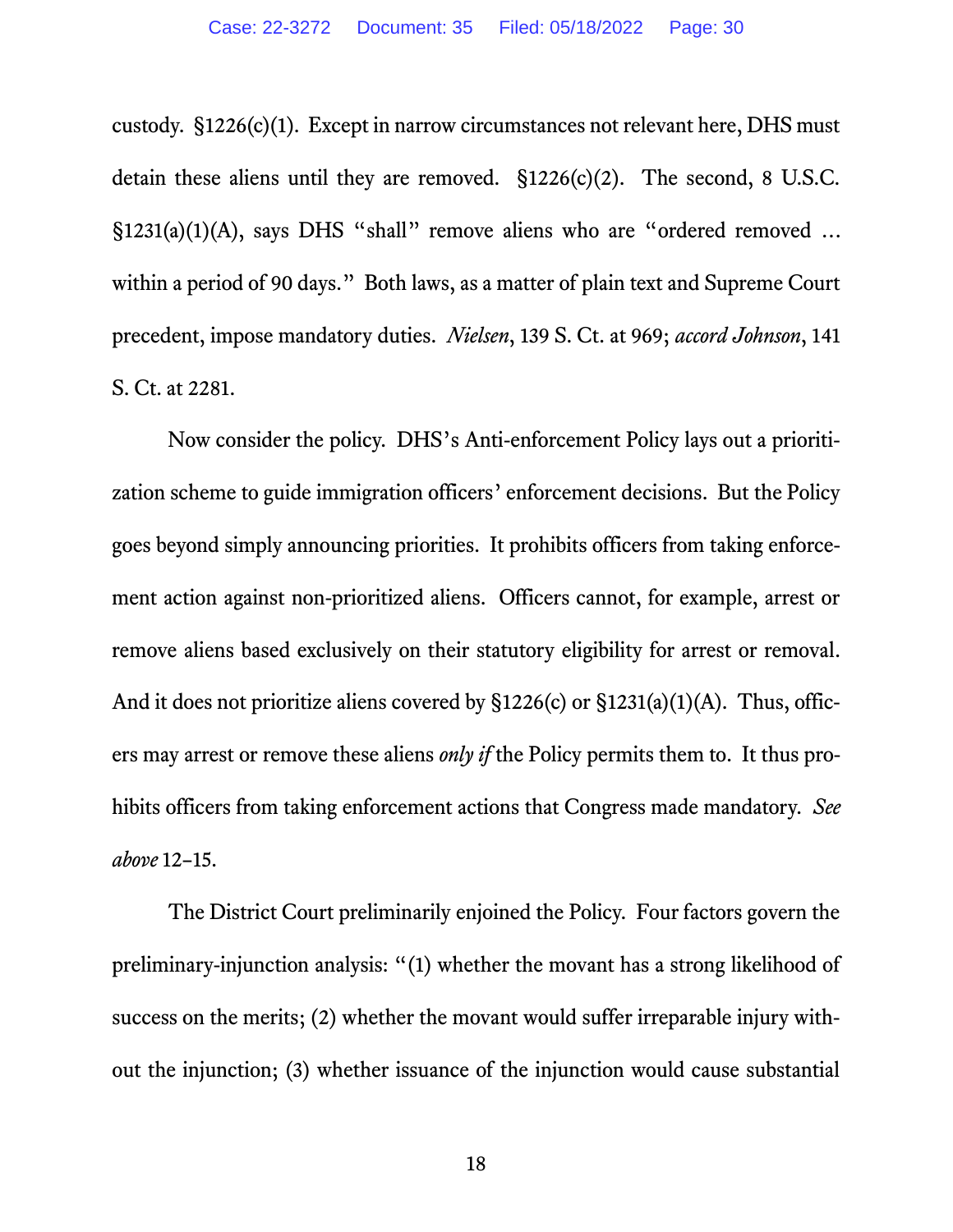custody. §1226(c)(1). Except in narrow circumstances not relevant here, DHS must detain these aliens until they are removed. §1226(c)(2). The second, 8 U.S.C. §1231(a)(1)(A), says DHS "shall" remove aliens who are "ordered removed … within a period of 90 days." Both laws, as a matter of plain text and Supreme Court precedent, impose mandatory duties. *Nielsen*, 139 S. Ct. at 969; *accord Johnson*, 141 S. Ct. at 2281.

Now consider the policy. DHS's Anti-enforcement Policy lays out a prioritization scheme to guide immigration officers' enforcement decisions. But the Policy goes beyond simply announcing priorities. It prohibits officers from taking enforcement action against non-prioritized aliens. Officers cannot, for example, arrest or remove aliens based exclusively on their statutory eligibility for arrest or removal. And it does not prioritize aliens covered by §1226(c) or §1231(a)(1)(A). Thus, officers may arrest or remove these aliens *only if* the Policy permits them to. It thus prohibits officers from taking enforcement actions that Congress made mandatory. *See above* 12–15.

The District Court preliminarily enjoined the Policy. Four factors govern the preliminary-injunction analysis: "(1) whether the movant has a strong likelihood of success on the merits; (2) whether the movant would suffer irreparable injury without the injunction; (3) whether issuance of the injunction would cause substantial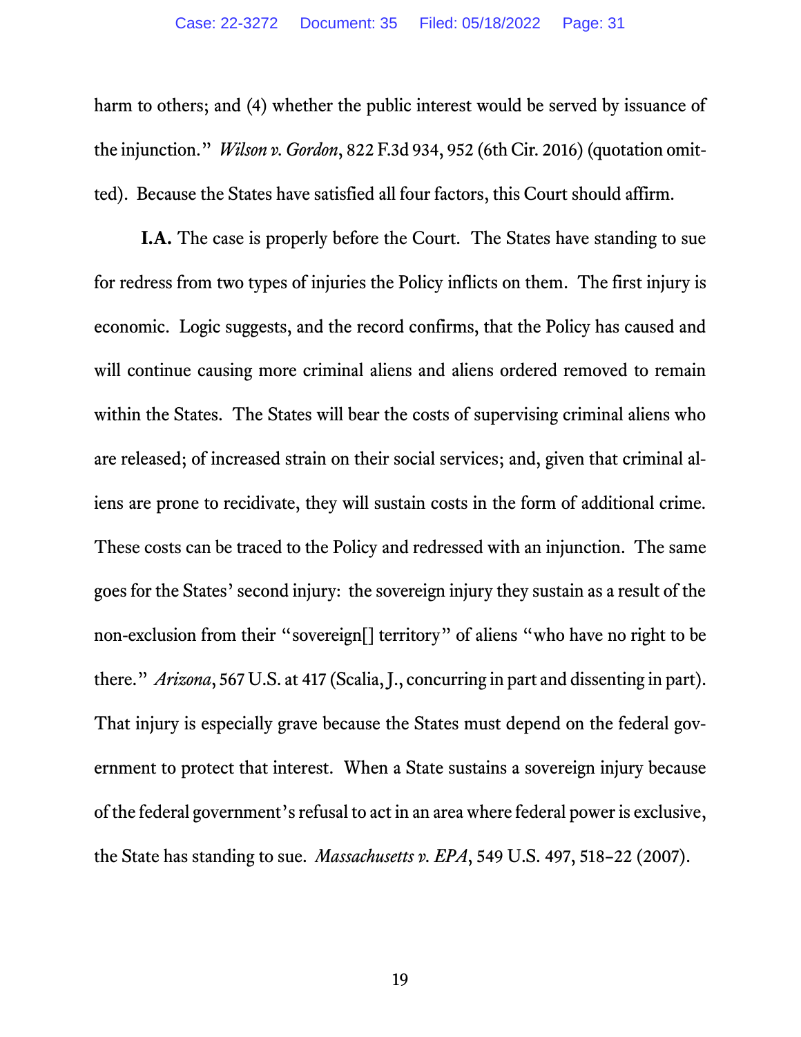harm to others; and (4) whether the public interest would be served by issuance of the injunction." *Wilson v. Gordon*, 822 F.3d 934, 952 (6th Cir. 2016) (quotation omitted). Because the States have satisfied all four factors, this Court should affirm.

**I.A.** The case is properly before the Court. The States have standing to sue for redress from two types of injuries the Policy inflicts on them. The first injury is economic. Logic suggests, and the record confirms, that the Policy has caused and will continue causing more criminal aliens and aliens ordered removed to remain within the States. The States will bear the costs of supervising criminal aliens who are released; of increased strain on their social services; and, given that criminal aliens are prone to recidivate, they will sustain costs in the form of additional crime. These costs can be traced to the Policy and redressed with an injunction. The same goes for the States' second injury: the sovereign injury they sustain as a result of the non-exclusion from their "sovereign[] territory" of aliens "who have no right to be there." *Arizona*, 567 U.S. at 417 (Scalia, J., concurring in part and dissenting in part). That injury is especially grave because the States must depend on the federal government to protect that interest. When a State sustains a sovereign injury because of the federal government's refusal to act in an area where federal power is exclusive, the State has standing to sue. *Massachusetts v. EPA*, 549 U.S. 497, 518–22 (2007).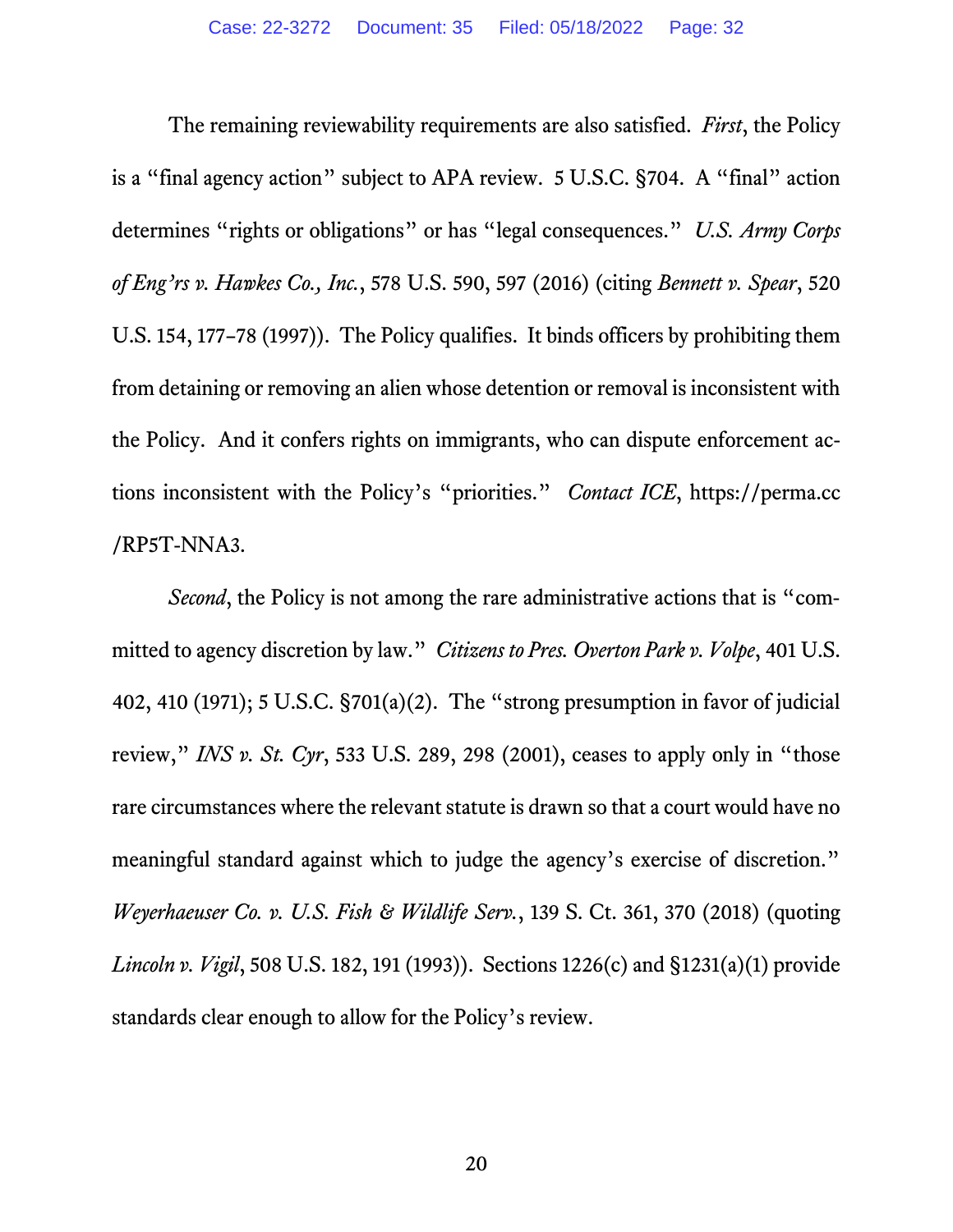The remaining reviewability requirements are also satisfied. *First*, the Policy is a "final agency action" subject to APA review. 5 U.S.C. §704. A "final" action determines "rights or obligations" or has "legal consequences." *U.S. Army Corps of Eng'rs v. Hawkes Co., Inc.*, 578 U.S. 590, 597 (2016) (citing *Bennett v. Spear*, 520 U.S. 154, 177–78 (1997)). The Policy qualifies. It binds officers by prohibiting them from detaining or removing an alien whose detention or removal is inconsistent with the Policy. And it confers rights on immigrants, who can dispute enforcement actions inconsistent with the Policy's "priorities." *Contact ICE*, https://perma.cc/RP5T-NNA3.

*Second*, the Policy is not among the rare administrative actions that is "committed to agency discretion by law." *Citizens to Pres. Overton Park v. Volpe*, 401 U.S. 402, 410 (1971); 5 U.S.C. §701(a)(2). The "strong presumption in favor of judicial review," *INS v. St. Cyr*, 533 U.S. 289, 298 (2001), ceases to apply only in "those rare circumstances where the relevant statute is drawn so that a court would have no meaningful standard against which to judge the agency's exercise of discretion." *Weyerhaeuser Co. v. U.S. Fish & Wildlife Serv.*, 139 S. Ct. 361, 370 (2018) (quoting *Lincoln v. Vigil*, 508 U.S. 182, 191 (1993)). Sections 1226(c) and §1231(a)(1) provide standards clear enough to allow for the Policy's review.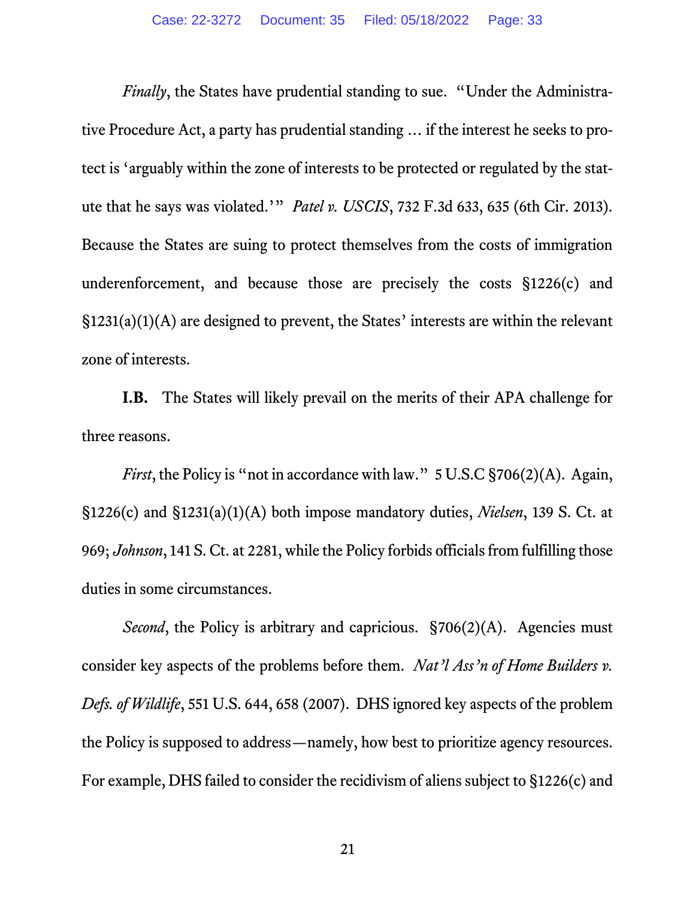*Finally*, the States have prudential standing to sue. "Under the Administrative Procedure Act, a party has prudential standing … if the interest he seeks to protect is 'arguably within the zone of interests to be protected or regulated by the statute that he says was violated.'" *Patel v. USCIS*, 732 F.3d 633, 635 (6th Cir. 2013). Because the States are suing to protect themselves from the costs of immigration underenforcement, and because those are precisely the costs §1226(c) and §1231(a)(1)(A) are designed to prevent, the States' interests are within the relevant zone of interests.

**I.B.** The States will likely prevail on the merits of their APA challenge for three reasons.

*First*, the Policy is "not in accordance with law." 5 U.S.C §706(2)(A). Again, §1226(c) and §1231(a)(1)(A) both impose mandatory duties, *Nielsen*, 139 S. Ct. at 969; *Johnson*, 141 S. Ct. at 2281, while the Policy forbids officials from fulfilling those duties in some circumstances.

*Second*, the Policy is arbitrary and capricious. §706(2)(A). Agencies must consider key aspects of the problems before them. *Nat'l Ass'n of Home Builders v. Defs. of Wildlife*, 551 U.S. 644, 658 (2007). DHS ignored key aspects of the problem the Policy is supposed to address—namely, how best to prioritize agency resources. For example, DHS failed to consider the recidivism of aliens subject to §1226(c) and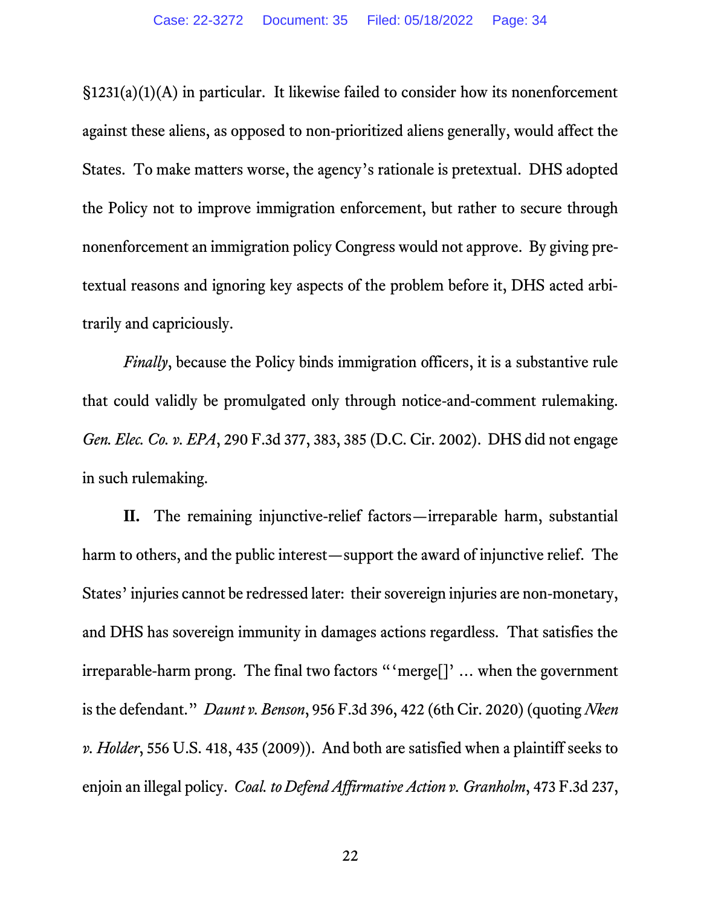§1231(a)(1)(A) in particular. It likewise failed to consider how its nonenforcement against these aliens, as opposed to non-prioritized aliens generally, would affect the States. To make matters worse, the agency's rationale is pretextual. DHS adopted the Policy not to improve immigration enforcement, but rather to secure through nonenforcement an immigration policy Congress would not approve. By giving pretextual reasons and ignoring key aspects of the problem before it, DHS acted arbitrarily and capriciously.

*Finally*, because the Policy binds immigration officers, it is a substantive rule that could validly be promulgated only through notice-and-comment rulemaking. *Gen. Elec. Co. v. EPA*, 290 F.3d 377, 383, 385 (D.C. Cir. 2002). DHS did not engage in such rulemaking.

**II.** The remaining injunctive-relief factors—irreparable harm, substantial harm to others, and the public interest—support the award of injunctive relief. The States' injuries cannot be redressed later: their sovereign injuries are non-monetary, and DHS has sovereign immunity in damages actions regardless. That satisfies the irreparable-harm prong. The final two factors "'merge[]' … when the government is the defendant." *Daunt v. Benson*, 956 F.3d 396, 422 (6th Cir. 2020) (quoting *Nken v. Holder*, 556 U.S. 418, 435 (2009)). And both are satisfied when a plaintiff seeks to enjoin an illegal policy. *Coal. to Defend Affirmative Action v. Granholm*, 473 F.3d 237,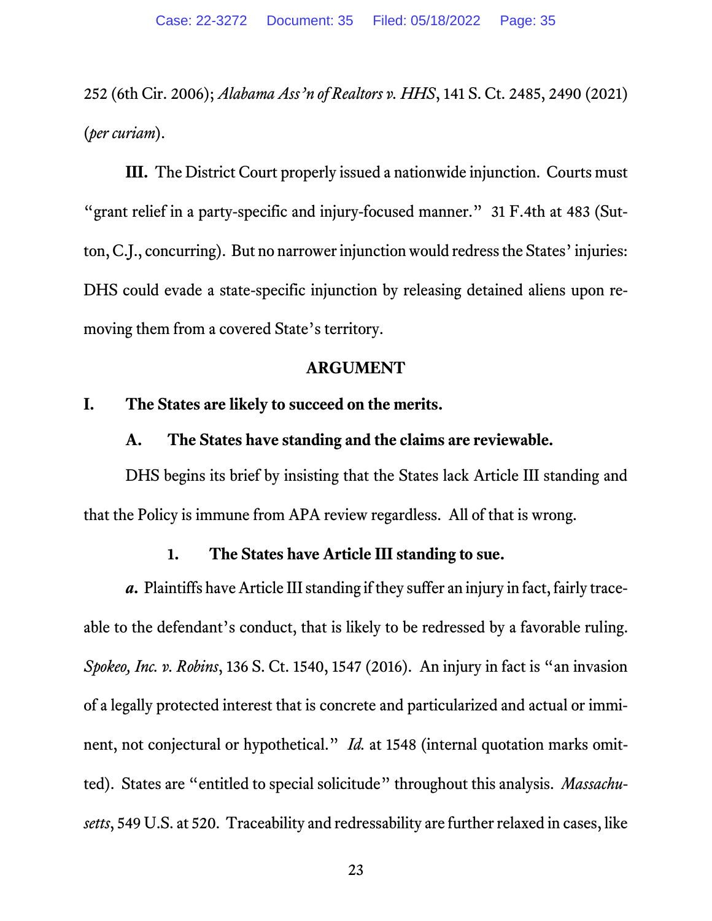252 (6th Cir. 2006); *Alabama Ass'n of Realtors v. HHS*, 141 S. Ct. 2485, 2490 (2021) (*per curiam*).

**III.** The District Court properly issued a nationwide injunction. Courts must "grant relief in a party-specific and injury-focused manner." 31 F.4th at 483 (Sutton, C.J., concurring). But no narrower injunction would redress the States' injuries: DHS could evade a state-specific injunction by releasing detained aliens upon removing them from a covered State's territory.

## ARGUMENT

### I. The States are likely to succeed on the merits.

#### A. The States have standing and the claims are reviewable.

DHS begins its brief by insisting that the States lack Article III standing and that the Policy is immune from APA review regardless. All of that is wrong.

##### 1. The States have Article III standing to sue.

***a.*** Plaintiffs have Article III standing if they suffer an injury in fact, fairly traceable to the defendant's conduct, that is likely to be redressed by a favorable ruling. *Spokeo, Inc. v. Robins*, 136 S. Ct. 1540, 1547 (2016). An injury in fact is "an invasion of a legally protected interest that is concrete and particularized and actual or imminent, not conjectural or hypothetical." *Id.* at 1548 (internal quotation marks omitted). States are "entitled to special solicitude" throughout this analysis. *Massachusetts*, 549 U.S. at 520. Traceability and redressability are further relaxed in cases, like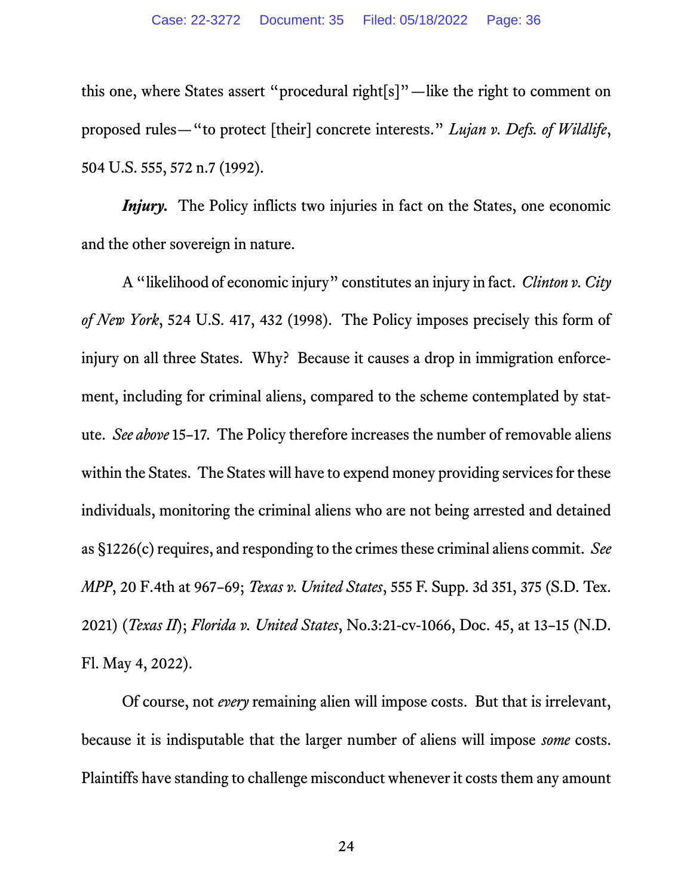this one, where States assert "procedural right[s]"—like the right to comment on proposed rules—"to protect [their] concrete interests." *Lujan v. Defs. of Wildlife*, 504 U.S. 555, 572 n.7 (1992).

***Injury.*** The Policy inflicts two injuries in fact on the States, one economic and the other sovereign in nature.

A "likelihood of economic injury" constitutes an injury in fact. *Clinton v. City of New York*, 524 U.S. 417, 432 (1998). The Policy imposes precisely this form of injury on all three States. Why? Because it causes a drop in immigration enforcement, including for criminal aliens, compared to the scheme contemplated by statute. *See above* 15–17. The Policy therefore increases the number of removable aliens within the States. The States will have to expend money providing services for these individuals, monitoring the criminal aliens who are not being arrested and detained as §1226(c) requires, and responding to the crimes these criminal aliens commit. *See MPP*, 20 F.4th at 967–69; *Texas v. United States*, 555 F. Supp. 3d 351, 375 (S.D. Tex. 2021) (*Texas II*); *Florida v. United States*, No.3:21-cv-1066, Doc. 45, at 13–15 (N.D. Fl. May 4, 2022).

Of course, not *every* remaining alien will impose costs. But that is irrelevant, because it is indisputable that the larger number of aliens will impose *some* costs. Plaintiffs have standing to challenge misconduct whenever it costs them any amount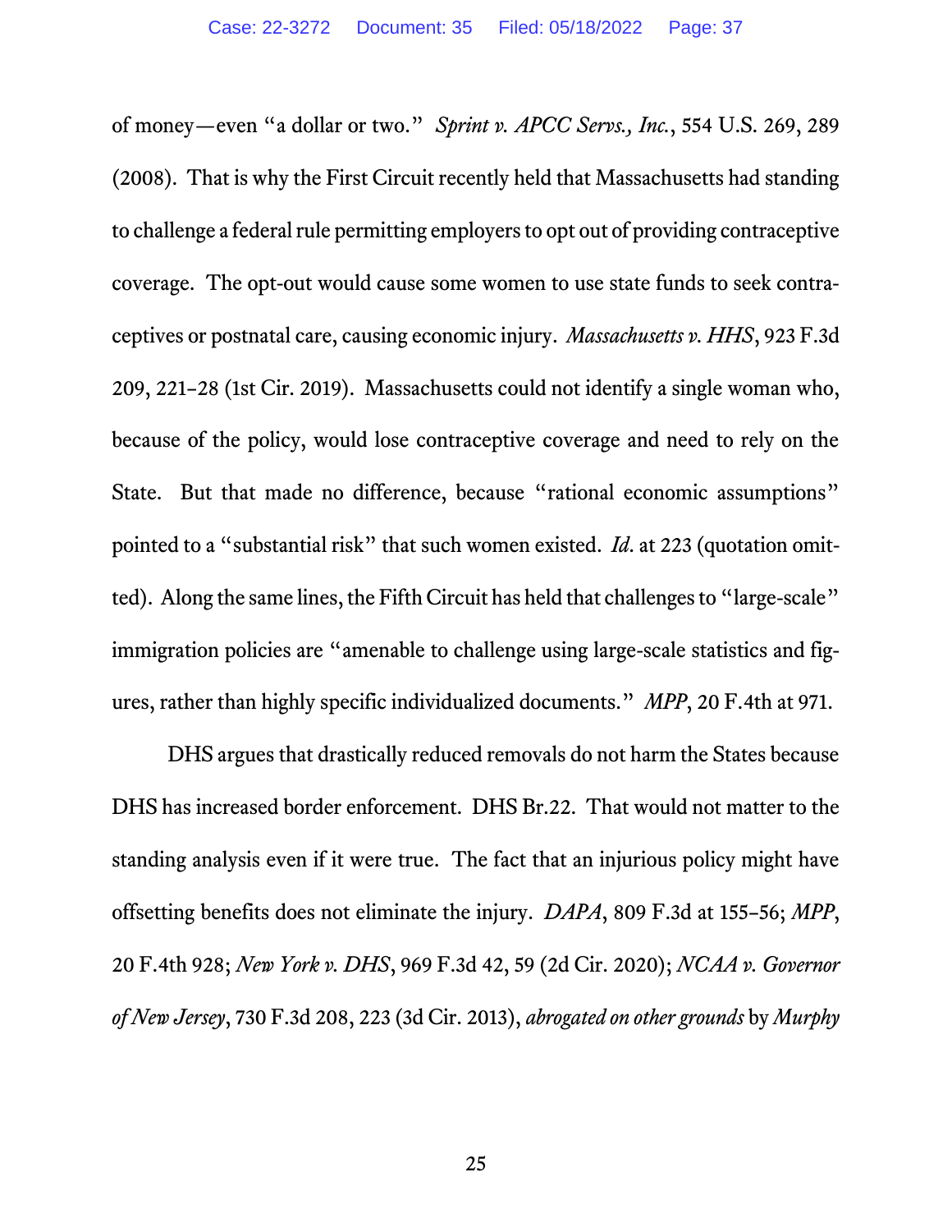of money—even "a dollar or two." *Sprint v. APCC Servs., Inc.*, 554 U.S. 269, 289 (2008). That is why the First Circuit recently held that Massachusetts had standing to challenge a federal rule permitting employers to opt out of providing contraceptive coverage. The opt-out would cause some women to use state funds to seek contraceptives or postnatal care, causing economic injury. *Massachusetts v. HHS*, 923 F.3d 209, 221–28 (1st Cir. 2019). Massachusetts could not identify a single woman who, because of the policy, would lose contraceptive coverage and need to rely on the State. But that made no difference, because "rational economic assumptions" pointed to a "substantial risk" that such women existed. *Id.* at 223 (quotation omitted). Along the same lines, the Fifth Circuit has held that challenges to "large-scale" immigration policies are "amenable to challenge using large-scale statistics and figures, rather than highly specific individualized documents." *MPP*, 20 F.4th at 971.

DHS argues that drastically reduced removals do not harm the States because DHS has increased border enforcement. DHS Br.22. That would not matter to the standing analysis even if it were true. The fact that an injurious policy might have offsetting benefits does not eliminate the injury. *DAPA*, 809 F.3d at 155–56; *MPP*, 20 F.4th 928; *New York v. DHS*, 969 F.3d 42, 59 (2d Cir. 2020); *NCAA v. Governor of New Jersey*, 730 F.3d 208, 223 (3d Cir. 2013), *abrogated on other grounds* by *Murphy*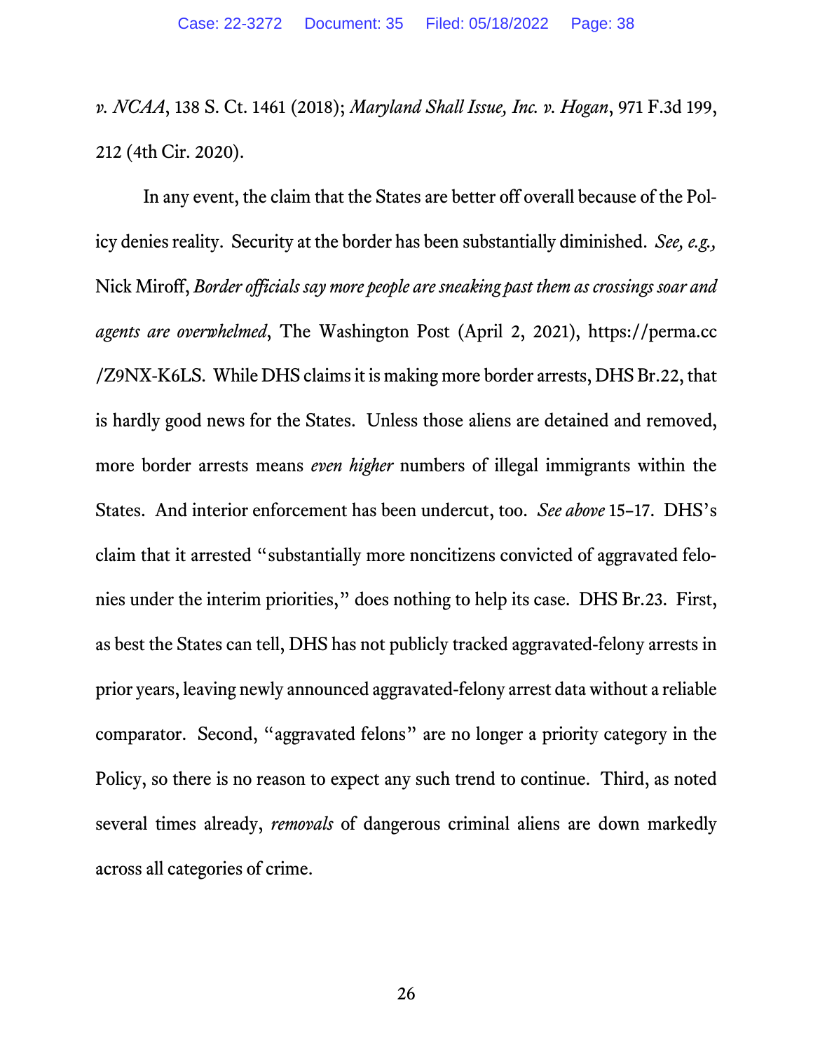*v. NCAA*, 138 S. Ct. 1461 (2018); *Maryland Shall Issue, Inc. v. Hogan*, 971 F.3d 199, 212 (4th Cir. 2020).

In any event, the claim that the States are better off overall because of the Policy denies reality. Security at the border has been substantially diminished. *See, e.g.,* Nick Miroff, *Border officials say more people are sneaking past them as crossings soar and agents are overwhelmed*, The Washington Post (April 2, 2021), https://perma.cc/Z9NX-K6LS. While DHS claims it is making more border arrests, DHS Br.22, that is hardly good news for the States. Unless those aliens are detained and removed, more border arrests means *even higher* numbers of illegal immigrants within the States. And interior enforcement has been undercut, too. *See above* 15–17. DHS's claim that it arrested "substantially more noncitizens convicted of aggravated felonies under the interim priorities," does nothing to help its case. DHS Br.23. First, as best the States can tell, DHS has not publicly tracked aggravated-felony arrests in prior years, leaving newly announced aggravated-felony arrest data without a reliable comparator. Second, "aggravated felons" are no longer a priority category in the Policy, so there is no reason to expect any such trend to continue. Third, as noted several times already, *removals* of dangerous criminal aliens are down markedly across all categories of crime.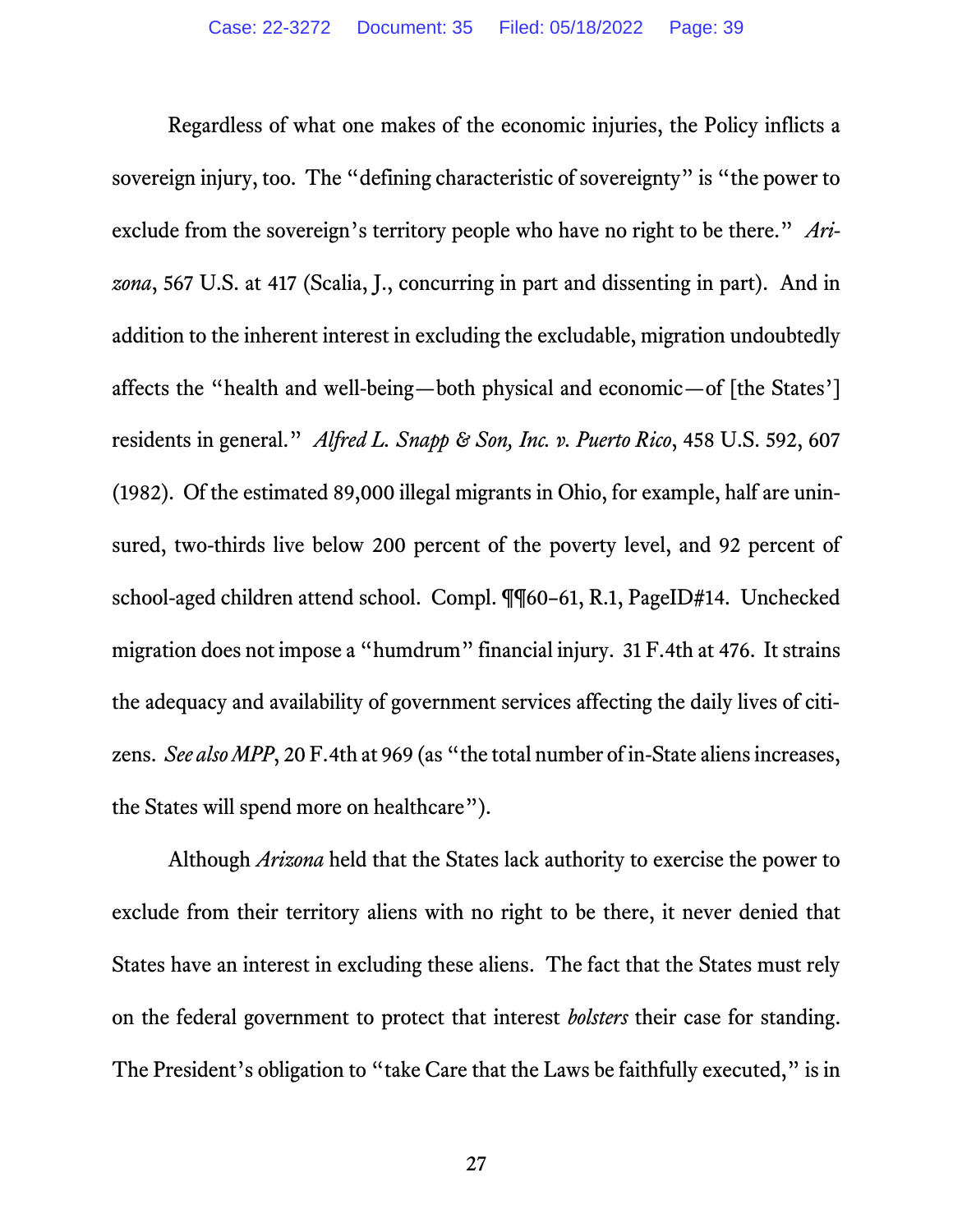Regardless of what one makes of the economic injuries, the Policy inflicts a sovereign injury, too. The "defining characteristic of sovereignty" is "the power to exclude from the sovereign's territory people who have no right to be there." *Arizona*, 567 U.S. at 417 (Scalia, J., concurring in part and dissenting in part). And in addition to the inherent interest in excluding the excludable, migration undoubtedly affects the "health and well-being—both physical and economic—of [the States'] residents in general." *Alfred L. Snapp & Son, Inc. v. Puerto Rico*, 458 U.S. 592, 607 (1982). Of the estimated 89,000 illegal migrants in Ohio, for example, half are uninsured, two-thirds live below 200 percent of the poverty level, and 92 percent of school-aged children attend school. Compl. ¶¶60–61, R.1, PageID#14. Unchecked migration does not impose a "humdrum" financial injury. 31 F.4th at 476. It strains the adequacy and availability of government services affecting the daily lives of citizens. *See also MPP*, 20 F.4th at 969 (as "the total number of in-State aliens increases, the States will spend more on healthcare").

Although *Arizona* held that the States lack authority to exercise the power to exclude from their territory aliens with no right to be there, it never denied that States have an interest in excluding these aliens. The fact that the States must rely on the federal government to protect that interest *bolsters* their case for standing. The President's obligation to "take Care that the Laws be faithfully executed," is in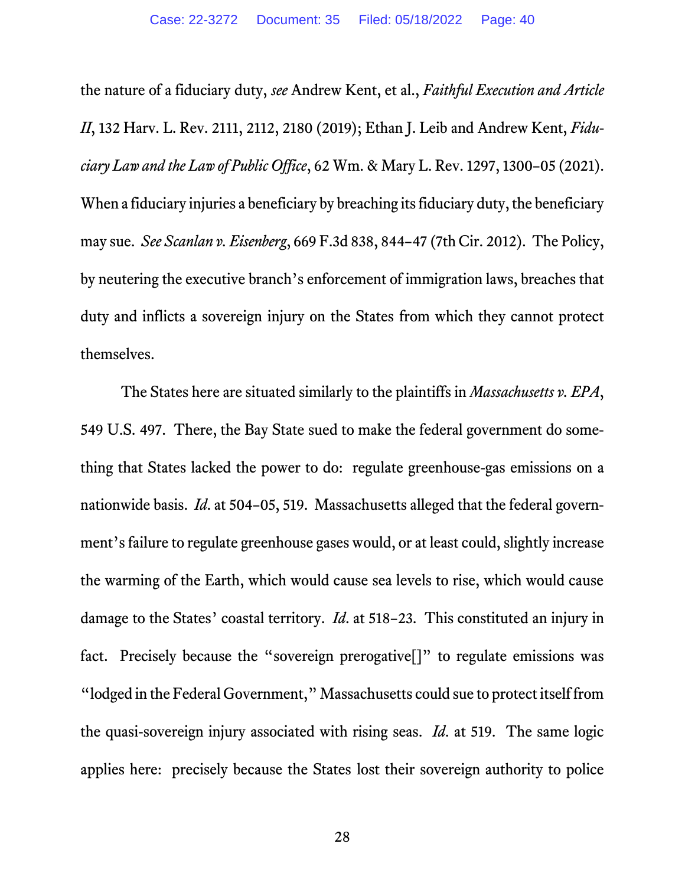the nature of a fiduciary duty, *see* Andrew Kent, et al., *Faithful Execution and Article II*, 132 Harv. L. Rev. 2111, 2112, 2180 (2019); Ethan J. Leib and Andrew Kent, *Fiduciary Law and the Law of Public Office*, 62 Wm. & Mary L. Rev. 1297, 1300–05 (2021). When a fiduciary injuries a beneficiary by breaching its fiduciary duty, the beneficiary may sue. *See Scanlan v. Eisenberg*, 669 F.3d 838, 844–47 (7th Cir. 2012). The Policy, by neutering the executive branch's enforcement of immigration laws, breaches that duty and inflicts a sovereign injury on the States from which they cannot protect themselves.

The States here are situated similarly to the plaintiffs in *Massachusetts v. EPA*, 549 U.S. 497. There, the Bay State sued to make the federal government do something that States lacked the power to do: regulate greenhouse-gas emissions on a nationwide basis. *Id*. at 504–05, 519. Massachusetts alleged that the federal government's failure to regulate greenhouse gases would, or at least could, slightly increase the warming of the Earth, which would cause sea levels to rise, which would cause damage to the States' coastal territory. *Id*. at 518–23. This constituted an injury in fact. Precisely because the "sovereign prerogative[]" to regulate emissions was "lodged in the Federal Government," Massachusetts could sue to protect itself from the quasi-sovereign injury associated with rising seas. *Id*. at 519. The same logic applies here: precisely because the States lost their sovereign authority to police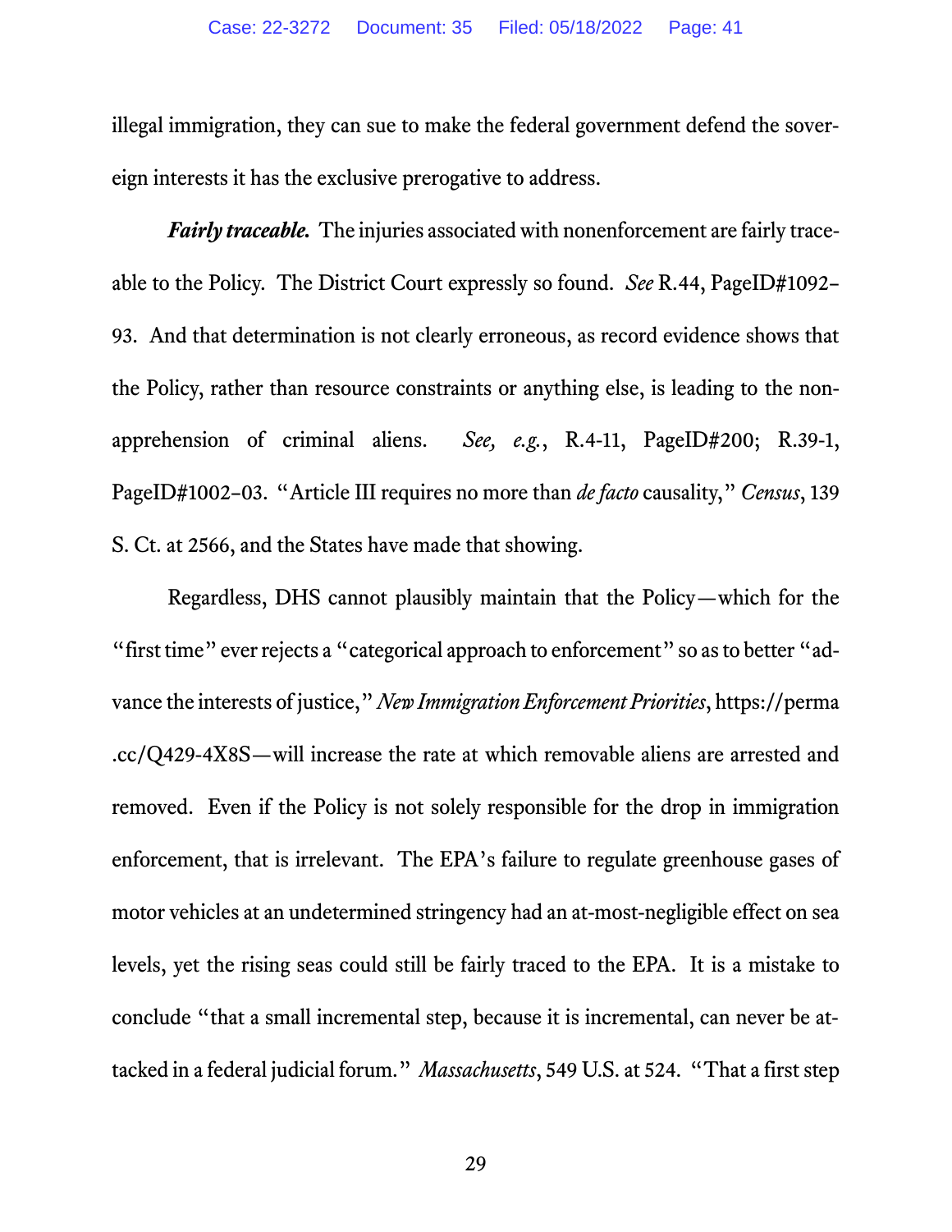illegal immigration, they can sue to make the federal government defend the sovereign interests it has the exclusive prerogative to address.

***Fairly traceable.*** The injuries associated with nonenforcement are fairly traceable to the Policy. The District Court expressly so found. *See* R.44, PageID#1092–93. And that determination is not clearly erroneous, as record evidence shows that the Policy, rather than resource constraints or anything else, is leading to the non-apprehension of criminal aliens. *See, e.g.*, R.4-11, PageID#200; R.39-1, PageID#1002–03. "Article III requires no more than *de facto* causality," *Census*, 139 S. Ct. at 2566, and the States have made that showing.

Regardless, DHS cannot plausibly maintain that the Policy—which for the "first time" ever rejects a "categorical approach to enforcement" so as to better "advance the interests of justice," *New Immigration Enforcement Priorities*, https://perma.cc/Q429-4X8S—will increase the rate at which removable aliens are arrested and removed. Even if the Policy is not solely responsible for the drop in immigration enforcement, that is irrelevant. The EPA's failure to regulate greenhouse gases of motor vehicles at an undetermined stringency had an at-most-negligible effect on sea levels, yet the rising seas could still be fairly traced to the EPA. It is a mistake to conclude "that a small incremental step, because it is incremental, can never be attacked in a federal judicial forum." *Massachusetts*, 549 U.S. at 524. "That a first step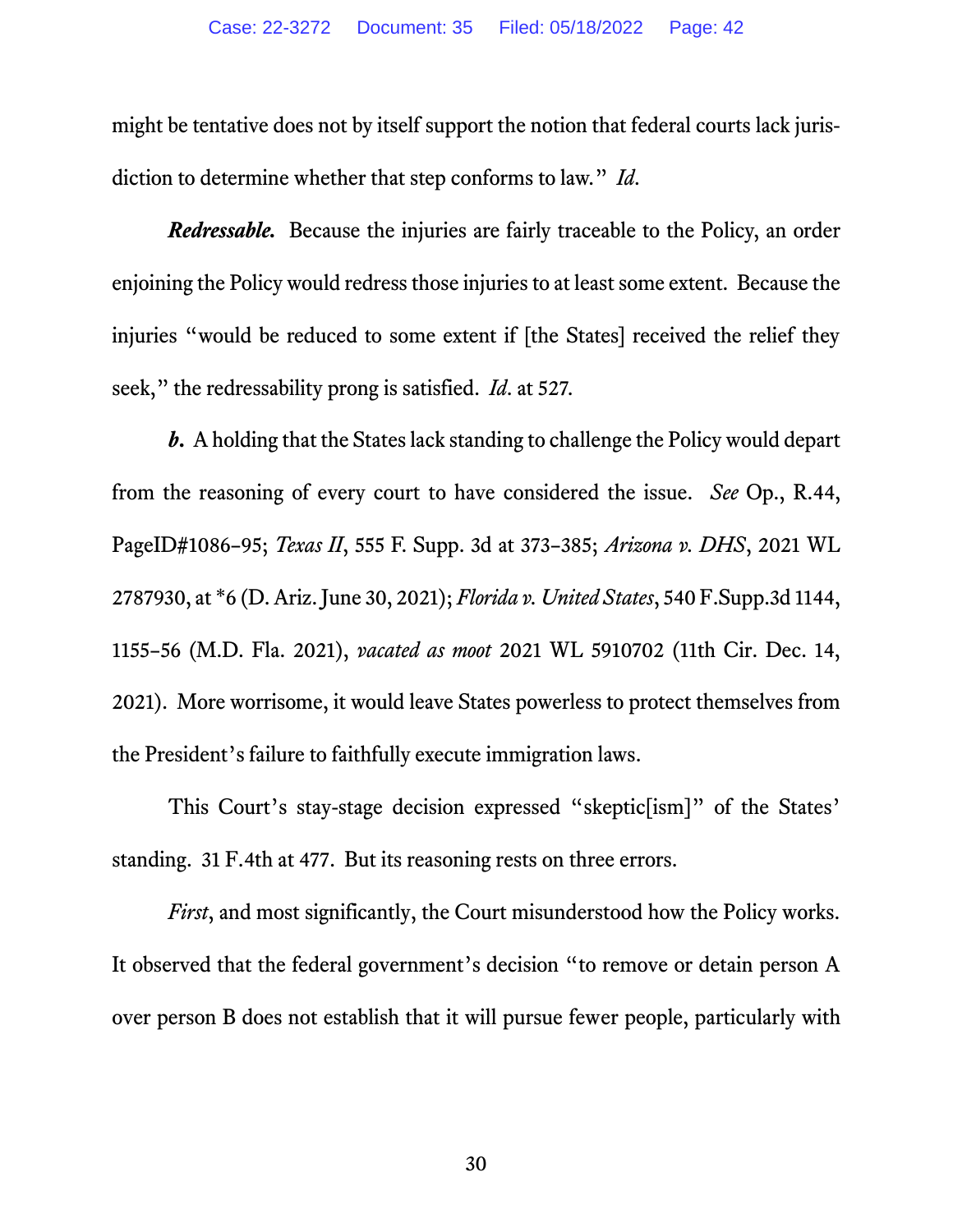might be tentative does not by itself support the notion that federal courts lack jurisdiction to determine whether that step conforms to law." *Id*.

***Redressable.*** Because the injuries are fairly traceable to the Policy, an order enjoining the Policy would redress those injuries to at least some extent. Because the injuries "would be reduced to some extent if [the States] received the relief they seek," the redressability prong is satisfied. *Id*. at 527.

***b.*** A holding that the States lack standing to challenge the Policy would depart from the reasoning of every court to have considered the issue. *See* Op., R.44, PageID#1086–95; *Texas II*, 555 F. Supp. 3d at 373–385; *Arizona v. DHS*, 2021 WL 2787930, at *6 (D. Ariz. June 30, 2021); *Florida v. United States*, 540 F.Supp.3d 1144, 1155–56 (M.D. Fla. 2021), *vacated as moot* 2021 WL 5910702 (11th Cir. Dec. 14, 2021). More worrisome, it would leave States powerless to protect themselves from the President's failure to faithfully execute immigration laws.

This Court's stay-stage decision expressed "skeptic[ism]" of the States' standing. 31 F.4th at 477. But its reasoning rests on three errors.

*First*, and most significantly, the Court misunderstood how the Policy works. It observed that the federal government's decision "to remove or detain person A over person B does not establish that it will pursue fewer people, particularly with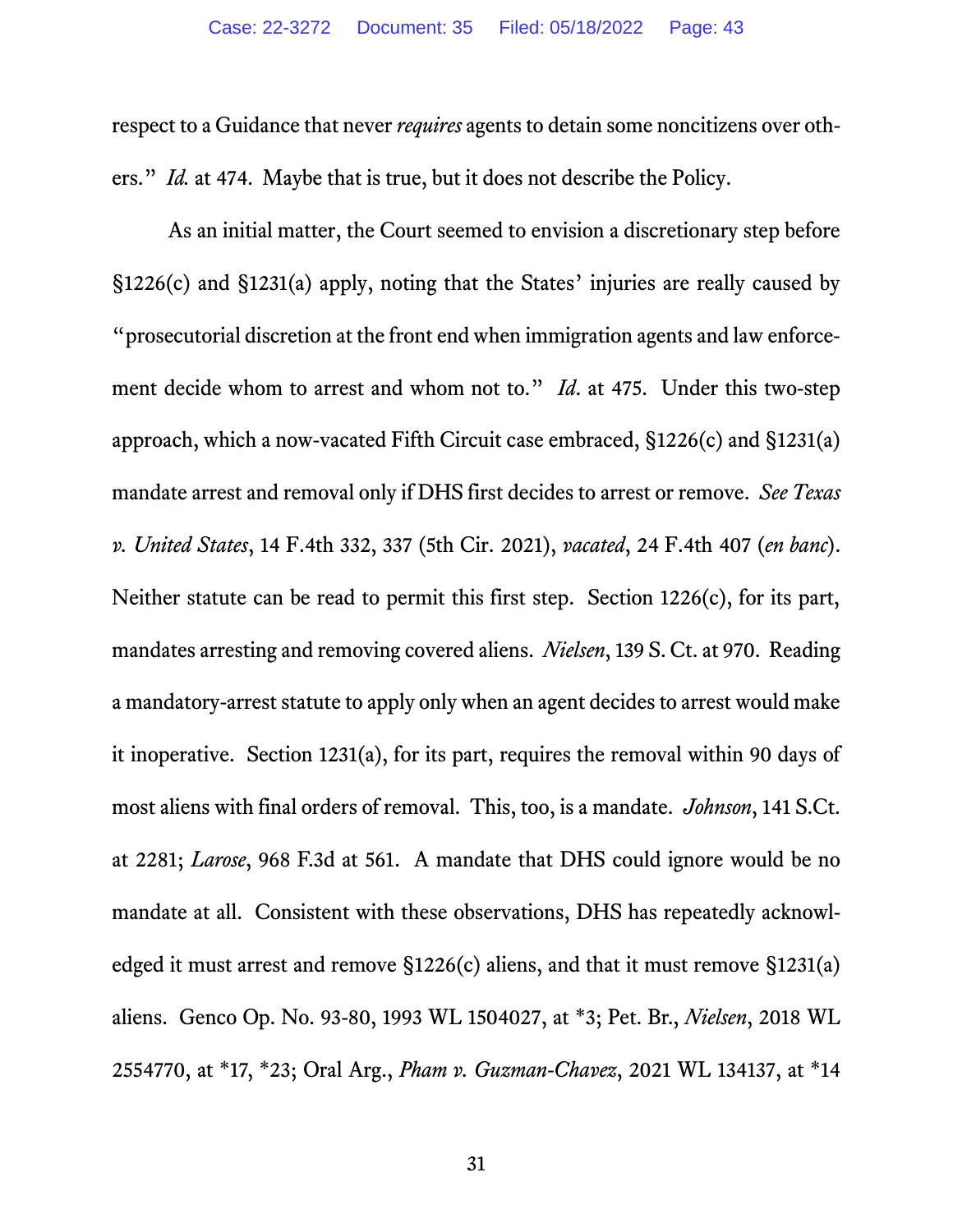respect to a Guidance that never *requires* agents to detain some noncitizens over others." *Id.* at 474. Maybe that is true, but it does not describe the Policy.

As an initial matter, the Court seemed to envision a discretionary step before §1226(c) and §1231(a) apply, noting that the States' injuries are really caused by "prosecutorial discretion at the front end when immigration agents and law enforcement decide whom to arrest and whom not to." *Id*. at 475. Under this two-step approach, which a now-vacated Fifth Circuit case embraced, §1226(c) and §1231(a) mandate arrest and removal only if DHS first decides to arrest or remove. *See Texas v. United States*, 14 F.4th 332, 337 (5th Cir. 2021), *vacated*, 24 F.4th 407 (*en banc*). Neither statute can be read to permit this first step. Section 1226(c), for its part, mandates arresting and removing covered aliens. *Nielsen*, 139 S. Ct. at 970. Reading a mandatory-arrest statute to apply only when an agent decides to arrest would make it inoperative. Section 1231(a), for its part, requires the removal within 90 days of most aliens with final orders of removal. This, too, is a mandate. *Johnson*, 141 S.Ct. at 2281; *Larose*, 968 F.3d at 561. A mandate that DHS could ignore would be no mandate at all. Consistent with these observations, DHS has repeatedly acknowledged it must arrest and remove §1226(c) aliens, and that it must remove §1231(a) aliens. Genco Op. No. 93-80, 1993 WL 1504027, at *3; Pet. Br., *Nielsen*, 2018 WL 2554770, at *17, *23; Oral Arg., *Pham v. Guzman-Chavez*, 2021 WL 134137, at *14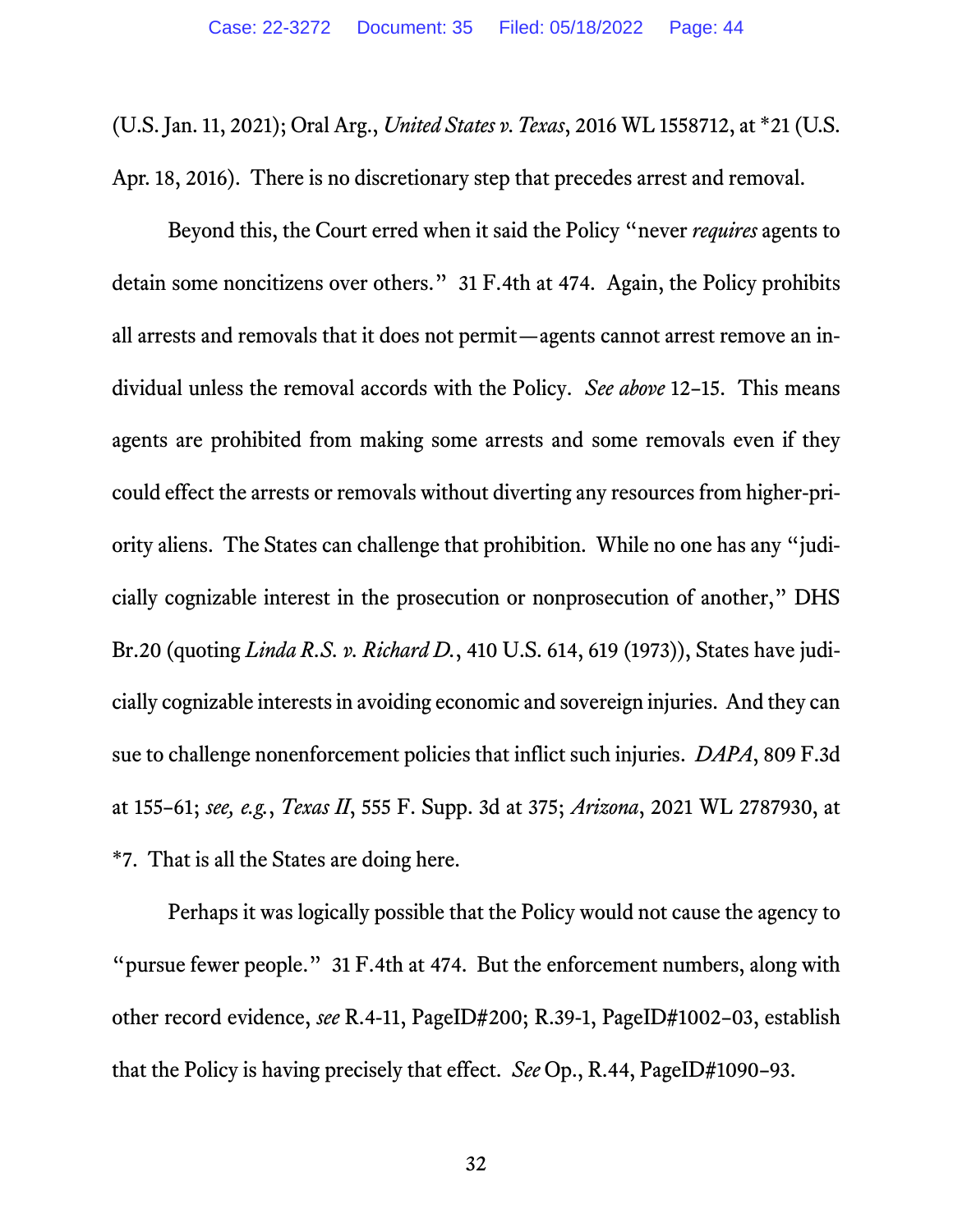(U.S. Jan. 11, 2021); Oral Arg., *United States v. Texas*, 2016 WL 1558712, at *21 (U.S. Apr. 18, 2016). There is no discretionary step that precedes arrest and removal.

Beyond this, the Court erred when it said the Policy "never *requires* agents to detain some noncitizens over others." 31 F.4th at 474. Again, the Policy prohibits all arrests and removals that it does not permit—agents cannot arrest remove an individual unless the removal accords with the Policy. *See above* 12–15. This means agents are prohibited from making some arrests and some removals even if they could effect the arrests or removals without diverting any resources from higher-priority aliens. The States can challenge that prohibition. While no one has any "judicially cognizable interest in the prosecution or nonprosecution of another," DHS Br.20 (quoting *Linda R.S. v. Richard D.*, 410 U.S. 614, 619 (1973)), States have judicially cognizable interests in avoiding economic and sovereign injuries. And they can sue to challenge nonenforcement policies that inflict such injuries. *DAPA*, 809 F.3d at 155–61; *see, e.g.*, *Texas II*, 555 F. Supp. 3d at 375; *Arizona*, 2021 WL 2787930, at *7. That is all the States are doing here.

Perhaps it was logically possible that the Policy would not cause the agency to "pursue fewer people." 31 F.4th at 474. But the enforcement numbers, along with other record evidence, *see* R.4-11, PageID#200; R.39-1, PageID#1002–03, establish that the Policy is having precisely that effect. *See* Op., R.44, PageID#1090–93.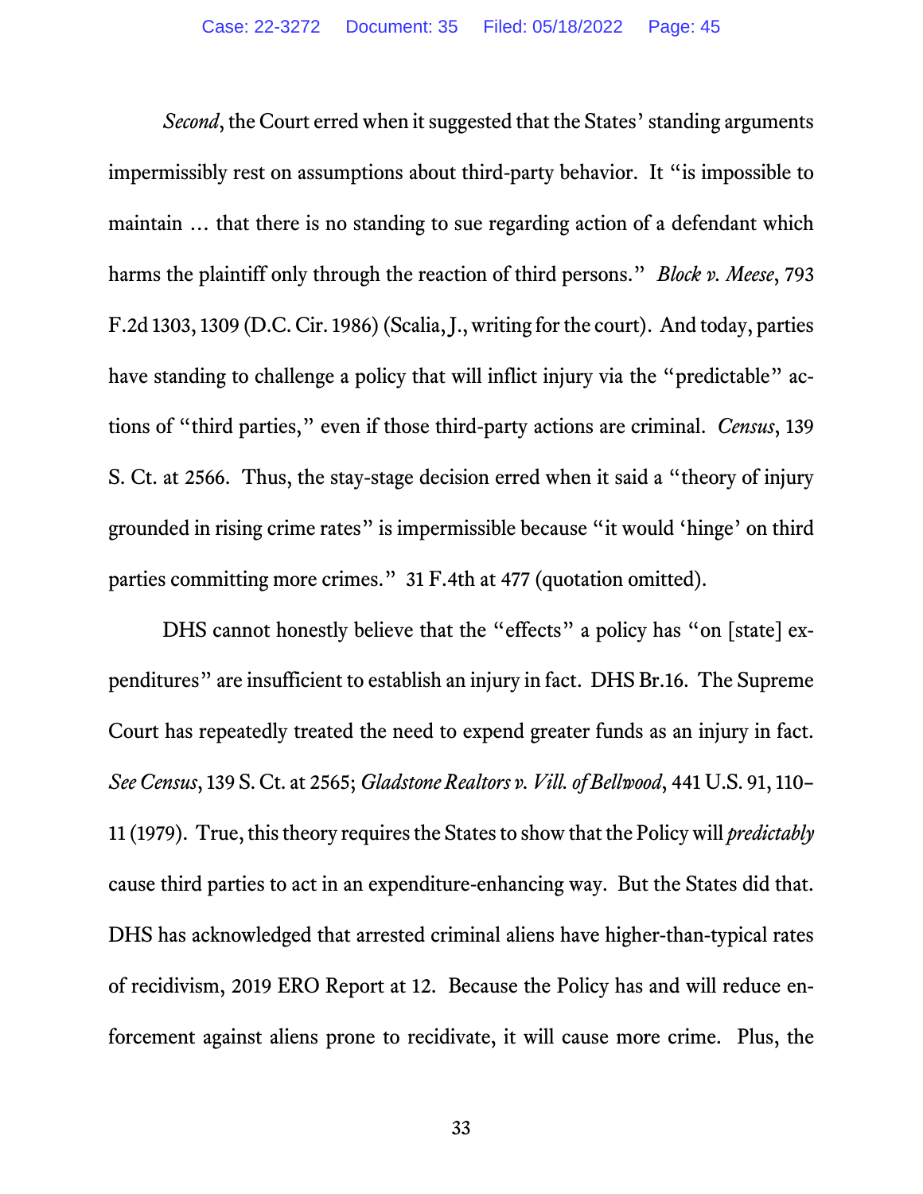*Second*, the Court erred when it suggested that the States' standing arguments impermissibly rest on assumptions about third-party behavior. It "is impossible to maintain … that there is no standing to sue regarding action of a defendant which harms the plaintiff only through the reaction of third persons." *Block v. Meese*, 793 F.2d 1303, 1309 (D.C. Cir. 1986) (Scalia, J., writing for the court). And today, parties have standing to challenge a policy that will inflict injury via the "predictable" actions of "third parties," even if those third-party actions are criminal. *Census*, 139 S. Ct. at 2566. Thus, the stay-stage decision erred when it said a "theory of injury grounded in rising crime rates" is impermissible because "it would 'hinge' on third parties committing more crimes." 31 F.4th at 477 (quotation omitted).

DHS cannot honestly believe that the "effects" a policy has "on [state] expenditures" are insufficient to establish an injury in fact. DHS Br.16. The Supreme Court has repeatedly treated the need to expend greater funds as an injury in fact. *See Census*, 139 S. Ct. at 2565; *Gladstone Realtors v. Vill. of Bellwood*, 441 U.S. 91, 110–11 (1979). True, this theory requires the States to show that the Policy will *predictably* cause third parties to act in an expenditure-enhancing way. But the States did that. DHS has acknowledged that arrested criminal aliens have higher-than-typical rates of recidivism, 2019 ERO Report at 12. Because the Policy has and will reduce enforcement against aliens prone to recidivate, it will cause more crime. Plus, the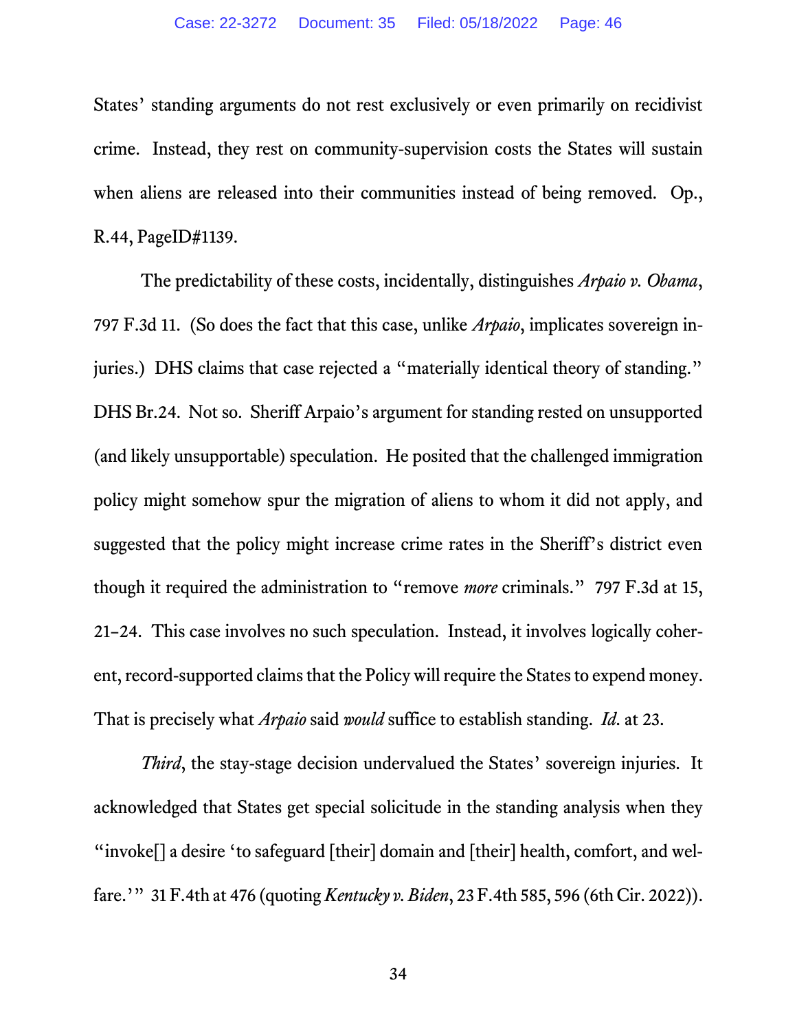States' standing arguments do not rest exclusively or even primarily on recidivist crime. Instead, they rest on community-supervision costs the States will sustain when aliens are released into their communities instead of being removed. Op., R.44, PageID#1139.

The predictability of these costs, incidentally, distinguishes *Arpaio v. Obama*, 797 F.3d 11. (So does the fact that this case, unlike *Arpaio*, implicates sovereign injuries.) DHS claims that case rejected a "materially identical theory of standing." DHS Br.24. Not so. Sheriff Arpaio's argument for standing rested on unsupported (and likely unsupportable) speculation. He posited that the challenged immigration policy might somehow spur the migration of aliens to whom it did not apply, and suggested that the policy might increase crime rates in the Sheriff's district even though it required the administration to "remove *more* criminals." 797 F.3d at 15, 21–24. This case involves no such speculation. Instead, it involves logically coherent, record-supported claims that the Policy will require the States to expend money. That is precisely what *Arpaio* said *would* suffice to establish standing. *Id.* at 23.

*Third*, the stay-stage decision undervalued the States' sovereign injuries. It acknowledged that States get special solicitude in the standing analysis when they "invoke[] a desire 'to safeguard [their] domain and [their] health, comfort, and welfare.'" 31 F.4th at 476 (quoting *Kentucky v. Biden*, 23 F.4th 585, 596 (6th Cir. 2022)).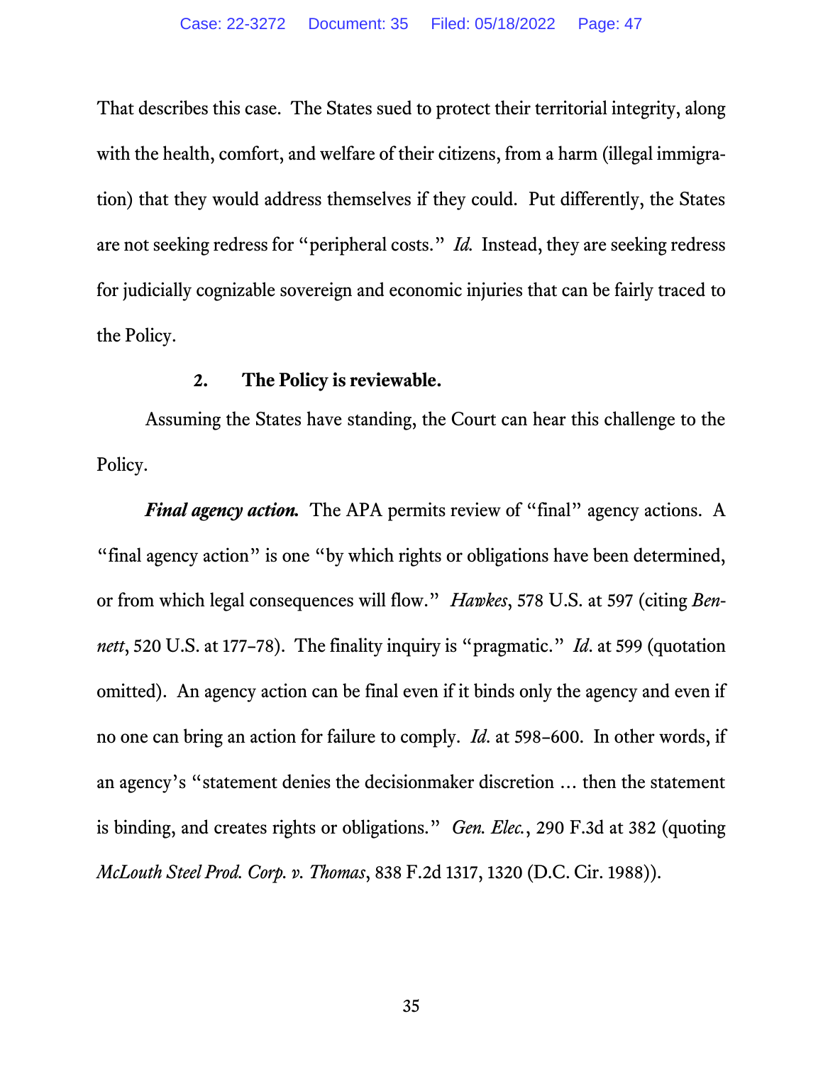That describes this case. The States sued to protect their territorial integrity, along with the health, comfort, and welfare of their citizens, from a harm (illegal immigration) that they would address themselves if they could. Put differently, the States are not seeking redress for "peripheral costs." *Id.* Instead, they are seeking redress for judicially cognizable sovereign and economic injuries that can be fairly traced to the Policy.

### 2. The Policy is reviewable.

Assuming the States have standing, the Court can hear this challenge to the Policy.

***Final agency action.*** The APA permits review of "final" agency actions. A "final agency action" is one "by which rights or obligations have been determined, or from which legal consequences will flow." *Hawkes*, 578 U.S. at 597 (citing *Bennett*, 520 U.S. at 177–78). The finality inquiry is "pragmatic." *Id.* at 599 (quotation omitted). An agency action can be final even if it binds only the agency and even if no one can bring an action for failure to comply. *Id.* at 598–600. In other words, if an agency's "statement denies the decisionmaker discretion … then the statement is binding, and creates rights or obligations." *Gen. Elec.*, 290 F.3d at 382 (quoting *McLouth Steel Prod. Corp. v. Thomas*, 838 F.2d 1317, 1320 (D.C. Cir. 1988)).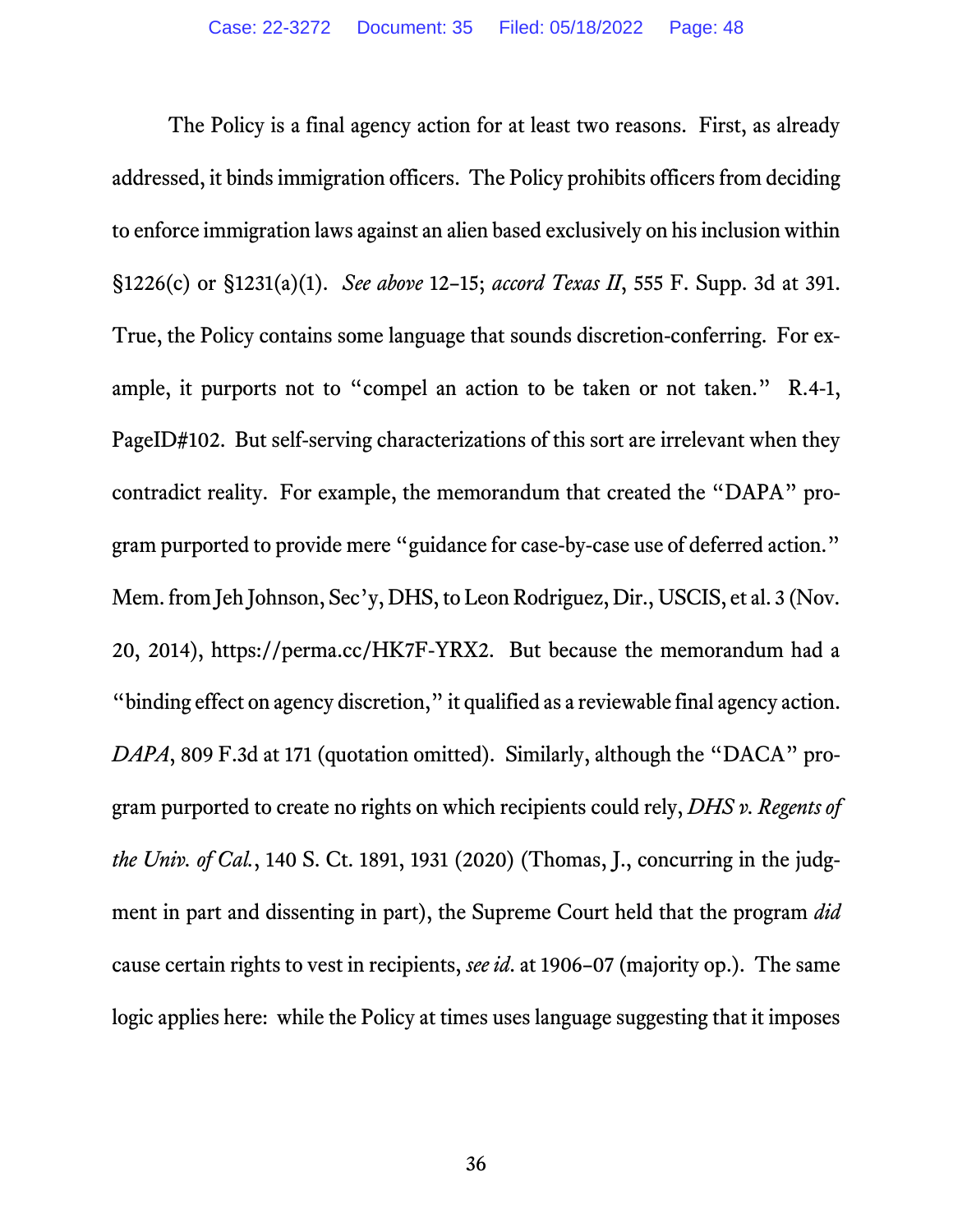The Policy is a final agency action for at least two reasons. First, as already addressed, it binds immigration officers. The Policy prohibits officers from deciding to enforce immigration laws against an alien based exclusively on his inclusion within §1226(c) or §1231(a)(1). *See above* 12–15; *accord Texas II*, 555 F. Supp. 3d at 391. True, the Policy contains some language that sounds discretion-conferring. For example, it purports not to "compel an action to be taken or not taken." R.4-1, PageID#102. But self-serving characterizations of this sort are irrelevant when they contradict reality. For example, the memorandum that created the "DAPA" program purported to provide mere "guidance for case-by-case use of deferred action." Mem. from Jeh Johnson, Sec'y, DHS, to Leon Rodriguez, Dir., USCIS, et al. 3 (Nov. 20, 2014), https://perma.cc/HK7F-YRX2. But because the memorandum had a "binding effect on agency discretion," it qualified as a reviewable final agency action. *DAPA*, 809 F.3d at 171 (quotation omitted). Similarly, although the "DACA" program purported to create no rights on which recipients could rely, *DHS v. Regents of the Univ. of Cal.*, 140 S. Ct. 1891, 1931 (2020) (Thomas, J., concurring in the judgment in part and dissenting in part), the Supreme Court held that the program *did* cause certain rights to vest in recipients, *see id.* at 1906–07 (majority op.). The same logic applies here: while the Policy at times uses language suggesting that it imposes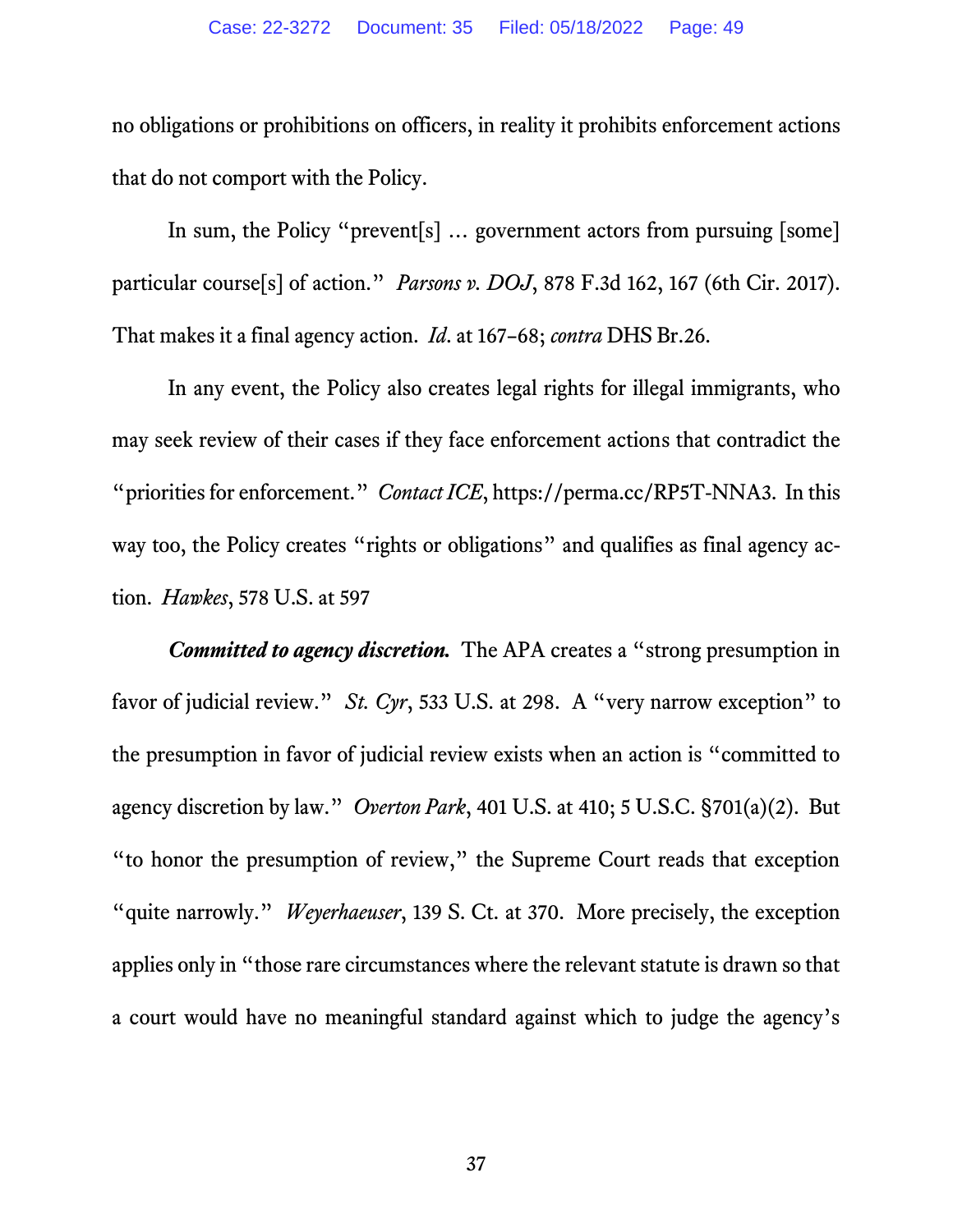no obligations or prohibitions on officers, in reality it prohibits enforcement actions that do not comport with the Policy.

In sum, the Policy "prevent[s] … government actors from pursuing [some] particular course[s] of action." *Parsons v. DOJ*, 878 F.3d 162, 167 (6th Cir. 2017). That makes it a final agency action. *Id*. at 167–68; *contra* DHS Br.26.

In any event, the Policy also creates legal rights for illegal immigrants, who may seek review of their cases if they face enforcement actions that contradict the "priorities for enforcement." *Contact ICE*, https://perma.cc/RP5T-NNA3. In this way too, the Policy creates "rights or obligations" and qualifies as final agency action. *Hawkes*, 578 U.S. at 597

***Committed to agency discretion.*** The APA creates a "strong presumption in favor of judicial review." *St. Cyr*, 533 U.S. at 298. A "very narrow exception" to the presumption in favor of judicial review exists when an action is "committed to agency discretion by law." *Overton Park*, 401 U.S. at 410; 5 U.S.C. §701(a)(2). But "to honor the presumption of review," the Supreme Court reads that exception "quite narrowly." *Weyerhaeuser*, 139 S. Ct. at 370. More precisely, the exception applies only in "those rare circumstances where the relevant statute is drawn so that a court would have no meaningful standard against which to judge the agency's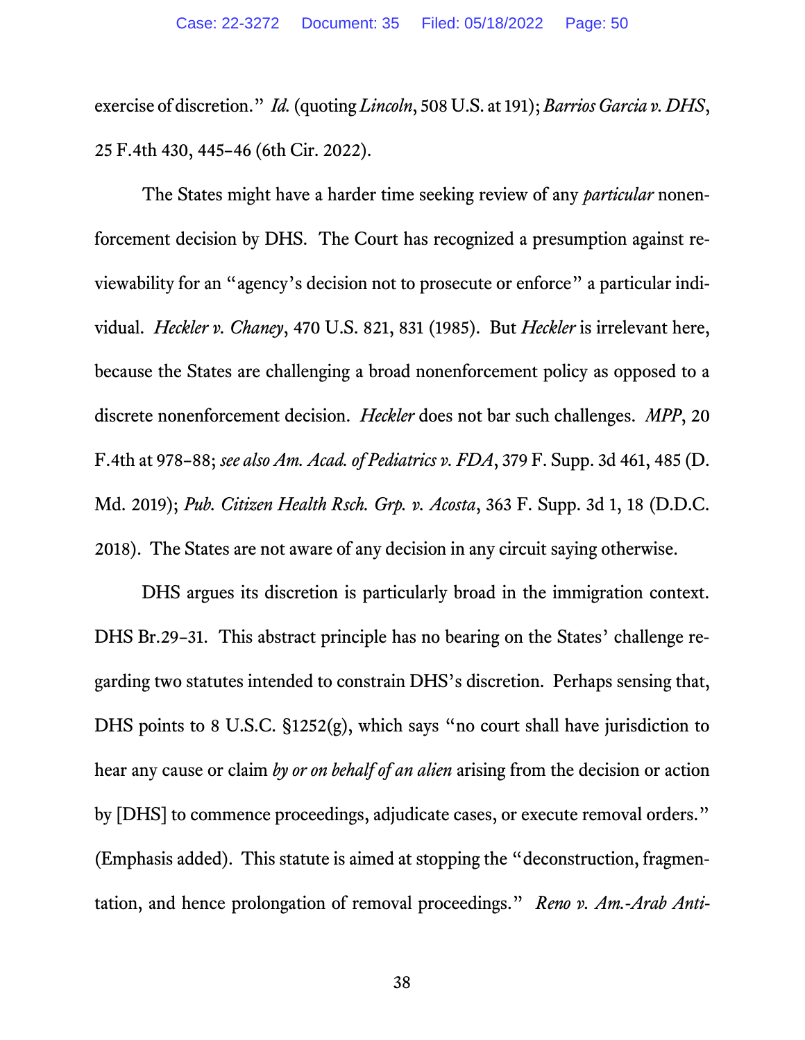exercise of discretion." *Id.* (quoting *Lincoln*, 508 U.S. at 191); *Barrios Garcia v. DHS*, 25 F.4th 430, 445–46 (6th Cir. 2022).

The States might have a harder time seeking review of any *particular* nonenforcement decision by DHS. The Court has recognized a presumption against reviewability for an "agency's decision not to prosecute or enforce" a particular individual. *Heckler v. Chaney*, 470 U.S. 821, 831 (1985). But *Heckler* is irrelevant here, because the States are challenging a broad nonenforcement policy as opposed to a discrete nonenforcement decision. *Heckler* does not bar such challenges. *MPP*, 20 F.4th at 978–88; *see also Am. Acad. of Pediatrics v. FDA*, 379 F. Supp. 3d 461, 485 (D. Md. 2019); *Pub. Citizen Health Rsch. Grp. v. Acosta*, 363 F. Supp. 3d 1, 18 (D.D.C. 2018). The States are not aware of any decision in any circuit saying otherwise.

DHS argues its discretion is particularly broad in the immigration context. DHS Br.29–31. This abstract principle has no bearing on the States' challenge regarding two statutes intended to constrain DHS's discretion. Perhaps sensing that, DHS points to 8 U.S.C. §1252(g), which says "no court shall have jurisdiction to hear any cause or claim *by or on behalf of an alien* arising from the decision or action by [DHS] to commence proceedings, adjudicate cases, or execute removal orders." (Emphasis added). This statute is aimed at stopping the "deconstruction, fragmentation, and hence prolongation of removal proceedings." *Reno v. Am.-Arab Anti-*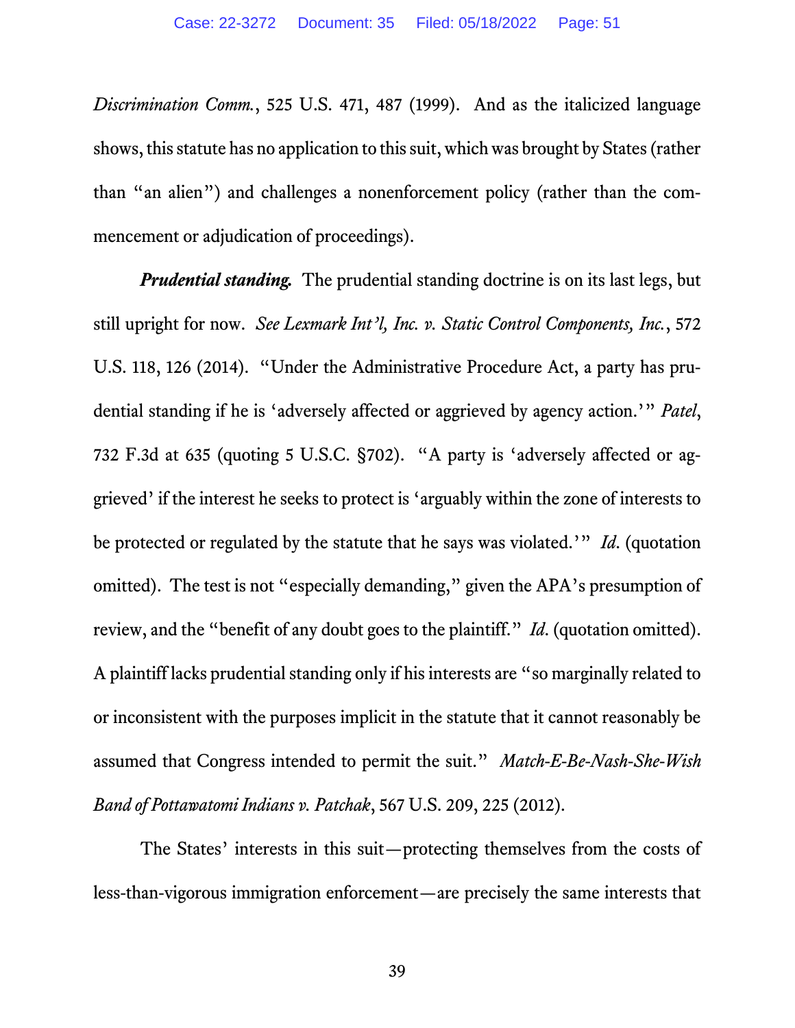*Discrimination Comm.*, 525 U.S. 471, 487 (1999). And as the italicized language shows, this statute has no application to this suit, which was brought by States (rather than "an alien") and challenges a nonenforcement policy (rather than the commencement or adjudication of proceedings).

***Prudential standing.*** The prudential standing doctrine is on its last legs, but still upright for now. *See Lexmark Int'l, Inc. v. Static Control Components, Inc.*, 572 U.S. 118, 126 (2014). "Under the Administrative Procedure Act, a party has prudential standing if he is 'adversely affected or aggrieved by agency action.'" *Patel*, 732 F.3d at 635 (quoting 5 U.S.C. §702). "A party is 'adversely affected or aggrieved' if the interest he seeks to protect is 'arguably within the zone of interests to be protected or regulated by the statute that he says was violated.'" *Id.* (quotation omitted). The test is not "especially demanding," given the APA's presumption of review, and the "benefit of any doubt goes to the plaintiff." *Id.* (quotation omitted). A plaintiff lacks prudential standing only if his interests are "so marginally related to or inconsistent with the purposes implicit in the statute that it cannot reasonably be assumed that Congress intended to permit the suit." *Match-E-Be-Nash-She-Wish Band of Pottawatomi Indians v. Patchak*, 567 U.S. 209, 225 (2012).

The States' interests in this suit—protecting themselves from the costs of less-than-vigorous immigration enforcement—are precisely the same interests that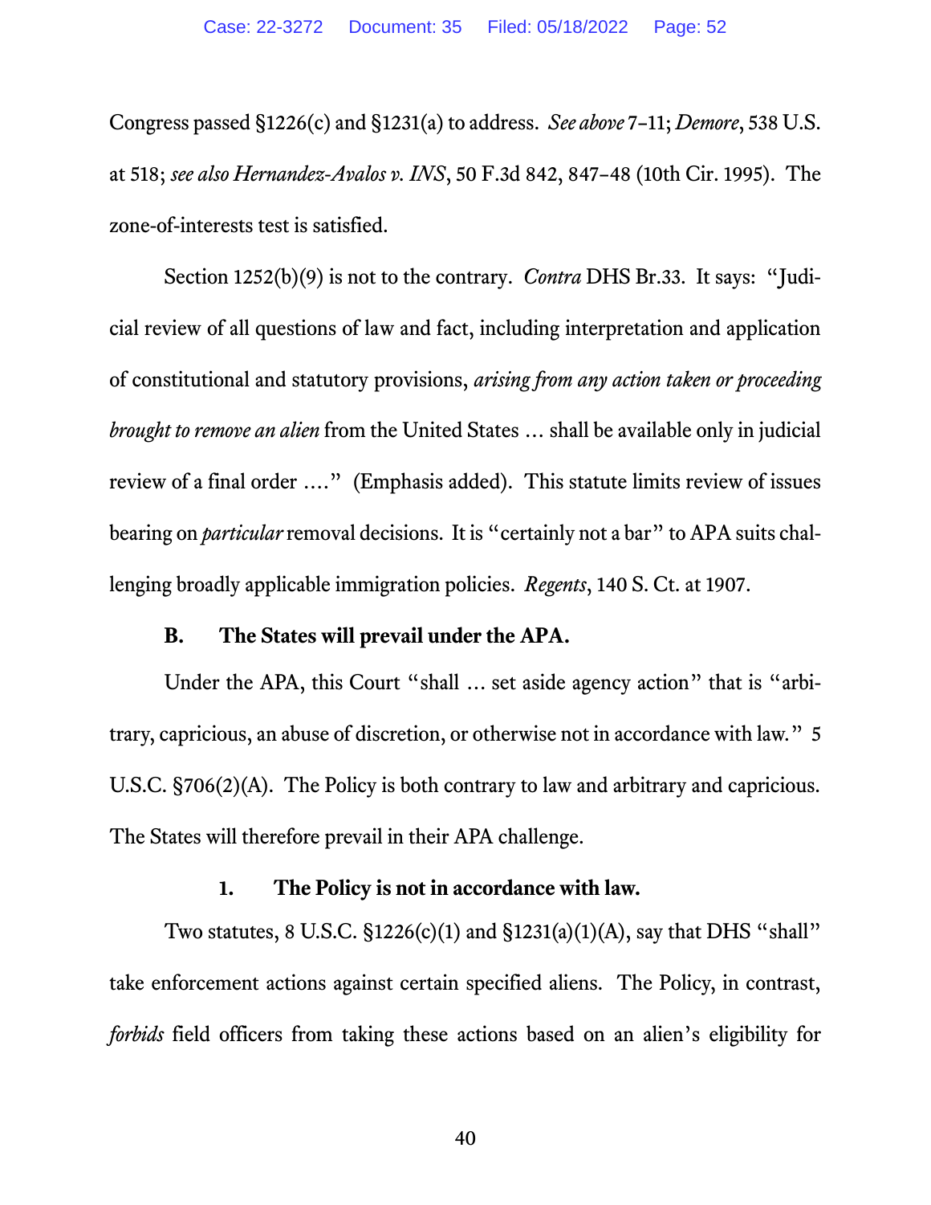Congress passed §1226(c) and §1231(a) to address. *See above* 7–11; *Demore*, 538 U.S. at 518; *see also Hernandez-Avalos v. INS*, 50 F.3d 842, 847–48 (10th Cir. 1995). The zone-of-interests test is satisfied.

Section 1252(b)(9) is not to the contrary. *Contra* DHS Br.33. It says: "Judicial review of all questions of law and fact, including interpretation and application of constitutional and statutory provisions, *arising from any action taken or proceeding brought to remove an alien* from the United States … shall be available only in judicial review of a final order …." (Emphasis added). This statute limits review of issues bearing on *particular* removal decisions. It is "certainly not a bar" to APA suits challenging broadly applicable immigration policies. *Regents*, 140 S. Ct. at 1907.

### B. The States will prevail under the APA.

Under the APA, this Court "shall … set aside agency action" that is "arbitrary, capricious, an abuse of discretion, or otherwise not in accordance with law." 5 U.S.C. §706(2)(A). The Policy is both contrary to law and arbitrary and capricious. The States will therefore prevail in their APA challenge.

#### 1. The Policy is not in accordance with law.

Two statutes, 8 U.S.C. §1226(c)(1) and §1231(a)(1)(A), say that DHS "shall" take enforcement actions against certain specified aliens. The Policy, in contrast, *forbids* field officers from taking these actions based on an alien's eligibility for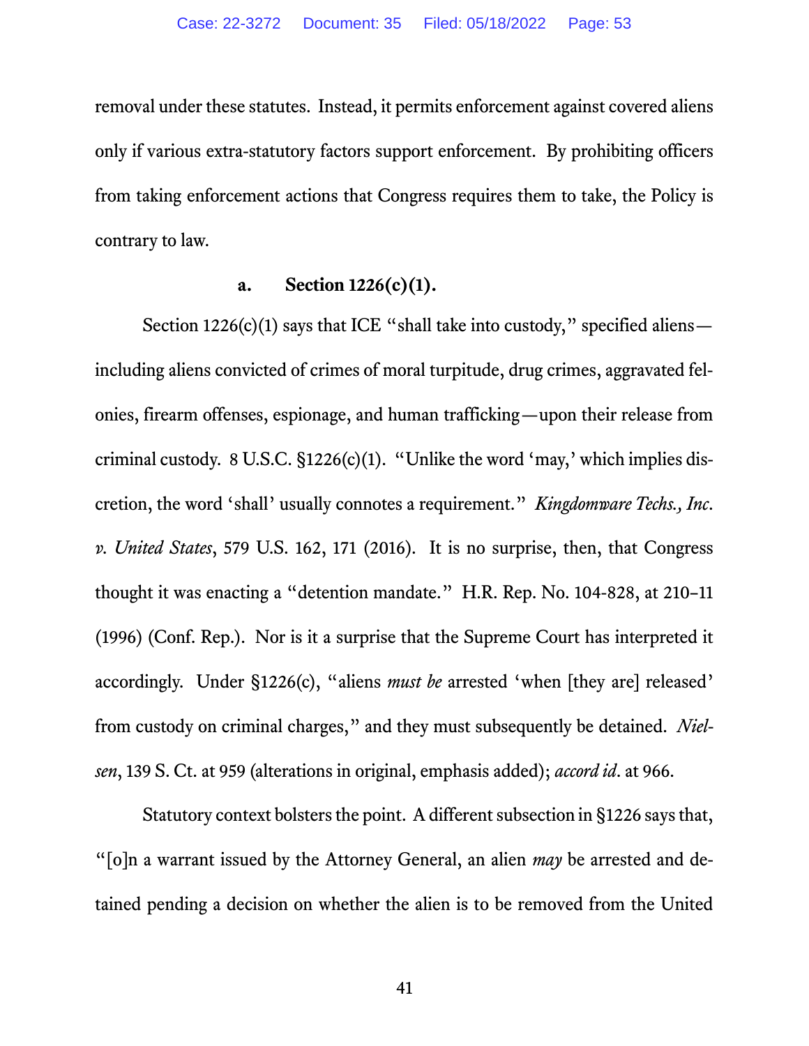removal under these statutes. Instead, it permits enforcement against covered aliens only if various extra-statutory factors support enforcement. By prohibiting officers from taking enforcement actions that Congress requires them to take, the Policy is contrary to law.

#### a. Section 1226(c)(1).

Section 1226(c)(1) says that ICE "shall take into custody," specified aliens—including aliens convicted of crimes of moral turpitude, drug crimes, aggravated felonies, firearm offenses, espionage, and human trafficking—upon their release from criminal custody. 8 U.S.C. §1226(c)(1). "Unlike the word 'may,' which implies discretion, the word 'shall' usually connotes a requirement." *Kingdomware Techs., Inc. v. United States*, 579 U.S. 162, 171 (2016). It is no surprise, then, that Congress thought it was enacting a "detention mandate." H.R. Rep. No. 104-828, at 210–11 (1996) (Conf. Rep.). Nor is it a surprise that the Supreme Court has interpreted it accordingly. Under §1226(c), "aliens *must be* arrested 'when [they are] released' from custody on criminal charges," and they must subsequently be detained. *Nielsen*, 139 S. Ct. at 959 (alterations in original, emphasis added); *accord id*. at 966.

Statutory context bolsters the point. A different subsection in §1226 says that, "[o]n a warrant issued by the Attorney General, an alien *may* be arrested and detained pending a decision on whether the alien is to be removed from the United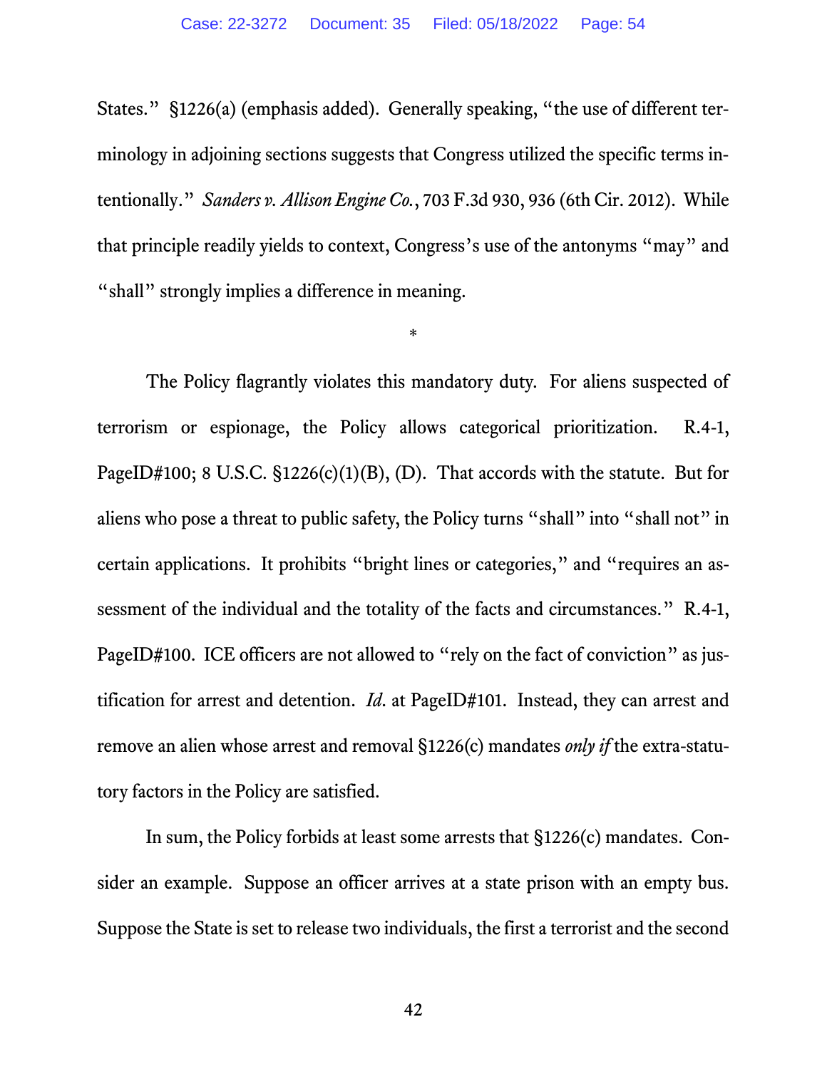States." §1226(a) (emphasis added). Generally speaking, "the use of different terminology in adjoining sections suggests that Congress utilized the specific terms intentionally." *Sanders v. Allison Engine Co.*, 703 F.3d 930, 936 (6th Cir. 2012). While that principle readily yields to context, Congress's use of the antonyms "may" and "shall" strongly implies a difference in meaning.

*

The Policy flagrantly violates this mandatory duty. For aliens suspected of terrorism or espionage, the Policy allows categorical prioritization. R.4-1, PageID#100; 8 U.S.C. §1226(c)(1)(B), (D). That accords with the statute. But for aliens who pose a threat to public safety, the Policy turns "shall" into "shall not" in certain applications. It prohibits "bright lines or categories," and "requires an assessment of the individual and the totality of the facts and circumstances." R.4-1, PageID#100. ICE officers are not allowed to "rely on the fact of conviction" as justification for arrest and detention. *Id.* at PageID#101. Instead, they can arrest and remove an alien whose arrest and removal §1226(c) mandates *only if* the extra-statutory factors in the Policy are satisfied.

In sum, the Policy forbids at least some arrests that §1226(c) mandates. Consider an example. Suppose an officer arrives at a state prison with an empty bus. Suppose the State is set to release two individuals, the first a terrorist and the second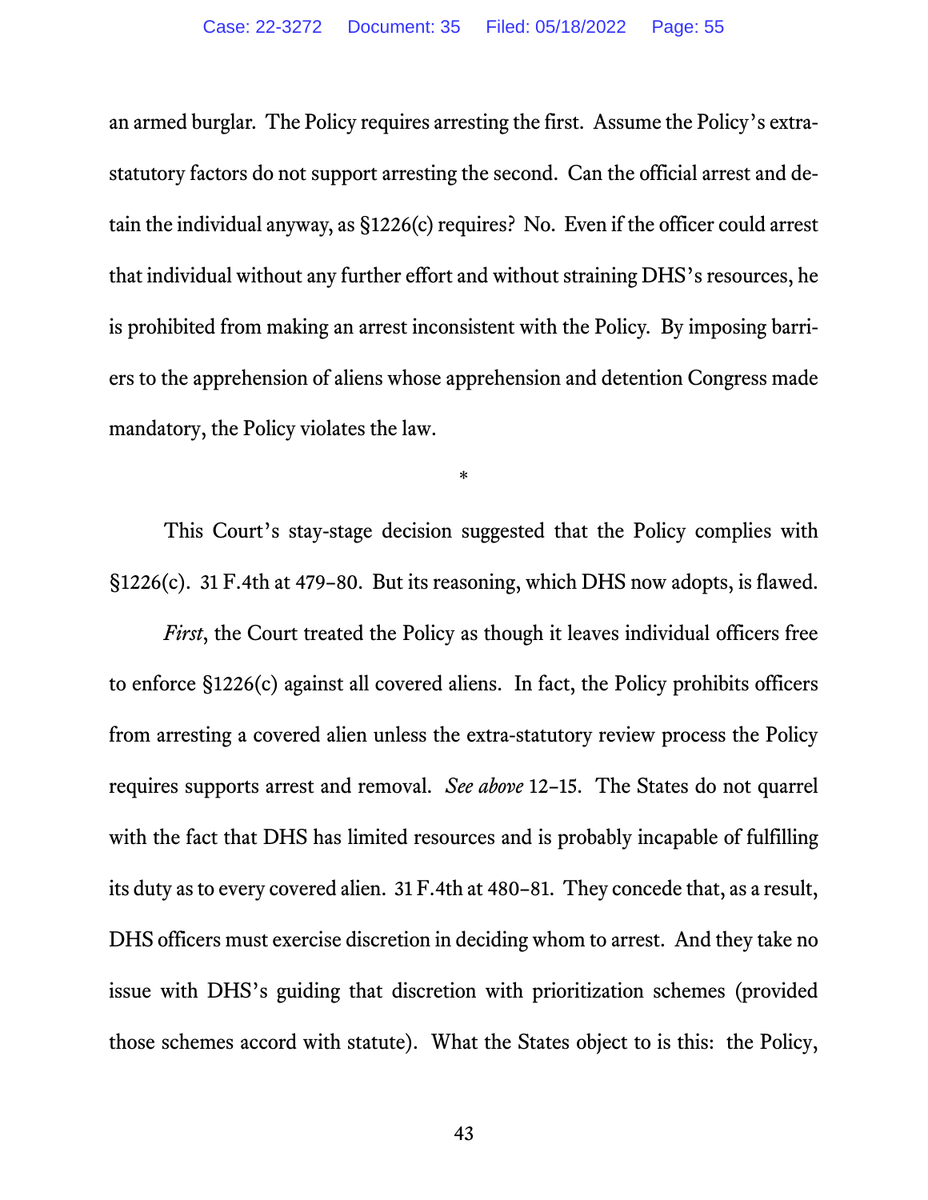an armed burglar. The Policy requires arresting the first. Assume the Policy's extra-statutory factors do not support arresting the second. Can the official arrest and detain the individual anyway, as §1226(c) requires? No. Even if the officer could arrest that individual without any further effort and without straining DHS's resources, he is prohibited from making an arrest inconsistent with the Policy. By imposing barriers to the apprehension of aliens whose apprehension and detention Congress made mandatory, the Policy violates the law.

*

This Court's stay-stage decision suggested that the Policy complies with §1226(c). 31 F.4th at 479–80. But its reasoning, which DHS now adopts, is flawed.

*First*, the Court treated the Policy as though it leaves individual officers free to enforce §1226(c) against all covered aliens. In fact, the Policy prohibits officers from arresting a covered alien unless the extra-statutory review process the Policy requires supports arrest and removal. *See above* 12–15. The States do not quarrel with the fact that DHS has limited resources and is probably incapable of fulfilling its duty as to every covered alien. 31 F.4th at 480–81. They concede that, as a result, DHS officers must exercise discretion in deciding whom to arrest. And they take no issue with DHS's guiding that discretion with prioritization schemes (provided those schemes accord with statute). What the States object to is this: the Policy,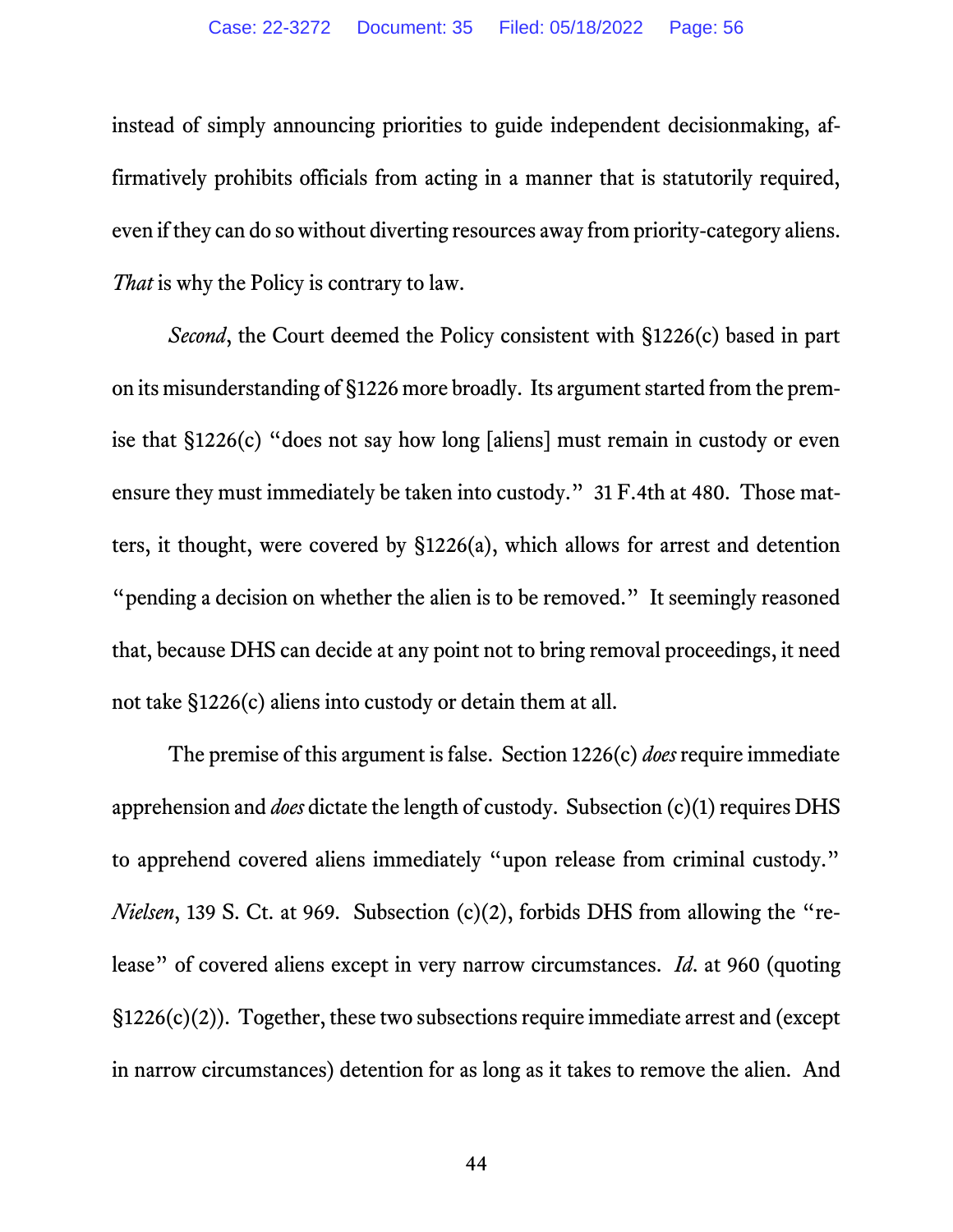instead of simply announcing priorities to guide independent decisionmaking, affirmatively prohibits officials from acting in a manner that is statutorily required, even if they can do so without diverting resources away from priority-category aliens. *That* is why the Policy is contrary to law.

*Second*, the Court deemed the Policy consistent with §1226(c) based in part on its misunderstanding of §1226 more broadly. Its argument started from the premise that §1226(c) "does not say how long [aliens] must remain in custody or even ensure they must immediately be taken into custody." 31 F.4th at 480. Those matters, it thought, were covered by §1226(a), which allows for arrest and detention "pending a decision on whether the alien is to be removed." It seemingly reasoned that, because DHS can decide at any point not to bring removal proceedings, it need not take §1226(c) aliens into custody or detain them at all.

The premise of this argument is false. Section 1226(c) *does* require immediate apprehension and *does* dictate the length of custody. Subsection (c)(1) requires DHS to apprehend covered aliens immediately "upon release from criminal custody." *Nielsen*, 139 S. Ct. at 969. Subsection (c)(2), forbids DHS from allowing the "release" of covered aliens except in very narrow circumstances. *Id*. at 960 (quoting §1226(c)(2)). Together, these two subsections require immediate arrest and (except in narrow circumstances) detention for as long as it takes to remove the alien. And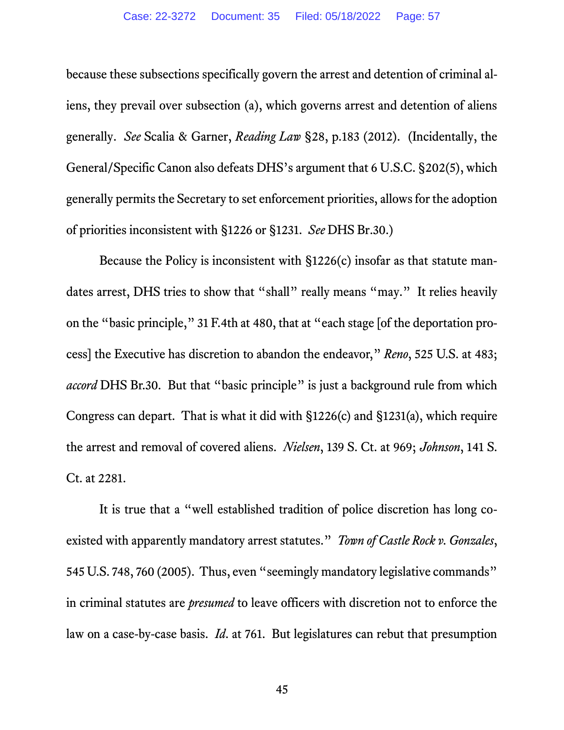because these subsections specifically govern the arrest and detention of criminal aliens, they prevail over subsection (a), which governs arrest and detention of aliens generally. *See* Scalia & Garner, *Reading Law* §28, p.183 (2012). (Incidentally, the General/Specific Canon also defeats DHS's argument that 6 U.S.C. §202(5), which generally permits the Secretary to set enforcement priorities, allows for the adoption of priorities inconsistent with §1226 or §1231. *See* DHS Br.30.)

Because the Policy is inconsistent with §1226(c) insofar as that statute mandates arrest, DHS tries to show that "shall" really means "may." It relies heavily on the "basic principle," 31 F.4th at 480, that at "each stage [of the deportation process] the Executive has discretion to abandon the endeavor," *Reno*, 525 U.S. at 483; *accord* DHS Br.30. But that "basic principle" is just a background rule from which Congress can depart. That is what it did with §1226(c) and §1231(a), which require the arrest and removal of covered aliens. *Nielsen*, 139 S. Ct. at 969; *Johnson*, 141 S. Ct. at 2281.

It is true that a "well established tradition of police discretion has long coexisted with apparently mandatory arrest statutes." *Town of Castle Rock v. Gonzales*, 545 U.S. 748, 760 (2005). Thus, even "seemingly mandatory legislative commands" in criminal statutes are *presumed* to leave officers with discretion not to enforce the law on a case-by-case basis. *Id.* at 761. But legislatures can rebut that presumption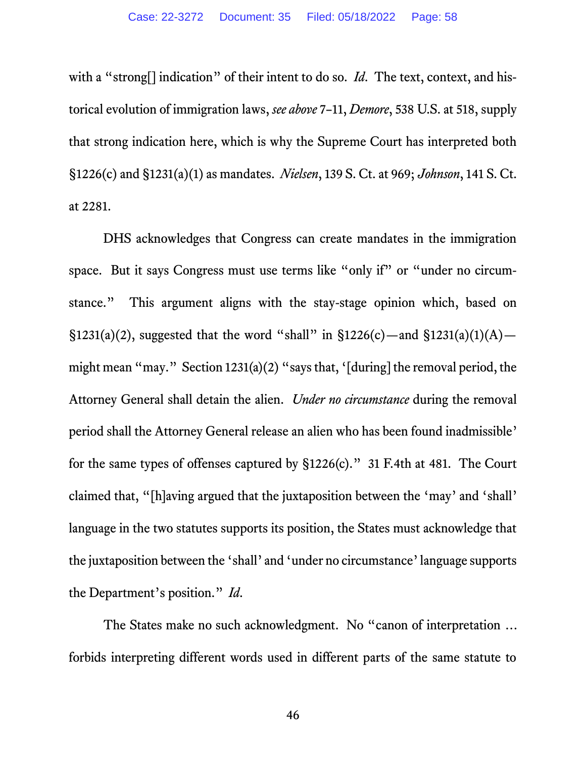with a "strong[] indication" of their intent to do so. *Id*. The text, context, and historical evolution of immigration laws, *see above* 7–11, *Demore*, 538 U.S. at 518, supply that strong indication here, which is why the Supreme Court has interpreted both §1226(c) and §1231(a)(1) as mandates. *Nielsen*, 139 S. Ct. at 969; *Johnson*, 141 S. Ct. at 2281.

DHS acknowledges that Congress can create mandates in the immigration space. But it says Congress must use terms like "only if" or "under no circumstance." This argument aligns with the stay-stage opinion which, based on §1231(a)(2), suggested that the word "shall" in §1226(c)—and §1231(a)(1)(A)—might mean "may." Section 1231(a)(2) "says that, '[during] the removal period, the Attorney General shall detain the alien. *Under no circumstance* during the removal period shall the Attorney General release an alien who has been found inadmissible' for the same types of offenses captured by §1226(c)." 31 F.4th at 481. The Court claimed that, "[h]aving argued that the juxtaposition between the 'may' and 'shall' language in the two statutes supports its position, the States must acknowledge that the juxtaposition between the 'shall' and 'under no circumstance' language supports the Department's position." *Id*.

The States make no such acknowledgment. No "canon of interpretation … forbids interpreting different words used in different parts of the same statute to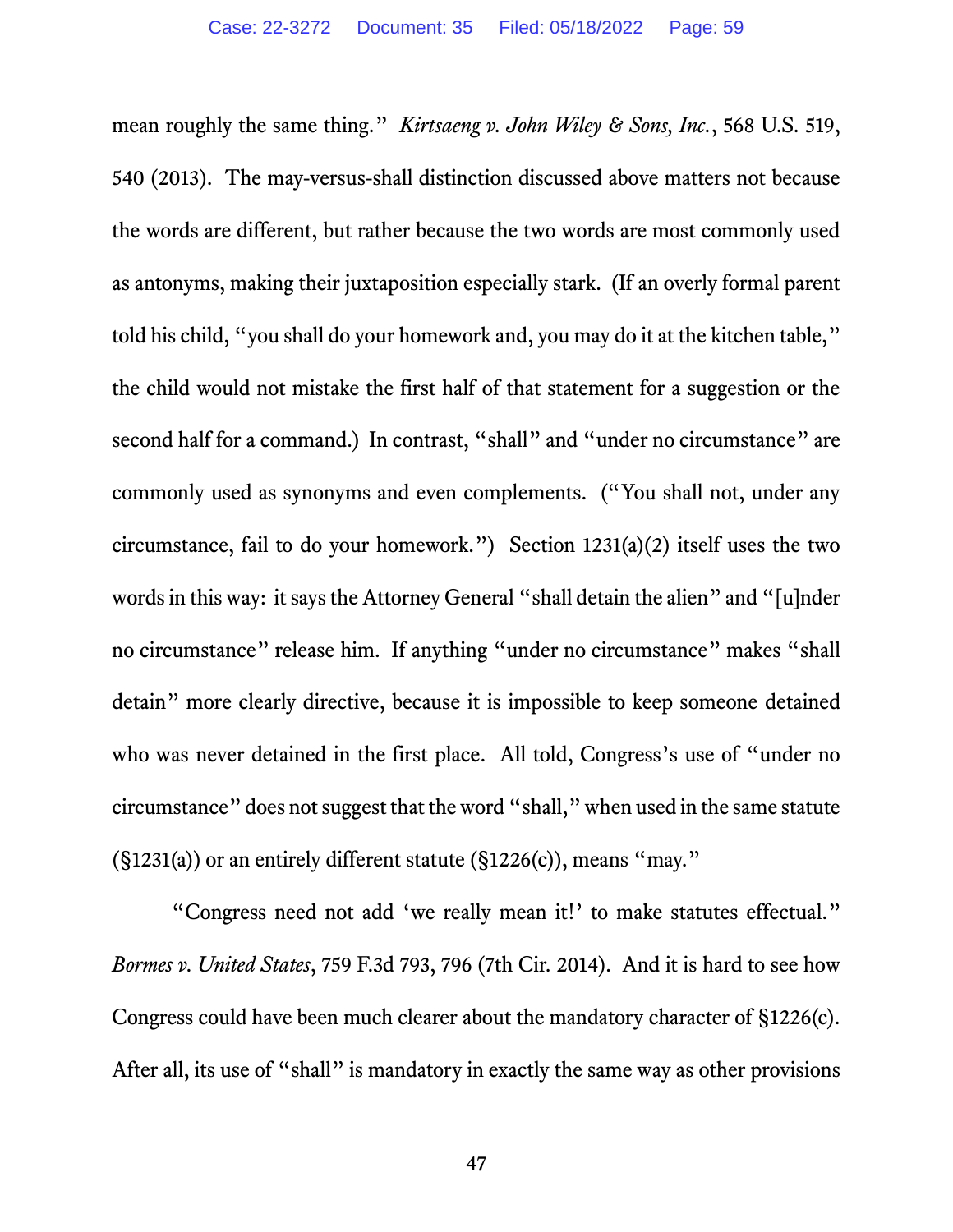mean roughly the same thing." *Kirtsaeng v. John Wiley & Sons, Inc.*, 568 U.S. 519, 540 (2013). The may-versus-shall distinction discussed above matters not because the words are different, but rather because the two words are most commonly used as antonyms, making their juxtaposition especially stark. (If an overly formal parent told his child, "you shall do your homework and, you may do it at the kitchen table," the child would not mistake the first half of that statement for a suggestion or the second half for a command.) In contrast, "shall" and "under no circumstance" are commonly used as synonyms and even complements. ("You shall not, under any circumstance, fail to do your homework.") Section 1231(a)(2) itself uses the two words in this way: it says the Attorney General "shall detain the alien" and "[u]nder no circumstance" release him. If anything "under no circumstance" makes "shall detain" more clearly directive, because it is impossible to keep someone detained who was never detained in the first place. All told, Congress's use of "under no circumstance" does not suggest that the word "shall," when used in the same statute (§1231(a)) or an entirely different statute (§1226(c)), means "may."

"Congress need not add 'we really mean it!' to make statutes effectual." *Bormes v. United States*, 759 F.3d 793, 796 (7th Cir. 2014). And it is hard to see how Congress could have been much clearer about the mandatory character of §1226(c). After all, its use of "shall" is mandatory in exactly the same way as other provisions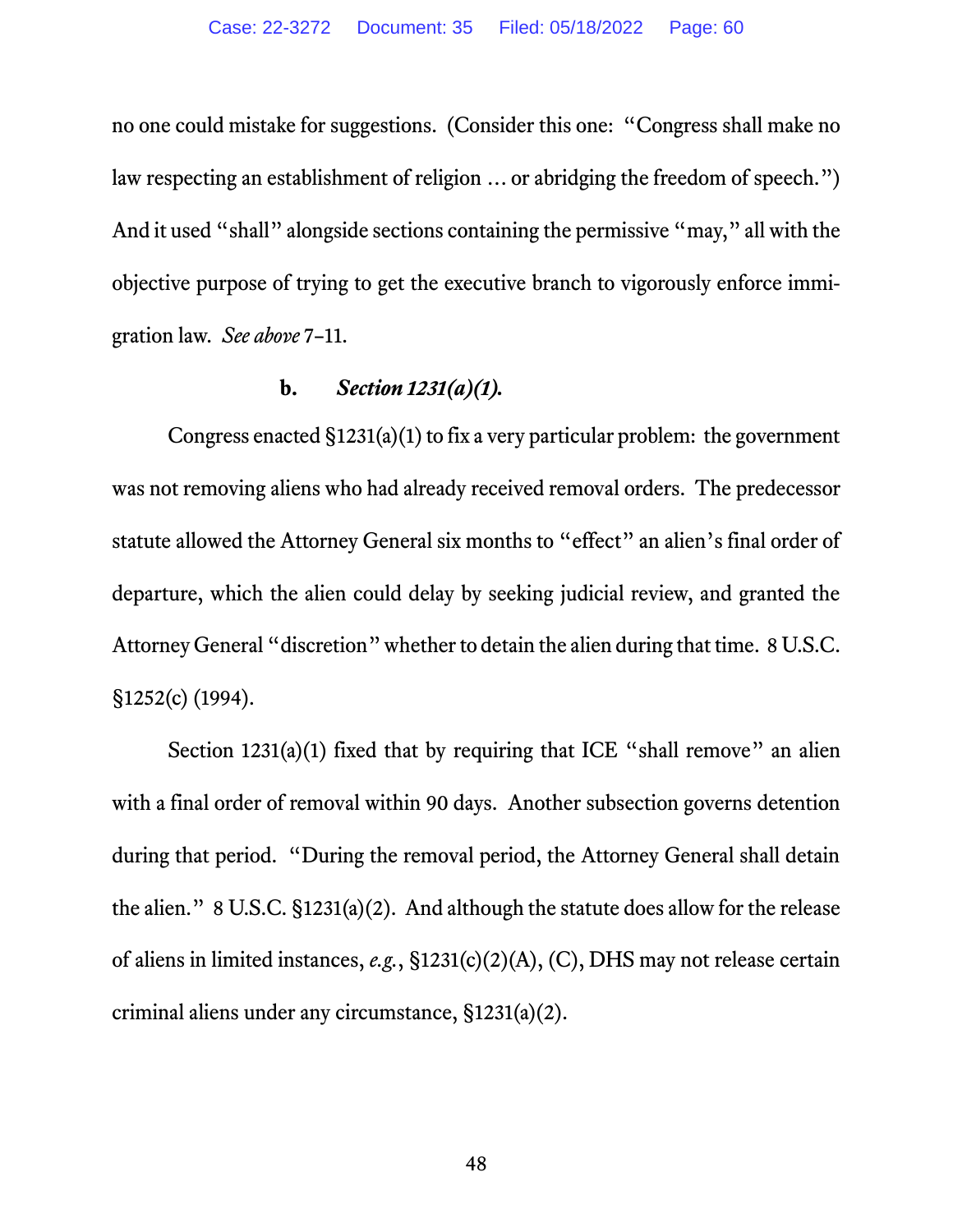no one could mistake for suggestions. (Consider this one: "Congress shall make no law respecting an establishment of religion … or abridging the freedom of speech.") And it used "shall" alongside sections containing the permissive "may," all with the objective purpose of trying to get the executive branch to vigorously enforce immigration law. *See above* 7–11.

### b. *Section 1231(a)(1).*

Congress enacted §1231(a)(1) to fix a very particular problem: the government was not removing aliens who had already received removal orders. The predecessor statute allowed the Attorney General six months to "effect" an alien's final order of departure, which the alien could delay by seeking judicial review, and granted the Attorney General "discretion" whether to detain the alien during that time. 8 U.S.C. §1252(c) (1994).

Section 1231(a)(1) fixed that by requiring that ICE "shall remove" an alien with a final order of removal within 90 days. Another subsection governs detention during that period. "During the removal period, the Attorney General shall detain the alien." 8 U.S.C. §1231(a)(2). And although the statute does allow for the release of aliens in limited instances, *e.g.*, §1231(c)(2)(A), (C), DHS may not release certain criminal aliens under any circumstance, §1231(a)(2).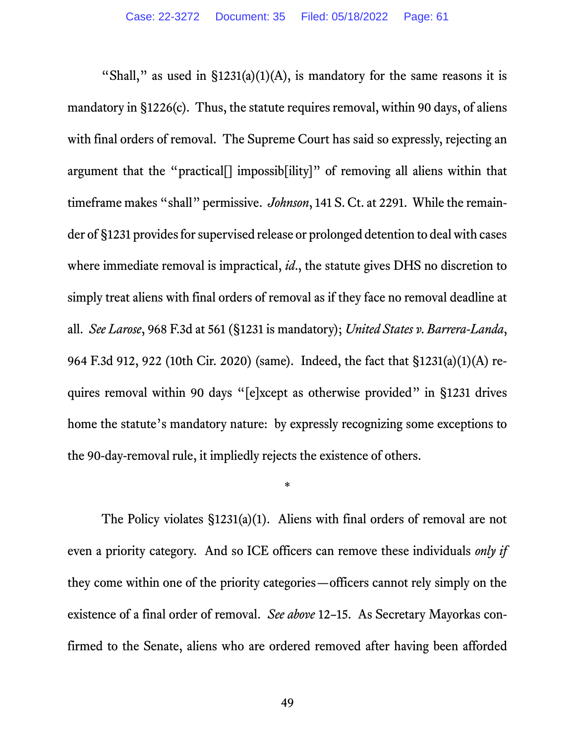"Shall," as used in §1231(a)(1)(A), is mandatory for the same reasons it is mandatory in §1226(c). Thus, the statute requires removal, within 90 days, of aliens with final orders of removal. The Supreme Court has said so expressly, rejecting an argument that the "practical[] impossib[ility]" of removing all aliens within that timeframe makes "shall" permissive. *Johnson*, 141 S. Ct. at 2291. While the remainder of §1231 provides for supervised release or prolonged detention to deal with cases where immediate removal is impractical, *id*., the statute gives DHS no discretion to simply treat aliens with final orders of removal as if they face no removal deadline at all. *See Larose*, 968 F.3d at 561 (§1231 is mandatory); *United States v. Barrera-Landa*, 964 F.3d 912, 922 (10th Cir. 2020) (same). Indeed, the fact that §1231(a)(1)(A) requires removal within 90 days "[e]xcept as otherwise provided" in §1231 drives home the statute's mandatory nature: by expressly recognizing some exceptions to the 90-day-removal rule, it impliedly rejects the existence of others.

*

The Policy violates §1231(a)(1). Aliens with final orders of removal are not even a priority category. And so ICE officers can remove these individuals *only if* they come within one of the priority categories—officers cannot rely simply on the existence of a final order of removal. *See above* 12–15. As Secretary Mayorkas confirmed to the Senate, aliens who are ordered removed after having been afforded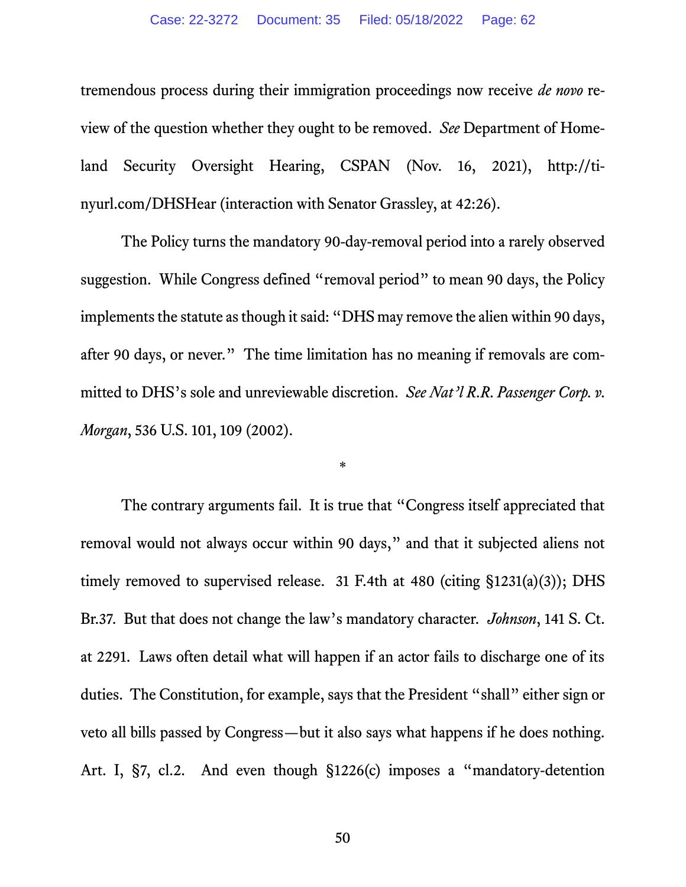tremendous process during their immigration proceedings now receive *de novo* review of the question whether they ought to be removed. *See* Department of Homeland Security Oversight Hearing, CSPAN (Nov. 16, 2021), http://tinyurl.com/DHSHear (interaction with Senator Grassley, at 42:26).

The Policy turns the mandatory 90-day-removal period into a rarely observed suggestion. While Congress defined "removal period" to mean 90 days, the Policy implements the statute as though it said: "DHS may remove the alien within 90 days, after 90 days, or never." The time limitation has no meaning if removals are committed to DHS's sole and unreviewable discretion. *See Nat'l R.R. Passenger Corp. v. Morgan*, 536 U.S. 101, 109 (2002).

*

The contrary arguments fail. It is true that "Congress itself appreciated that removal would not always occur within 90 days," and that it subjected aliens not timely removed to supervised release. 31 F.4th at 480 (citing §1231(a)(3)); DHS Br.37. But that does not change the law's mandatory character. *Johnson*, 141 S. Ct. at 2291. Laws often detail what will happen if an actor fails to discharge one of its duties. The Constitution, for example, says that the President "shall" either sign or veto all bills passed by Congress—but it also says what happens if he does nothing. Art. I, §7, cl.2. And even though §1226(c) imposes a "mandatory-detention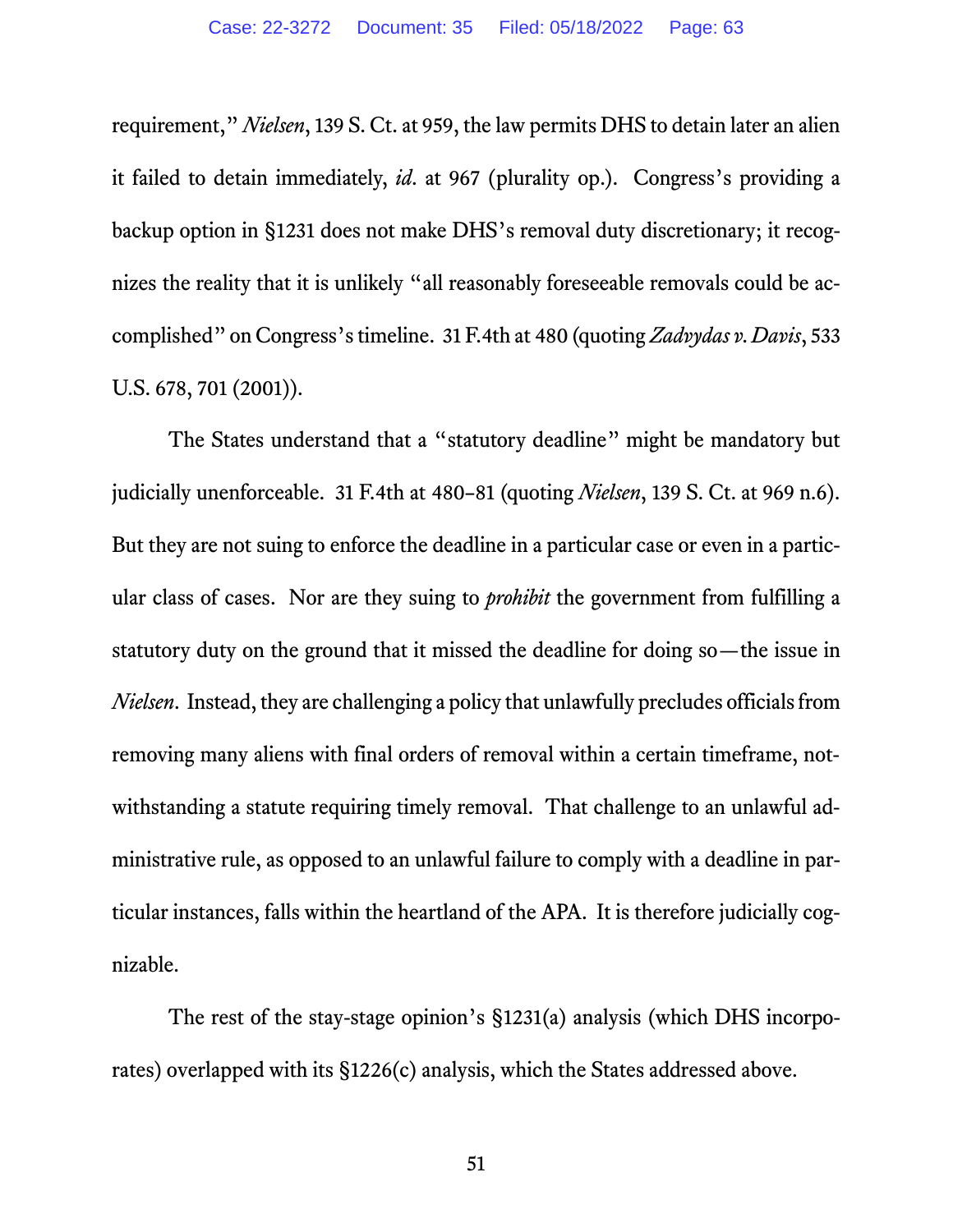requirement," *Nielsen*, 139 S. Ct. at 959, the law permits DHS to detain later an alien it failed to detain immediately, *id.* at 967 (plurality op.). Congress's providing a backup option in §1231 does not make DHS's removal duty discretionary; it recognizes the reality that it is unlikely "all reasonably foreseeable removals could be accomplished" on Congress's timeline. 31 F.4th at 480 (quoting *Zadvydas v. Davis*, 533 U.S. 678, 701 (2001)).

The States understand that a "statutory deadline" might be mandatory but judicially unenforceable. 31 F.4th at 480–81 (quoting *Nielsen*, 139 S. Ct. at 969 n.6). But they are not suing to enforce the deadline in a particular case or even in a particular class of cases. Nor are they suing to *prohibit* the government from fulfilling a statutory duty on the ground that it missed the deadline for doing so—the issue in *Nielsen*. Instead, they are challenging a policy that unlawfully precludes officials from removing many aliens with final orders of removal within a certain timeframe, notwithstanding a statute requiring timely removal. That challenge to an unlawful administrative rule, as opposed to an unlawful failure to comply with a deadline in particular instances, falls within the heartland of the APA. It is therefore judicially cognizable.

The rest of the stay-stage opinion's §1231(a) analysis (which DHS incorporates) overlapped with its §1226(c) analysis, which the States addressed above.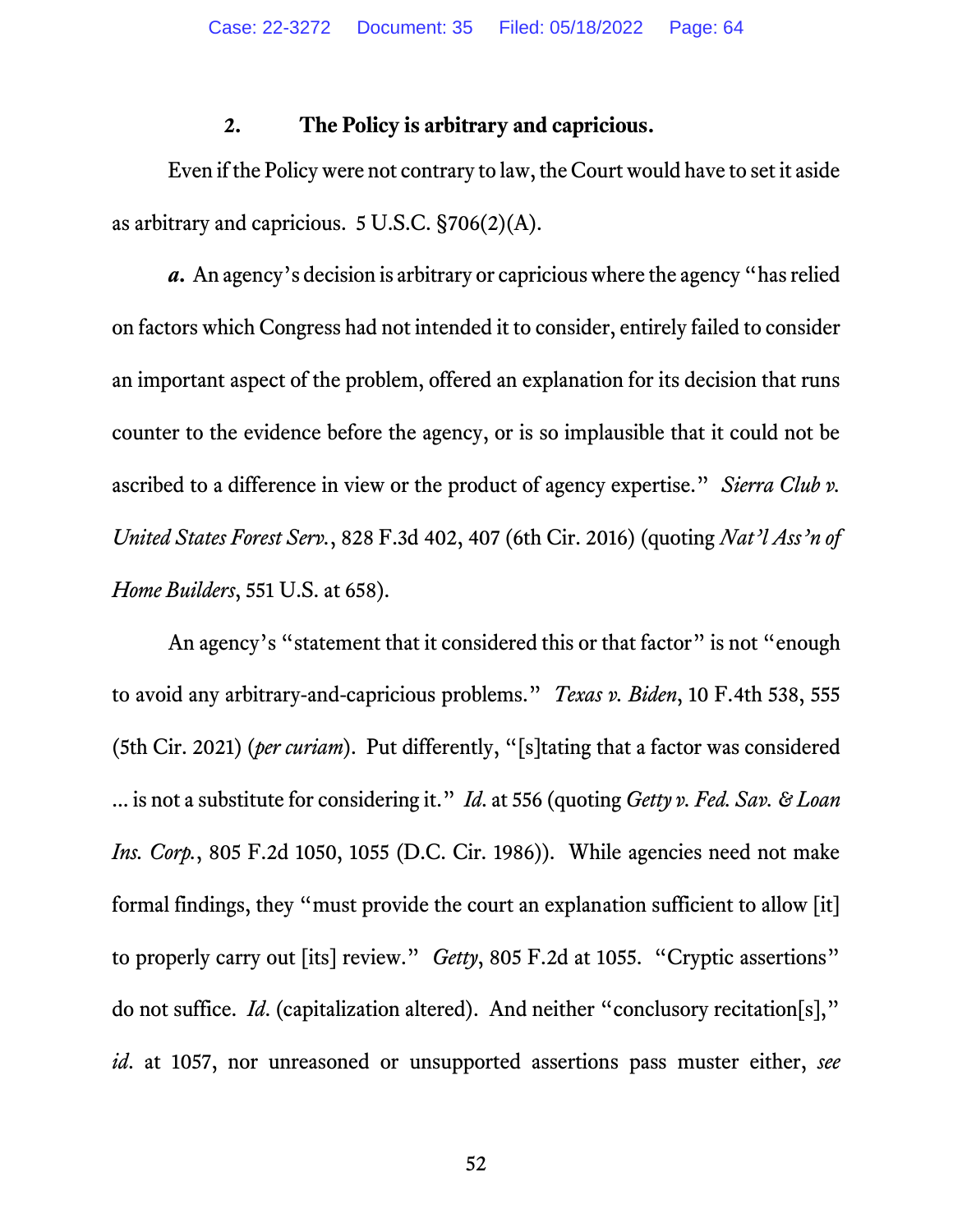### 2. The Policy is arbitrary and capricious.

Even if the Policy were not contrary to law, the Court would have to set it aside as arbitrary and capricious. 5 U.S.C. §706(2)(A).

***a.*** An agency's decision is arbitrary or capricious where the agency "has relied on factors which Congress had not intended it to consider, entirely failed to consider an important aspect of the problem, offered an explanation for its decision that runs counter to the evidence before the agency, or is so implausible that it could not be ascribed to a difference in view or the product of agency expertise." *Sierra Club v. United States Forest Serv.*, 828 F.3d 402, 407 (6th Cir. 2016) (quoting *Nat'l Ass'n of Home Builders*, 551 U.S. at 658).

An agency's "statement that it considered this or that factor" is not "enough to avoid any arbitrary-and-capricious problems." *Texas v. Biden*, 10 F.4th 538, 555 (5th Cir. 2021) (*per curiam*). Put differently, "[s]tating that a factor was considered … is not a substitute for considering it." *Id.* at 556 (quoting *Getty v. Fed. Sav. & Loan Ins. Corp.*, 805 F.2d 1050, 1055 (D.C. Cir. 1986)). While agencies need not make formal findings, they "must provide the court an explanation sufficient to allow [it] to properly carry out [its] review." *Getty*, 805 F.2d at 1055. "Cryptic assertions" do not suffice. *Id.* (capitalization altered). And neither "conclusory recitation[s]," *id.* at 1057, nor unreasoned or unsupported assertions pass muster either, *see*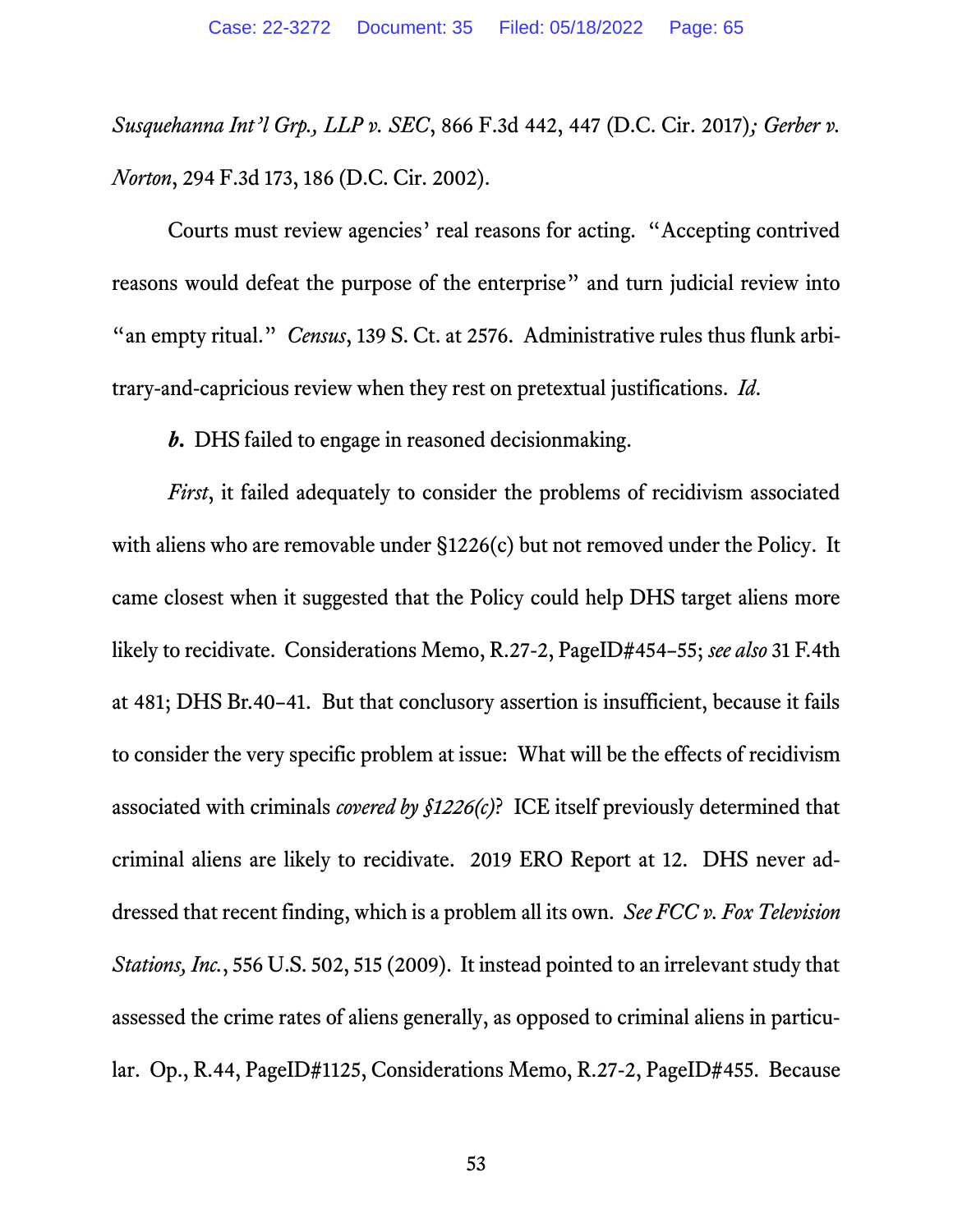*Susquehanna Int'l Grp., LLP v. SEC*, 866 F.3d 442, 447 (D.C. Cir. 2017)*; Gerber v. Norton*, 294 F.3d 173, 186 (D.C. Cir. 2002).

Courts must review agencies' real reasons for acting. "Accepting contrived reasons would defeat the purpose of the enterprise" and turn judicial review into "an empty ritual." *Census*, 139 S. Ct. at 2576. Administrative rules thus flunk arbitrary-and-capricious review when they rest on pretextual justifications. *Id*.

***b.*** DHS failed to engage in reasoned decisionmaking.

*First*, it failed adequately to consider the problems of recidivism associated with aliens who are removable under §1226(c) but not removed under the Policy. It came closest when it suggested that the Policy could help DHS target aliens more likely to recidivate. Considerations Memo, R.27-2, PageID#454–55; *see also* 31 F.4th at 481; DHS Br.40–41. But that conclusory assertion is insufficient, because it fails to consider the very specific problem at issue: What will be the effects of recidivism associated with criminals *covered by §1226(c)*? ICE itself previously determined that criminal aliens are likely to recidivate. 2019 ERO Report at 12. DHS never addressed that recent finding, which is a problem all its own. *See FCC v. Fox Television Stations, Inc.*, 556 U.S. 502, 515 (2009). It instead pointed to an irrelevant study that assessed the crime rates of aliens generally, as opposed to criminal aliens in particular. Op., R.44, PageID#1125, Considerations Memo, R.27-2, PageID#455. Because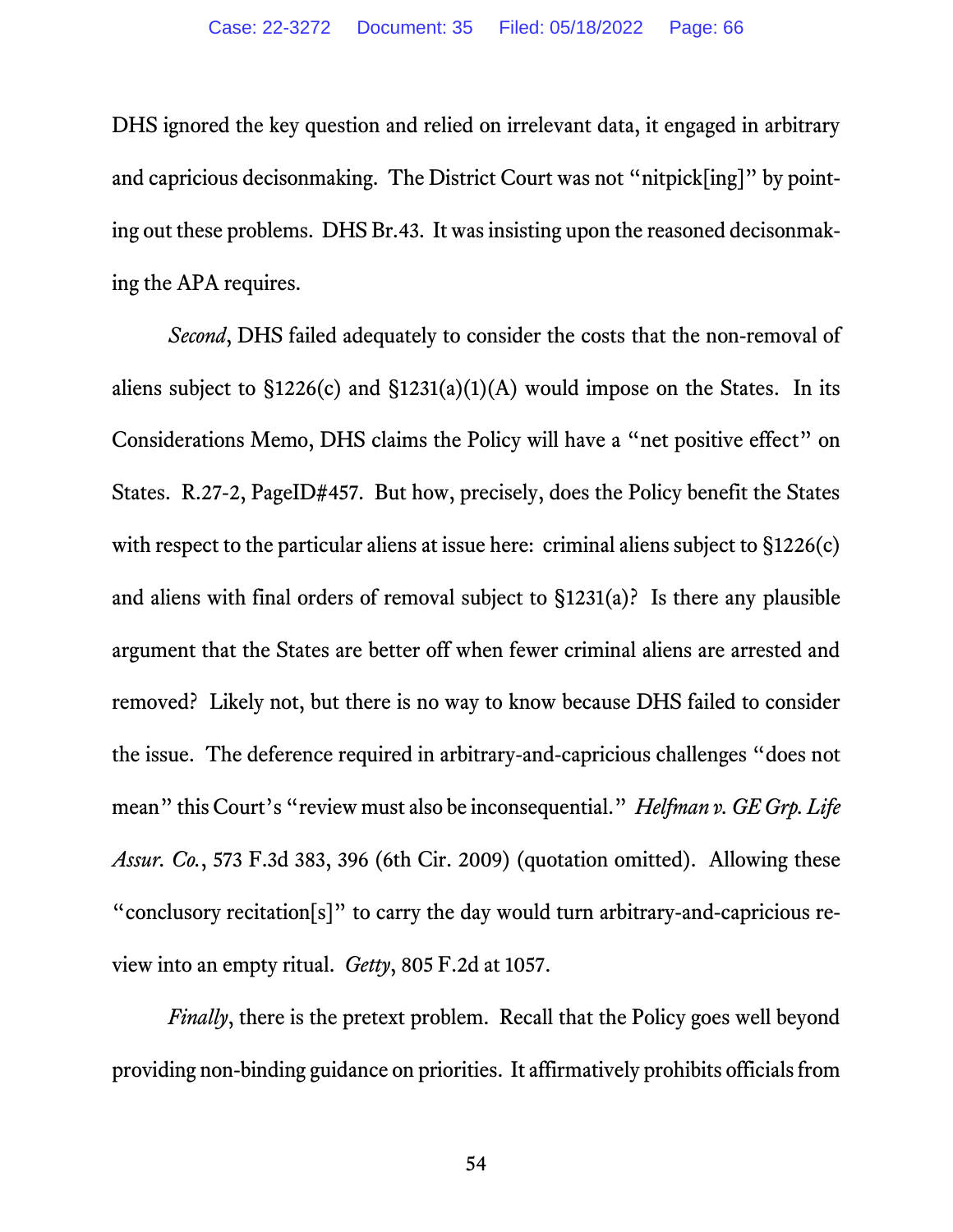DHS ignored the key question and relied on irrelevant data, it engaged in arbitrary and capricious decisonmaking. The District Court was not "nitpick[ing]" by pointing out these problems. DHS Br.43. It was insisting upon the reasoned decisonmaking the APA requires.

*Second*, DHS failed adequately to consider the costs that the non-removal of aliens subject to §1226(c) and §1231(a)(1)(A) would impose on the States. In its Considerations Memo, DHS claims the Policy will have a "net positive effect" on States. R.27-2, PageID#457. But how, precisely, does the Policy benefit the States with respect to the particular aliens at issue here: criminal aliens subject to §1226(c) and aliens with final orders of removal subject to §1231(a)? Is there any plausible argument that the States are better off when fewer criminal aliens are arrested and removed? Likely not, but there is no way to know because DHS failed to consider the issue. The deference required in arbitrary-and-capricious challenges "does not mean" this Court's "review must also be inconsequential." *Helfman v. GE Grp. Life Assur. Co.*, 573 F.3d 383, 396 (6th Cir. 2009) (quotation omitted). Allowing these "conclusory recitation[s]" to carry the day would turn arbitrary-and-capricious review into an empty ritual. *Getty*, 805 F.2d at 1057.

*Finally*, there is the pretext problem. Recall that the Policy goes well beyond providing non-binding guidance on priorities. It affirmatively prohibits officials from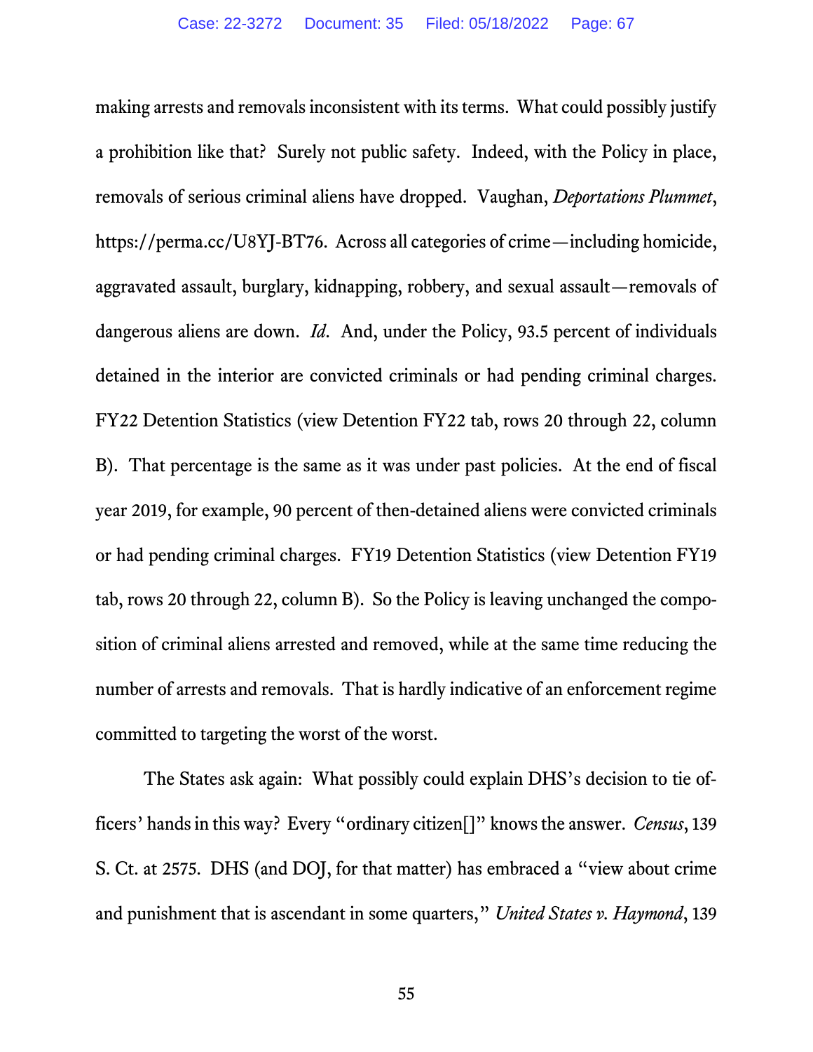making arrests and removals inconsistent with its terms. What could possibly justify a prohibition like that? Surely not public safety. Indeed, with the Policy in place, removals of serious criminal aliens have dropped. Vaughan, *Deportations Plummet*, https://perma.cc/U8YJ-BT76. Across all categories of crime—including homicide, aggravated assault, burglary, kidnapping, robbery, and sexual assault—removals of dangerous aliens are down. *Id*. And, under the Policy, 93.5 percent of individuals detained in the interior are convicted criminals or had pending criminal charges. FY22 Detention Statistics (view Detention FY22 tab, rows 20 through 22, column B). That percentage is the same as it was under past policies. At the end of fiscal year 2019, for example, 90 percent of then-detained aliens were convicted criminals or had pending criminal charges. FY19 Detention Statistics (view Detention FY19 tab, rows 20 through 22, column B). So the Policy is leaving unchanged the composition of criminal aliens arrested and removed, while at the same time reducing the number of arrests and removals. That is hardly indicative of an enforcement regime committed to targeting the worst of the worst.

The States ask again: What possibly could explain DHS's decision to tie officers' hands in this way? Every "ordinary citizen[]" knows the answer. *Census*, 139 S. Ct. at 2575. DHS (and DOJ, for that matter) has embraced a "view about crime and punishment that is ascendant in some quarters," *United States v. Haymond*, 139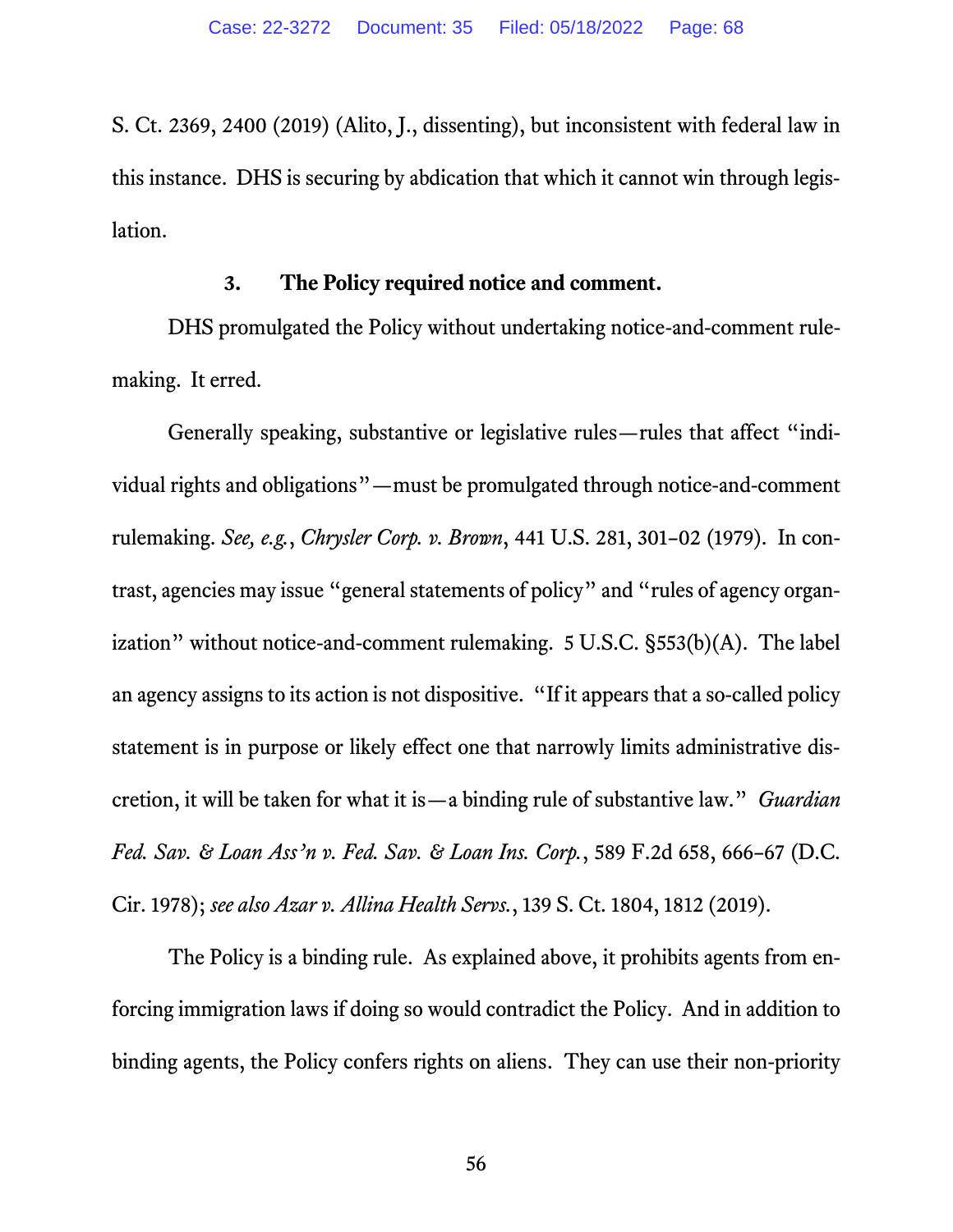S. Ct. 2369, 2400 (2019) (Alito, J., dissenting), but inconsistent with federal law in this instance. DHS is securing by abdication that which it cannot win through legislation.

### 3. The Policy required notice and comment.

DHS promulgated the Policy without undertaking notice-and-comment rulemaking. It erred.

Generally speaking, substantive or legislative rules—rules that affect "individual rights and obligations"—must be promulgated through notice-and-comment rulemaking. *See, e.g.*, *Chrysler Corp. v. Brown*, 441 U.S. 281, 301–02 (1979). In contrast, agencies may issue "general statements of policy" and "rules of agency organization" without notice-and-comment rulemaking. 5 U.S.C. §553(b)(A). The label an agency assigns to its action is not dispositive. "If it appears that a so-called policy statement is in purpose or likely effect one that narrowly limits administrative discretion, it will be taken for what it is—a binding rule of substantive law." *Guardian Fed. Sav. & Loan Ass'n v. Fed. Sav. & Loan Ins. Corp.*, 589 F.2d 658, 666–67 (D.C. Cir. 1978); *see also Azar v. Allina Health Servs.*, 139 S. Ct. 1804, 1812 (2019).

The Policy is a binding rule. As explained above, it prohibits agents from enforcing immigration laws if doing so would contradict the Policy. And in addition to binding agents, the Policy confers rights on aliens. They can use their non-priority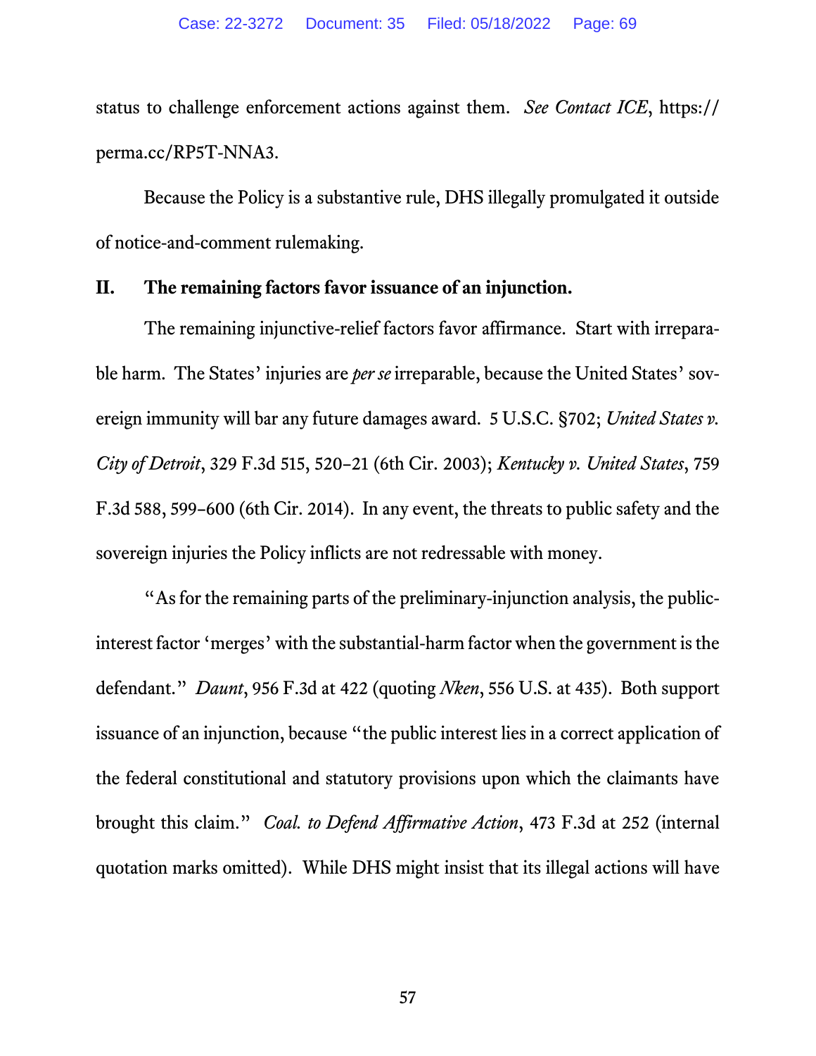status to challenge enforcement actions against them. *See Contact ICE*, https://perma.cc/RP5T-NNA3.

Because the Policy is a substantive rule, DHS illegally promulgated it outside of notice-and-comment rulemaking.

## II. The remaining factors favor issuance of an injunction.

The remaining injunctive-relief factors favor affirmance. Start with irreparable harm. The States' injuries are *per se* irreparable, because the United States' sovereign immunity will bar any future damages award. 5 U.S.C. §702; *United States v. City of Detroit*, 329 F.3d 515, 520–21 (6th Cir. 2003); *Kentucky v. United States*, 759 F.3d 588, 599–600 (6th Cir. 2014). In any event, the threats to public safety and the sovereign injuries the Policy inflicts are not redressable with money.

"As for the remaining parts of the preliminary-injunction analysis, the public-interest factor 'merges' with the substantial-harm factor when the government is the defendant." *Daunt*, 956 F.3d at 422 (quoting *Nken*, 556 U.S. at 435). Both support issuance of an injunction, because "the public interest lies in a correct application of the federal constitutional and statutory provisions upon which the claimants have brought this claim." *Coal. to Defend Affirmative Action*, 473 F.3d at 252 (internal quotation marks omitted). While DHS might insist that its illegal actions will have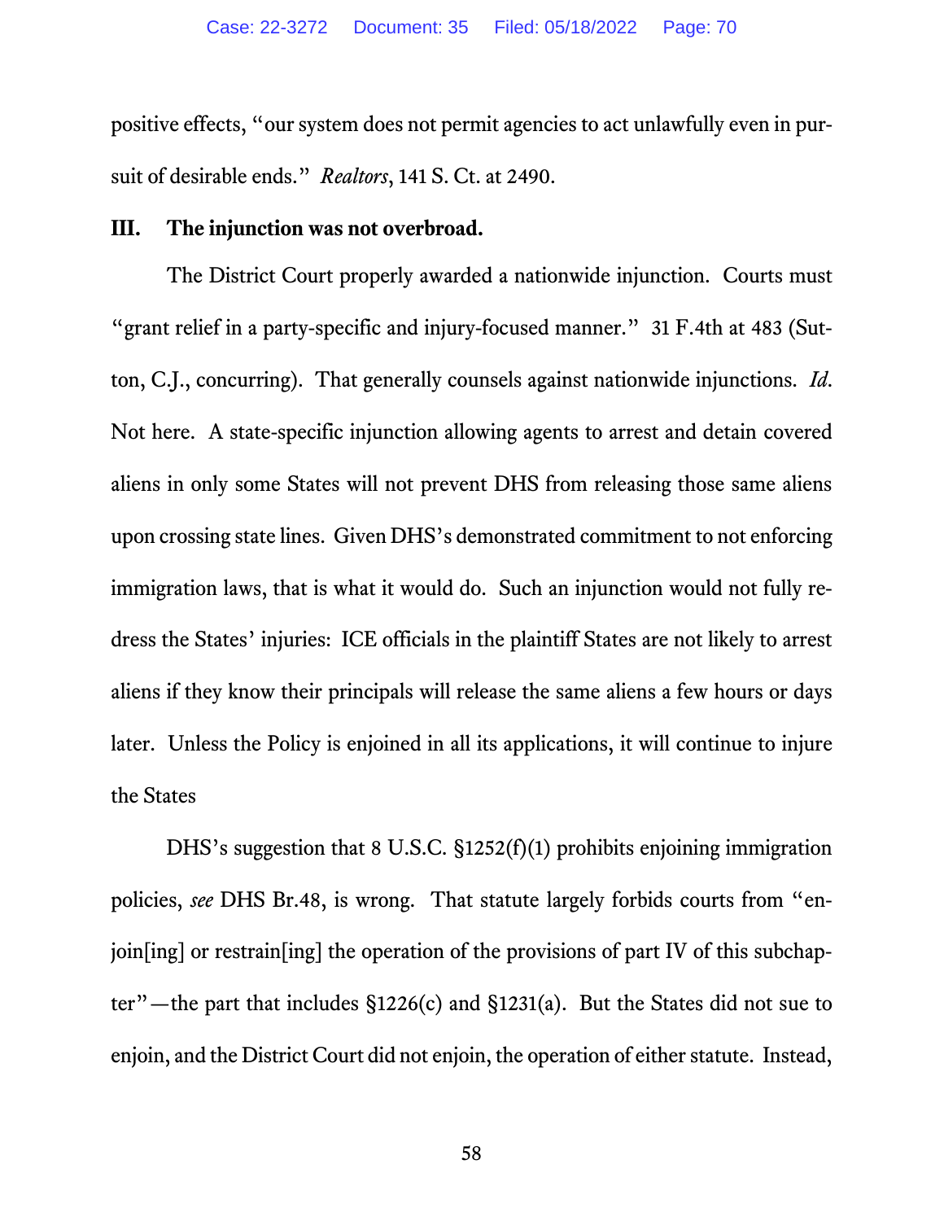positive effects, "our system does not permit agencies to act unlawfully even in pursuit of desirable ends." *Realtors*, 141 S. Ct. at 2490.

### III. The injunction was not overbroad.

The District Court properly awarded a nationwide injunction. Courts must "grant relief in a party-specific and injury-focused manner." 31 F.4th at 483 (Sutton, C.J., concurring). That generally counsels against nationwide injunctions. *Id.* Not here. A state-specific injunction allowing agents to arrest and detain covered aliens in only some States will not prevent DHS from releasing those same aliens upon crossing state lines. Given DHS's demonstrated commitment to not enforcing immigration laws, that is what it would do. Such an injunction would not fully redress the States' injuries: ICE officials in the plaintiff States are not likely to arrest aliens if they know their principals will release the same aliens a few hours or days later. Unless the Policy is enjoined in all its applications, it will continue to injure the States

DHS's suggestion that 8 U.S.C. §1252(f)(1) prohibits enjoining immigration policies, *see* DHS Br.48, is wrong. That statute largely forbids courts from "enjoin[ing] or restrain[ing] the operation of the provisions of part IV of this subchapter"—the part that includes §1226(c) and §1231(a). But the States did not sue to enjoin, and the District Court did not enjoin, the operation of either statute. Instead,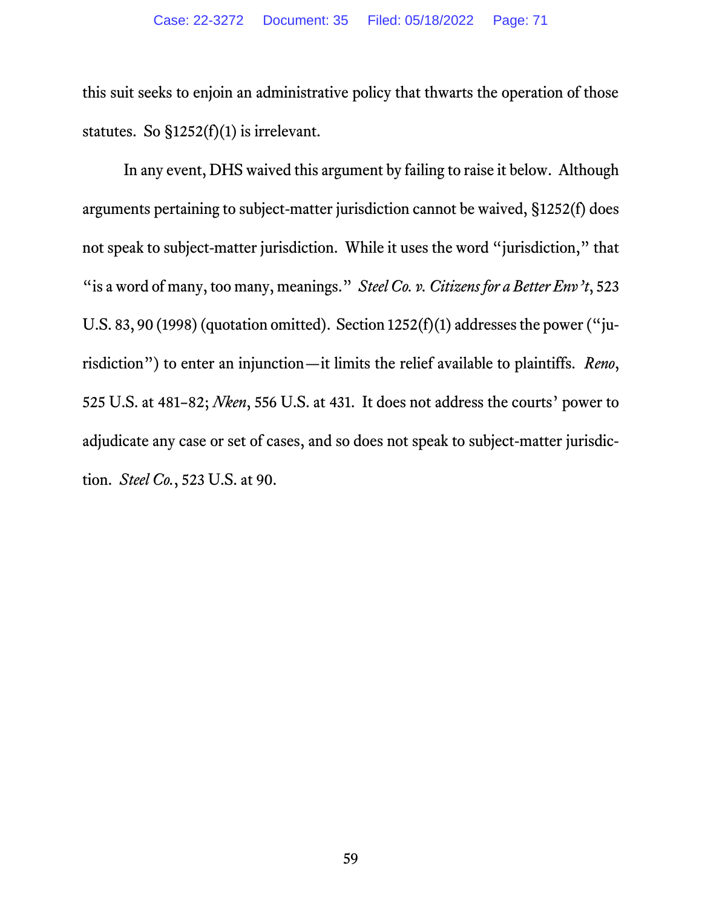this suit seeks to enjoin an administrative policy that thwarts the operation of those statutes. So §1252(f)(1) is irrelevant.

In any event, DHS waived this argument by failing to raise it below. Although arguments pertaining to subject-matter jurisdiction cannot be waived, §1252(f) does not speak to subject-matter jurisdiction. While it uses the word "jurisdiction," that "is a word of many, too many, meanings." *Steel Co. v. Citizens for a Better Env't*, 523 U.S. 83, 90 (1998) (quotation omitted). Section 1252(f)(1) addresses the power ("jurisdiction") to enter an injunction—it limits the relief available to plaintiffs. *Reno*, 525 U.S. at 481–82; *Nken*, 556 U.S. at 431. It does not address the courts' power to adjudicate any case or set of cases, and so does not speak to subject-matter jurisdiction. *Steel Co.*, 523 U.S. at 90.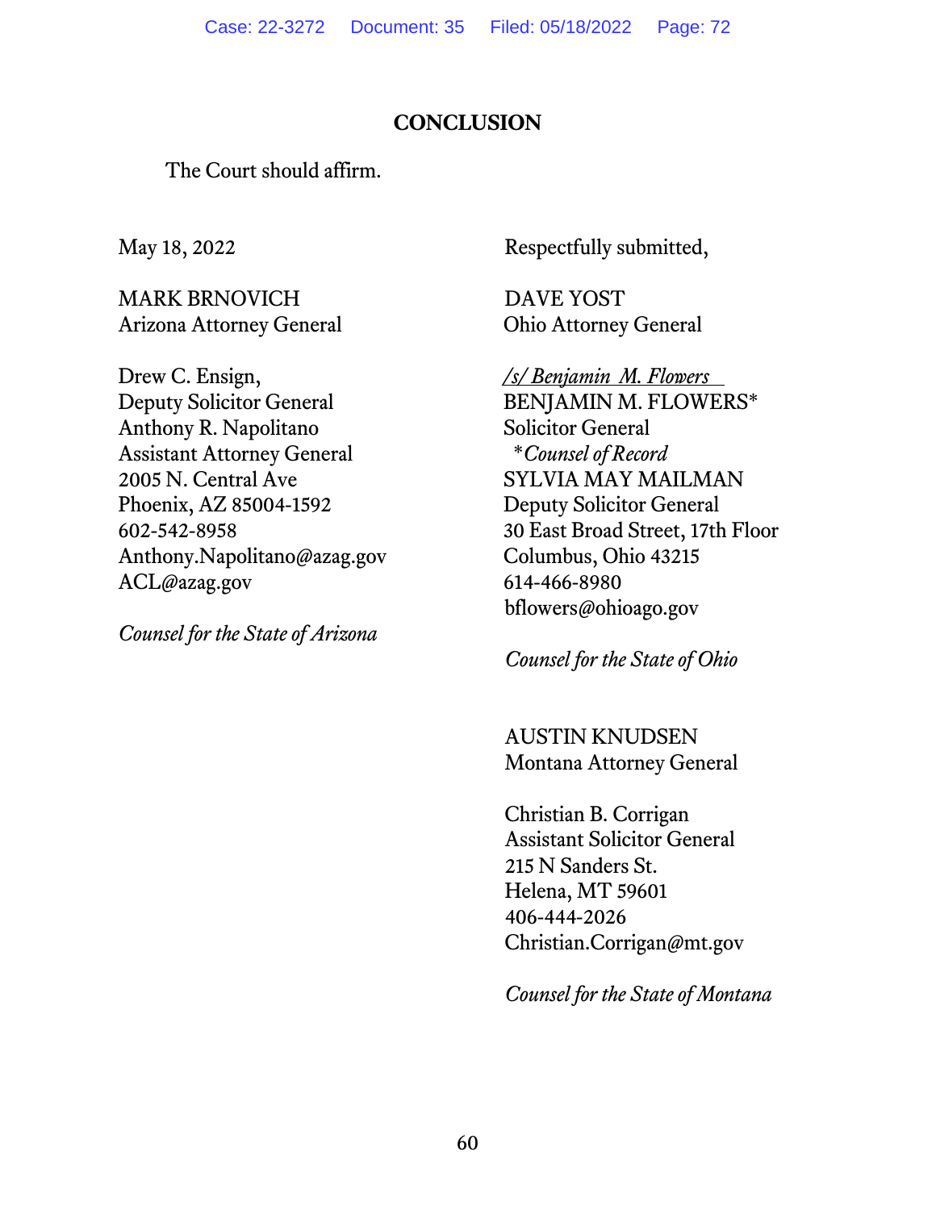## CONCLUSION

The Court should affirm.

May 18, 2022

Respectfully submitted,

DAVE YOST
Ohio Attorney General

/s/ Benjamin M. Flowers
BENJAMIN M. FLOWERS*
Solicitor General
*Counsel of Record*
SYLVIA MAY MAILMAN
Deputy Solicitor General
30 East Broad Street, 17th Floor
Columbus, Ohio 43215
614-466-8980
bflowers@ohioago.gov

*Counsel for the State of Ohio*

MARK BRNOVICH
Arizona Attorney General

Drew C. Ensign,
Deputy Solicitor General
Anthony R. Napolitano
Assistant Attorney General
2005 N. Central Ave
Phoenix, AZ 85004-1592
602-542-8958
Anthony.Napolitano@azag.gov
ACL@azag.gov

*Counsel for the State of Arizona*

AUSTIN KNUDSEN
Montana Attorney General

Christian B. Corrigan
Assistant Solicitor General
215 N Sanders St.
Helena, MT 59601
406-444-2026
Christian.Corrigan@mt.gov

*Counsel for the State of Montana*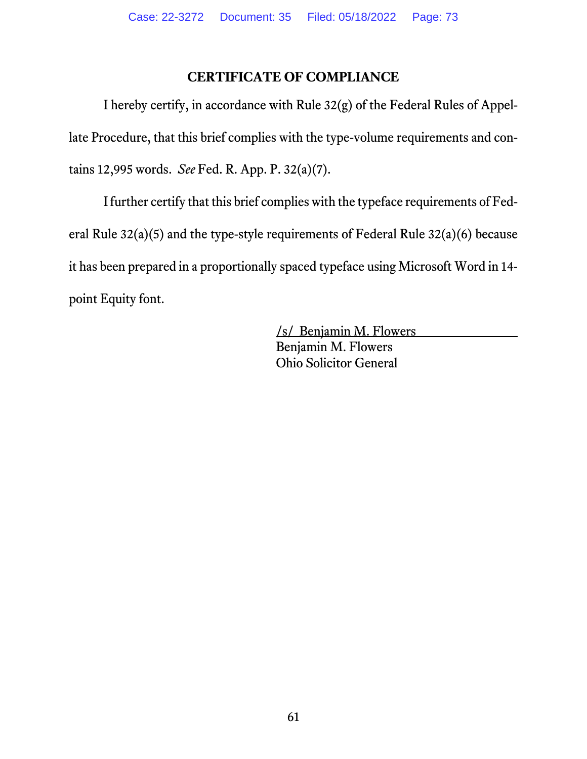## CERTIFICATE OF COMPLIANCE

I hereby certify, in accordance with Rule 32(g) of the Federal Rules of Appellate Procedure, that this brief complies with the type-volume requirements and contains 12,995 words. *See* Fed. R. App. P. 32(a)(7).

I further certify that this brief complies with the typeface requirements of Federal Rule 32(a)(5) and the type-style requirements of Federal Rule 32(a)(6) because it has been prepared in a proportionally spaced typeface using Microsoft Word in 14-point Equity font.

/s/ Benjamin M. Flowers
Benjamin M. Flowers
Ohio Solicitor General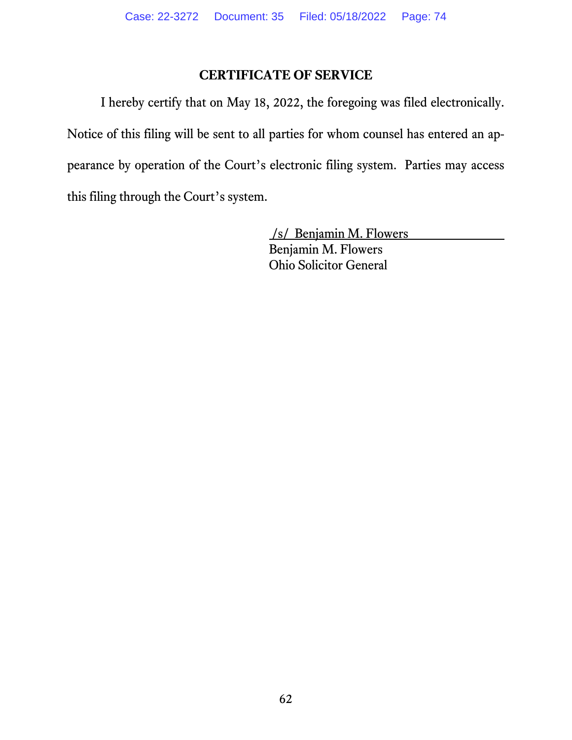## CERTIFICATE OF SERVICE

I hereby certify that on May 18, 2022, the foregoing was filed electronically. Notice of this filing will be sent to all parties for whom counsel has entered an appearance by operation of the Court's electronic filing system. Parties may access this filing through the Court's system.

/s/ Benjamin M. Flowers
Benjamin M. Flowers
Ohio Solicitor General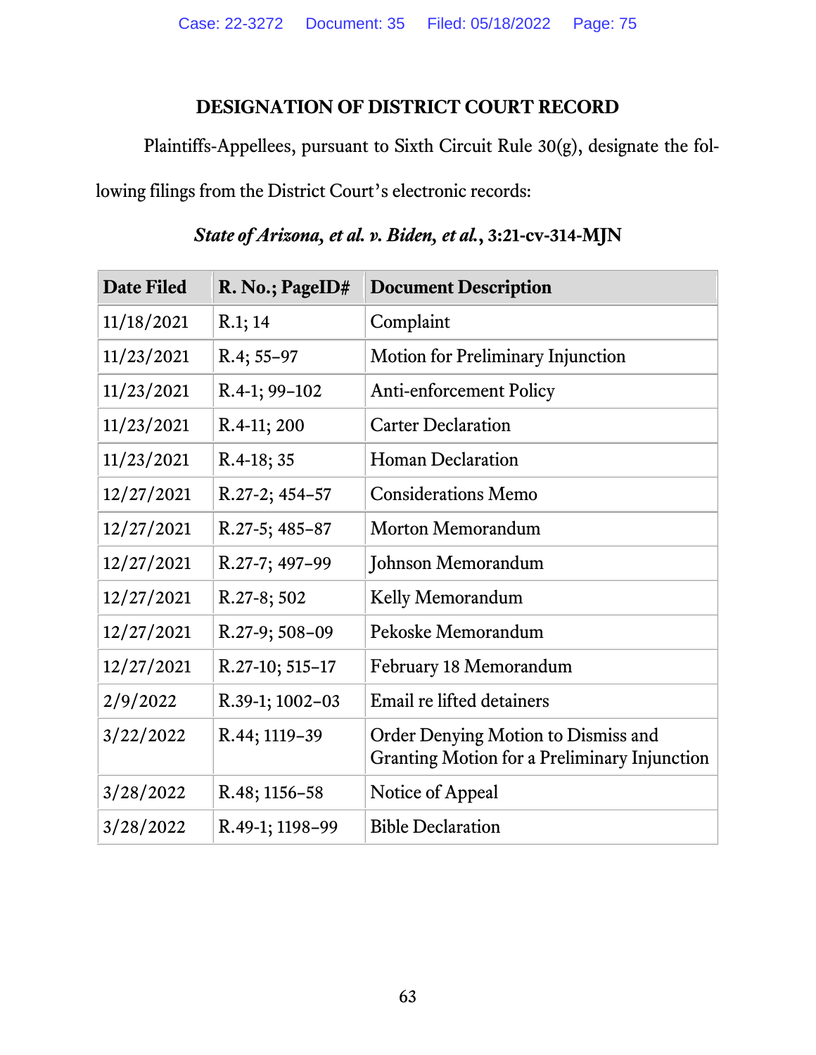## DESIGNATION OF DISTRICT COURT RECORD

Plaintiffs-Appellees, pursuant to Sixth Circuit Rule 30(g), designate the following filings from the District Court's electronic records:

***State of Arizona, et al. v. Biden, et al.*, 3:21-cv-314-MJN**

| Date Filed | R. No.; PageID# | Document Description |
|---|---|---|
| 11/18/2021 | R.1; 14 | Complaint |
| 11/23/2021 | R.4; 55–97 | Motion for Preliminary Injunction |
| 11/23/2021 | R.4-1; 99–102 | Anti-enforcement Policy |
| 11/23/2021 | R.4-11; 200 | Carter Declaration |
| 11/23/2021 | R.4-18; 35 | Homan Declaration |
| 12/27/2021 | R.27-2; 454–57 | Considerations Memo |
| 12/27/2021 | R.27-5; 485–87 | Morton Memorandum |
| 12/27/2021 | R.27-7; 497–99 | Johnson Memorandum |
| 12/27/2021 | R.27-8; 502 | Kelly Memorandum |
| 12/27/2021 | R.27-9; 508–09 | Pekoske Memorandum |
| 12/27/2021 | R.27-10; 515–17 | February 18 Memorandum |
| 2/9/2022 | R.39-1; 1002–03 | Email re lifted detainers |
| 3/22/2022 | R.44; 1119–39 | Order Denying Motion to Dismiss and Granting Motion for a Preliminary Injunction |
| 3/28/2022 | R.48; 1156–58 | Notice of Appeal |
| 3/28/2022 | R.49-1; 1198–99 | Bible Declaration |